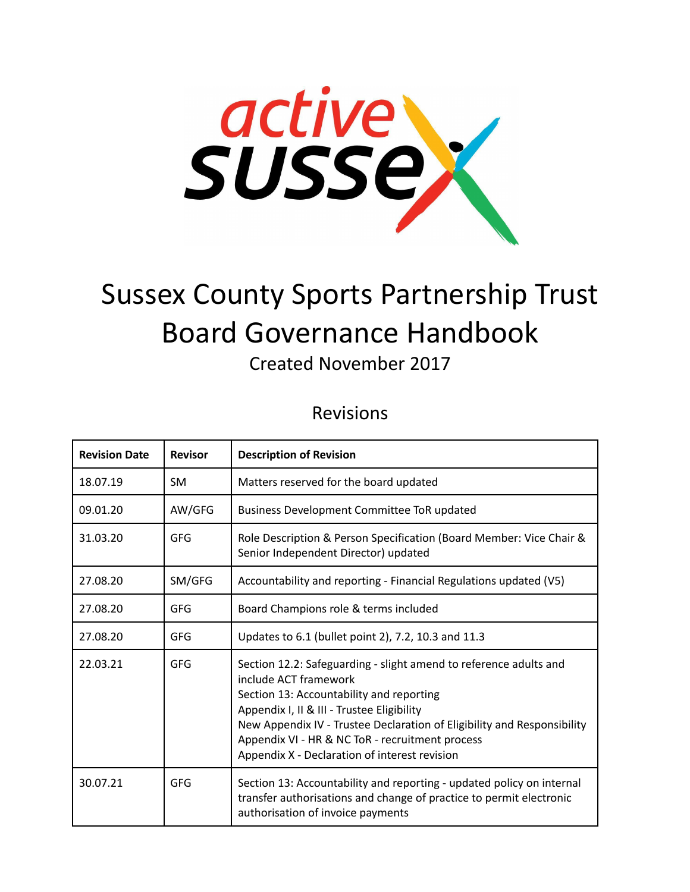# Sussex County Sports Partnership Trust
# Board Governance Handbook

Created November 2017

## Revisions

| Revision Date | Revisor | Description of Revision |
|---|---|---|
| 18.07.19 | SM | Matters reserved for the board updated |
| 09.01.20 | AW/GFG | Business Development Committee ToR updated |
| 31.03.20 | GFG | Role Description & Person Specification (Board Member: Vice Chair & Senior Independent Director) updated |
| 27.08.20 | SM/GFG | Accountability and reporting - Financial Regulations updated (V5) |
| 27.08.20 | GFG | Board Champions role & terms included |
| 27.08.20 | GFG | Updates to 6.1 (bullet point 2), 7.2, 10.3 and 11.3 |
| 22.03.21 | GFG | Section 12.2: Safeguarding - slight amend to reference adults and include ACT framework<br>Section 13: Accountability and reporting<br>Appendix I, II & III - Trustee Eligibility<br>New Appendix IV - Trustee Declaration of Eligibility and Responsibility<br>Appendix VI - HR & NC ToR - recruitment process<br>Appendix X - Declaration of interest revision |
| 30.07.21 | GFG | Section 13: Accountability and reporting - updated policy on internal transfer authorisations and change of practice to permit electronic authorisation of invoice payments |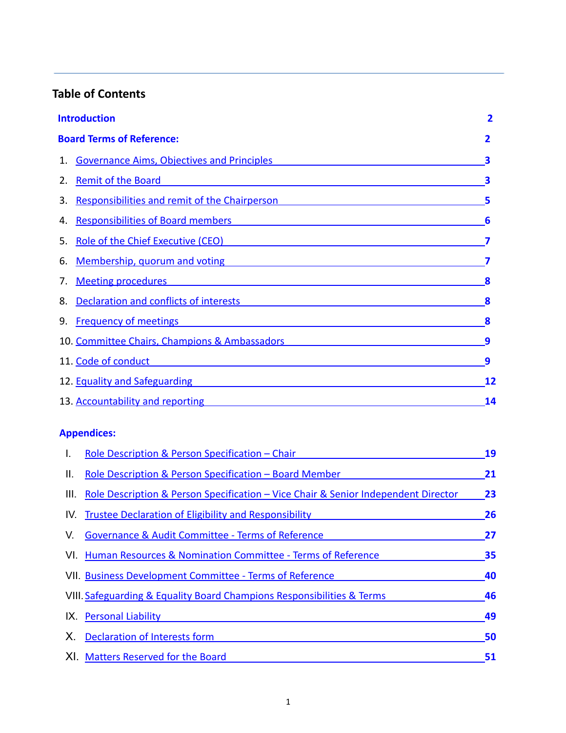## Table of Contents

**Introduction** 2

**Board Terms of Reference:** 2

1. Governance Aims, Objectives and Principles 3
2. Remit of the Board 3
3. Responsibilities and remit of the Chairperson 5
4. Responsibilities of Board members 6
5. Role of the Chief Executive (CEO) 7
6. Membership, quorum and voting 7
7. Meeting procedures 8
8. Declaration and conflicts of interests 8
9. Frequency of meetings 8
10. Committee Chairs, Champions & Ambassadors 9
11. Code of conduct 9
12. Equality and Safeguarding 12
13. Accountability and reporting 14

**Appendices:**

I. Role Description & Person Specification – Chair 19

II. Role Description & Person Specification – Board Member 21

III. Role Description & Person Specification – Vice Chair & Senior Independent Director 23

IV. Trustee Declaration of Eligibility and Responsibility 26

V. Governance & Audit Committee - Terms of Reference 27

VI. Human Resources & Nomination Committee - Terms of Reference 35

VII. Business Development Committee - Terms of Reference 40

VIII. Safeguarding & Equality Board Champions Responsibilities & Terms 46

IX. Personal Liability 49

X. Declaration of Interests form 50

XI. Matters Reserved for the Board 51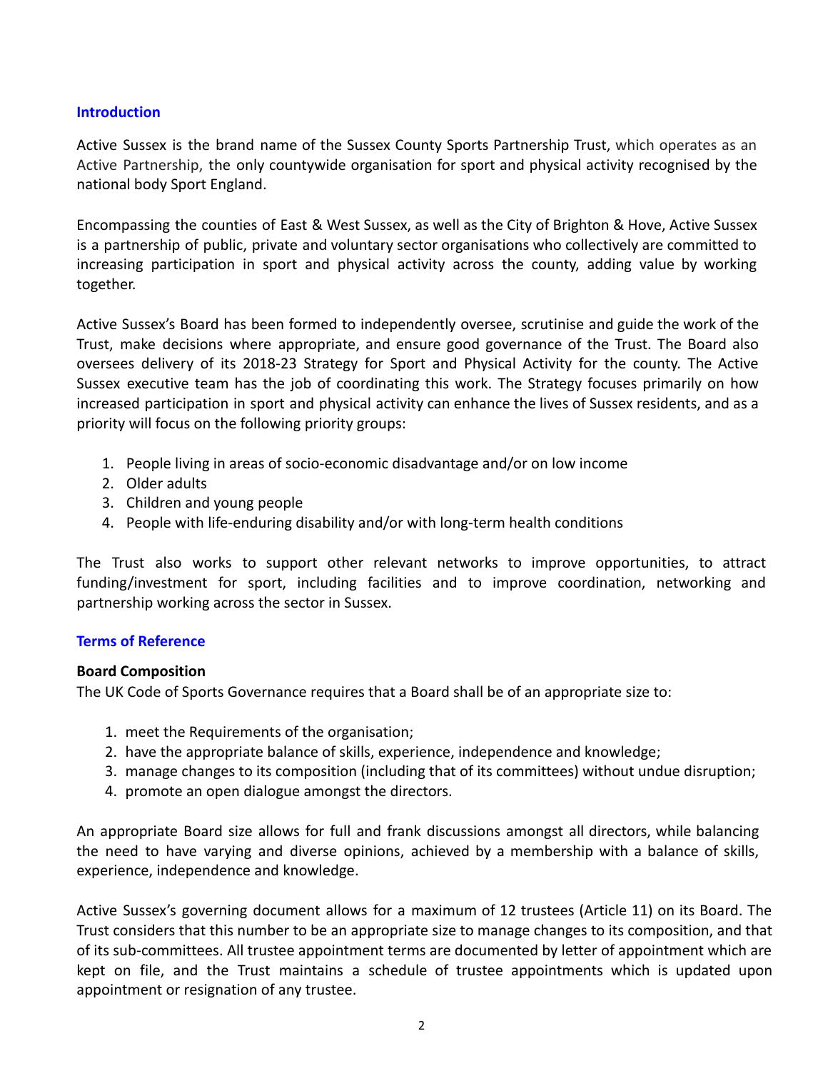## Introduction

Active Sussex is the brand name of the Sussex County Sports Partnership Trust, which operates as an Active Partnership, the only countywide organisation for sport and physical activity recognised by the national body Sport England.

Encompassing the counties of East & West Sussex, as well as the City of Brighton & Hove, Active Sussex is a partnership of public, private and voluntary sector organisations who collectively are committed to increasing participation in sport and physical activity across the county, adding value by working together.

Active Sussex's Board has been formed to independently oversee, scrutinise and guide the work of the Trust, make decisions where appropriate, and ensure good governance of the Trust. The Board also oversees delivery of its 2018-23 Strategy for Sport and Physical Activity for the county. The Active Sussex executive team has the job of coordinating this work. The Strategy focuses primarily on how increased participation in sport and physical activity can enhance the lives of Sussex residents, and as a priority will focus on the following priority groups:

1. People living in areas of socio-economic disadvantage and/or on low income
2. Older adults
3. Children and young people
4. People with life-enduring disability and/or with long-term health conditions

The Trust also works to support other relevant networks to improve opportunities, to attract funding/investment for sport, including facilities and to improve coordination, networking and partnership working across the sector in Sussex.

## Terms of Reference

**Board Composition**

The UK Code of Sports Governance requires that a Board shall be of an appropriate size to:

1. meet the Requirements of the organisation;
2. have the appropriate balance of skills, experience, independence and knowledge;
3. manage changes to its composition (including that of its committees) without undue disruption;
4. promote an open dialogue amongst the directors.

An appropriate Board size allows for full and frank discussions amongst all directors, while balancing the need to have varying and diverse opinions, achieved by a membership with a balance of skills, experience, independence and knowledge.

Active Sussex's governing document allows for a maximum of 12 trustees (Article 11) on its Board. The Trust considers that this number to be an appropriate size to manage changes to its composition, and that of its sub-committees. All trustee appointment terms are documented by letter of appointment which are kept on file, and the Trust maintains a schedule of trustee appointments which is updated upon appointment or resignation of any trustee.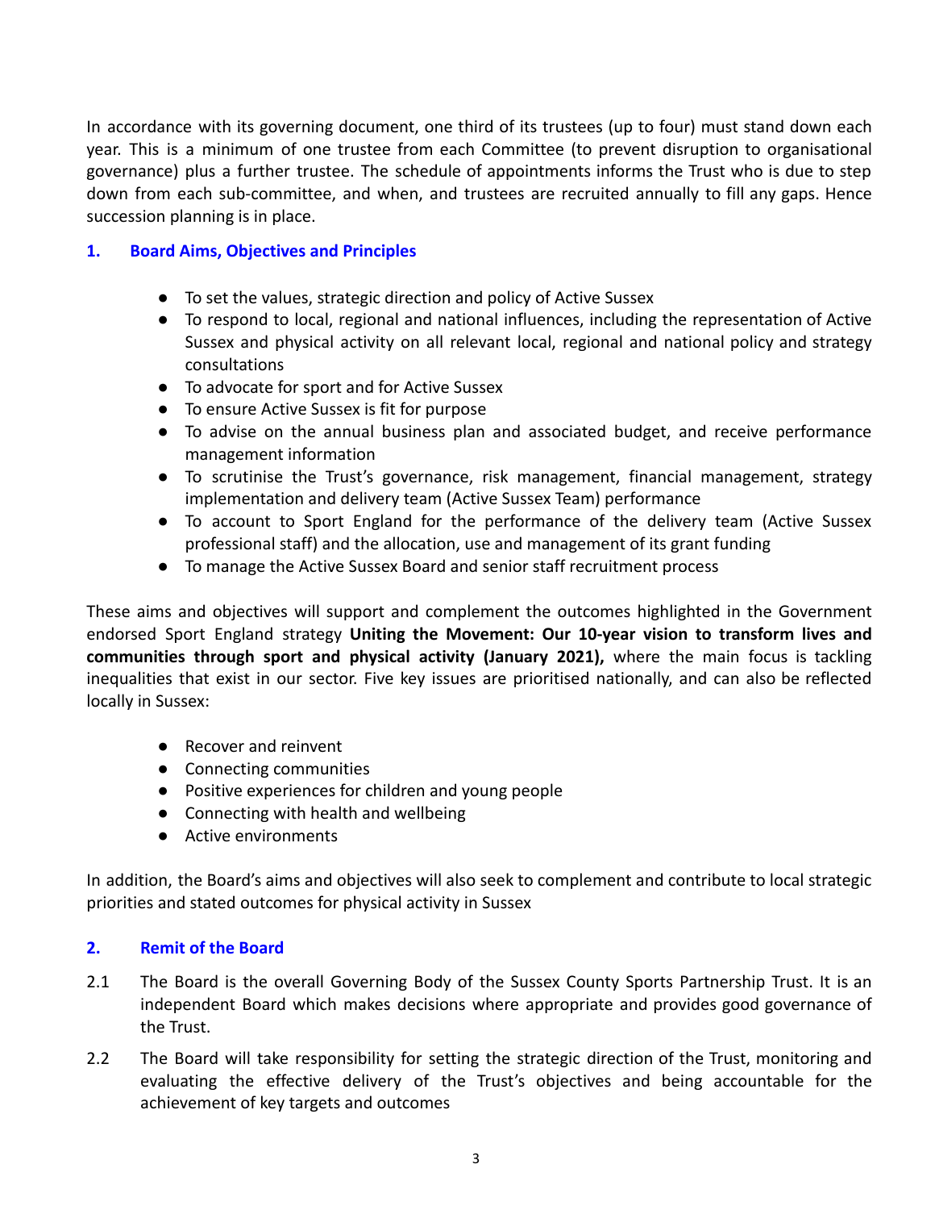In accordance with its governing document, one third of its trustees (up to four) must stand down each year. This is a minimum of one trustee from each Committee (to prevent disruption to organisational governance) plus a further trustee. The schedule of appointments informs the Trust who is due to step down from each sub-committee, and when, and trustees are recruited annually to fill any gaps. Hence succession planning is in place.

## 1. Board Aims, Objectives and Principles

- To set the values, strategic direction and policy of Active Sussex
- To respond to local, regional and national influences, including the representation of Active Sussex and physical activity on all relevant local, regional and national policy and strategy consultations
- To advocate for sport and for Active Sussex
- To ensure Active Sussex is fit for purpose
- To advise on the annual business plan and associated budget, and receive performance management information
- To scrutinise the Trust's governance, risk management, financial management, strategy implementation and delivery team (Active Sussex Team) performance
- To account to Sport England for the performance of the delivery team (Active Sussex professional staff) and the allocation, use and management of its grant funding
- To manage the Active Sussex Board and senior staff recruitment process

These aims and objectives will support and complement the outcomes highlighted in the Government endorsed Sport England strategy **Uniting the Movement: Our 10-year vision to transform lives and communities through sport and physical activity (January 2021),** where the main focus is tackling inequalities that exist in our sector. Five key issues are prioritised nationally, and can also be reflected locally in Sussex:

- Recover and reinvent
- Connecting communities
- Positive experiences for children and young people
- Connecting with health and wellbeing
- Active environments

In addition, the Board's aims and objectives will also seek to complement and contribute to local strategic priorities and stated outcomes for physical activity in Sussex

## 2. Remit of the Board

2.1 The Board is the overall Governing Body of the Sussex County Sports Partnership Trust. It is an independent Board which makes decisions where appropriate and provides good governance of the Trust.

2.2 The Board will take responsibility for setting the strategic direction of the Trust, monitoring and evaluating the effective delivery of the Trust's objectives and being accountable for the achievement of key targets and outcomes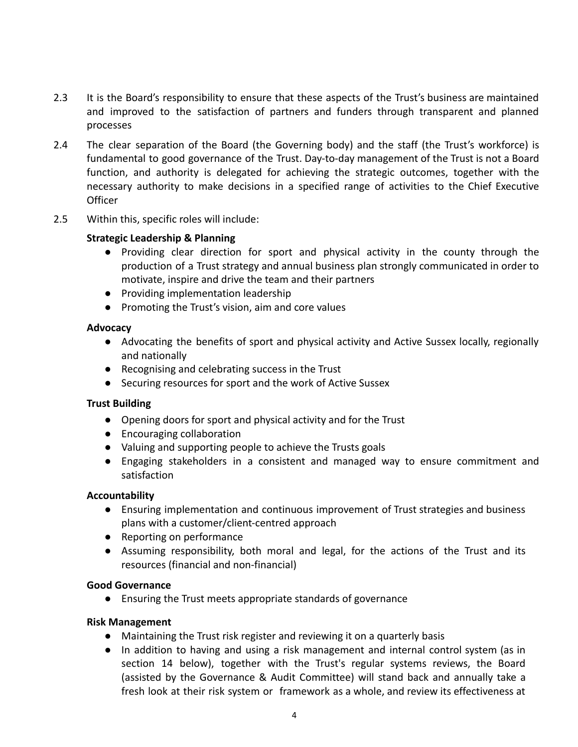2.3 It is the Board's responsibility to ensure that these aspects of the Trust's business are maintained and improved to the satisfaction of partners and funders through transparent and planned processes

2.4 The clear separation of the Board (the Governing body) and the staff (the Trust's workforce) is fundamental to good governance of the Trust. Day-to-day management of the Trust is not a Board function, and authority is delegated for achieving the strategic outcomes, together with the necessary authority to make decisions in a specified range of activities to the Chief Executive Officer

2.5 Within this, specific roles will include:

**Strategic Leadership & Planning**

- Providing clear direction for sport and physical activity in the county through the production of a Trust strategy and annual business plan strongly communicated in order to motivate, inspire and drive the team and their partners
- Providing implementation leadership
- Promoting the Trust's vision, aim and core values

**Advocacy**

- Advocating the benefits of sport and physical activity and Active Sussex locally, regionally and nationally
- Recognising and celebrating success in the Trust
- Securing resources for sport and the work of Active Sussex

**Trust Building**

- Opening doors for sport and physical activity and for the Trust
- Encouraging collaboration
- Valuing and supporting people to achieve the Trusts goals
- Engaging stakeholders in a consistent and managed way to ensure commitment and satisfaction

**Accountability**

- Ensuring implementation and continuous improvement of Trust strategies and business plans with a customer/client-centred approach
- Reporting on performance
- Assuming responsibility, both moral and legal, for the actions of the Trust and its resources (financial and non-financial)

**Good Governance**

- Ensuring the Trust meets appropriate standards of governance

**Risk Management**

- Maintaining the Trust risk register and reviewing it on a quarterly basis
- In addition to having and using a risk management and internal control system (as in section 14 below), together with the Trust's regular systems reviews, the Board (assisted by the Governance & Audit Committee) will stand back and annually take a fresh look at their risk system or framework as a whole, and review its effectiveness at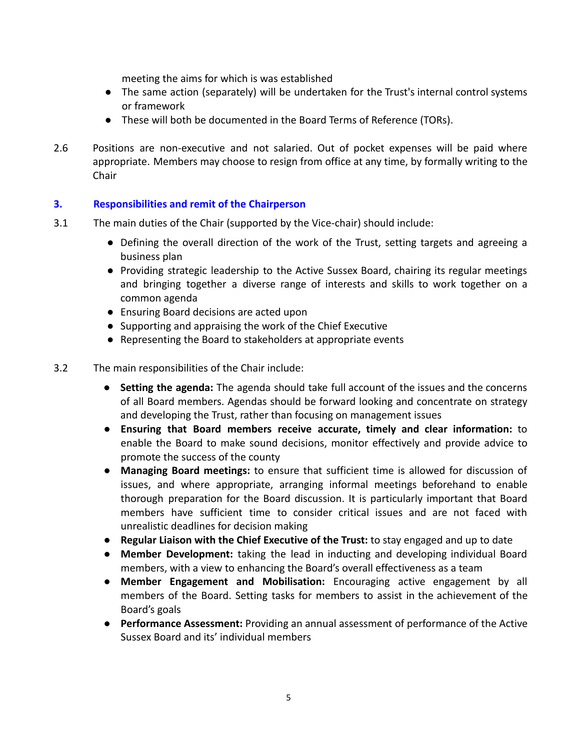meeting the aims for which is was established

- The same action (separately) will be undertaken for the Trust's internal control systems or framework
- These will both be documented in the Board Terms of Reference (TORs).

2.6 Positions are non-executive and not salaried. Out of pocket expenses will be paid where appropriate. Members may choose to resign from office at any time, by formally writing to the Chair

## 3. Responsibilities and remit of the Chairperson

3.1 The main duties of the Chair (supported by the Vice-chair) should include:

- Defining the overall direction of the work of the Trust, setting targets and agreeing a business plan
- Providing strategic leadership to the Active Sussex Board, chairing its regular meetings and bringing together a diverse range of interests and skills to work together on a common agenda
- Ensuring Board decisions are acted upon
- Supporting and appraising the work of the Chief Executive
- Representing the Board to stakeholders at appropriate events

3.2 The main responsibilities of the Chair include:

- **Setting the agenda:** The agenda should take full account of the issues and the concerns of all Board members. Agendas should be forward looking and concentrate on strategy and developing the Trust, rather than focusing on management issues
- **Ensuring that Board members receive accurate, timely and clear information:** to enable the Board to make sound decisions, monitor effectively and provide advice to promote the success of the county
- **Managing Board meetings:** to ensure that sufficient time is allowed for discussion of issues, and where appropriate, arranging informal meetings beforehand to enable thorough preparation for the Board discussion. It is particularly important that Board members have sufficient time to consider critical issues and are not faced with unrealistic deadlines for decision making
- **Regular Liaison with the Chief Executive of the Trust:** to stay engaged and up to date
- **Member Development:** taking the lead in inducting and developing individual Board members, with a view to enhancing the Board's overall effectiveness as a team
- **Member Engagement and Mobilisation:** Encouraging active engagement by all members of the Board. Setting tasks for members to assist in the achievement of the Board's goals
- **Performance Assessment:** Providing an annual assessment of performance of the Active Sussex Board and its' individual members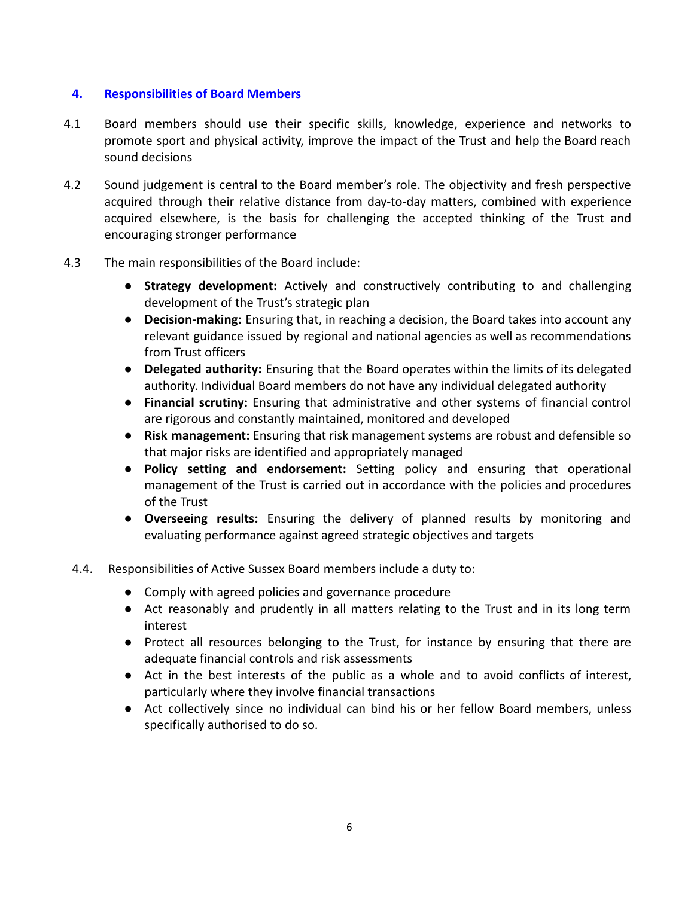## 4. Responsibilities of Board Members

4.1 Board members should use their specific skills, knowledge, experience and networks to promote sport and physical activity, improve the impact of the Trust and help the Board reach sound decisions

4.2 Sound judgement is central to the Board member's role. The objectivity and fresh perspective acquired through their relative distance from day-to-day matters, combined with experience acquired elsewhere, is the basis for challenging the accepted thinking of the Trust and encouraging stronger performance

4.3 The main responsibilities of the Board include:

- **Strategy development:** Actively and constructively contributing to and challenging development of the Trust's strategic plan
- **Decision-making:** Ensuring that, in reaching a decision, the Board takes into account any relevant guidance issued by regional and national agencies as well as recommendations from Trust officers
- **Delegated authority:** Ensuring that the Board operates within the limits of its delegated authority. Individual Board members do not have any individual delegated authority
- **Financial scrutiny:** Ensuring that administrative and other systems of financial control are rigorous and constantly maintained, monitored and developed
- **Risk management:** Ensuring that risk management systems are robust and defensible so that major risks are identified and appropriately managed
- **Policy setting and endorsement:** Setting policy and ensuring that operational management of the Trust is carried out in accordance with the policies and procedures of the Trust
- **Overseeing results:** Ensuring the delivery of planned results by monitoring and evaluating performance against agreed strategic objectives and targets

4.4. Responsibilities of Active Sussex Board members include a duty to:

- Comply with agreed policies and governance procedure
- Act reasonably and prudently in all matters relating to the Trust and in its long term interest
- Protect all resources belonging to the Trust, for instance by ensuring that there are adequate financial controls and risk assessments
- Act in the best interests of the public as a whole and to avoid conflicts of interest, particularly where they involve financial transactions
- Act collectively since no individual can bind his or her fellow Board members, unless specifically authorised to do so.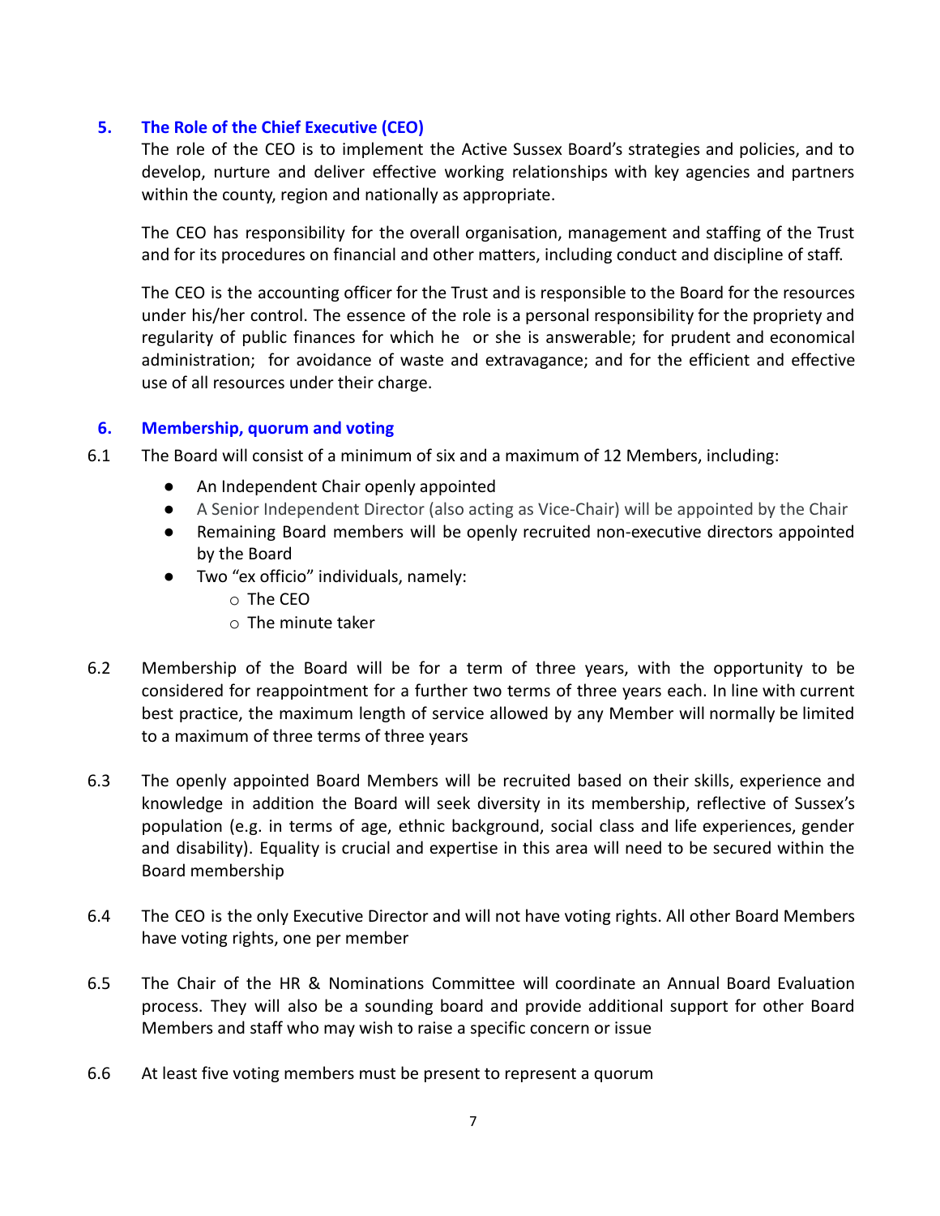## 5. The Role of the Chief Executive (CEO)

The role of the CEO is to implement the Active Sussex Board's strategies and policies, and to develop, nurture and deliver effective working relationships with key agencies and partners within the county, region and nationally as appropriate.

The CEO has responsibility for the overall organisation, management and staffing of the Trust and for its procedures on financial and other matters, including conduct and discipline of staff.

The CEO is the accounting officer for the Trust and is responsible to the Board for the resources under his/her control. The essence of the role is a personal responsibility for the propriety and regularity of public finances for which he or she is answerable; for prudent and economical administration; for avoidance of waste and extravagance; and for the efficient and effective use of all resources under their charge.

## 6. Membership, quorum and voting

6.1 The Board will consist of a minimum of six and a maximum of 12 Members, including:

- An Independent Chair openly appointed
- A Senior Independent Director (also acting as Vice-Chair) will be appointed by the Chair
- Remaining Board members will be openly recruited non-executive directors appointed by the Board
- Two "ex officio" individuals, namely:
  - The CEO
  - The minute taker

6.2 Membership of the Board will be for a term of three years, with the opportunity to be considered for reappointment for a further two terms of three years each. In line with current best practice, the maximum length of service allowed by any Member will normally be limited to a maximum of three terms of three years

6.3 The openly appointed Board Members will be recruited based on their skills, experience and knowledge in addition the Board will seek diversity in its membership, reflective of Sussex's population (e.g. in terms of age, ethnic background, social class and life experiences, gender and disability). Equality is crucial and expertise in this area will need to be secured within the Board membership

6.4 The CEO is the only Executive Director and will not have voting rights. All other Board Members have voting rights, one per member

6.5 The Chair of the HR & Nominations Committee will coordinate an Annual Board Evaluation process. They will also be a sounding board and provide additional support for other Board Members and staff who may wish to raise a specific concern or issue

6.6 At least five voting members must be present to represent a quorum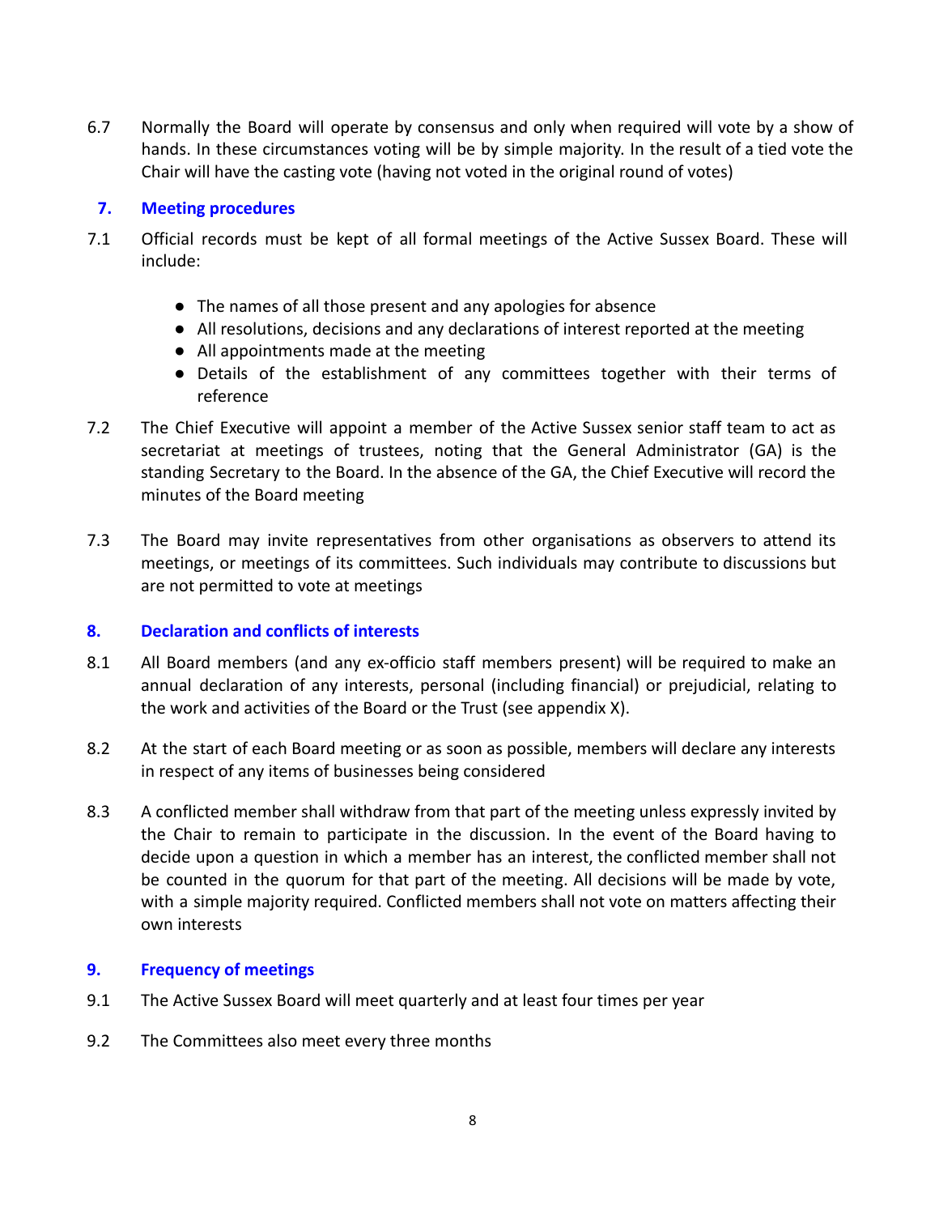6.7 Normally the Board will operate by consensus and only when required will vote by a show of hands. In these circumstances voting will be by simple majority. In the result of a tied vote the Chair will have the casting vote (having not voted in the original round of votes)

## 7. Meeting procedures

7.1 Official records must be kept of all formal meetings of the Active Sussex Board. These will include:

- The names of all those present and any apologies for absence
- All resolutions, decisions and any declarations of interest reported at the meeting
- All appointments made at the meeting
- Details of the establishment of any committees together with their terms of reference

7.2 The Chief Executive will appoint a member of the Active Sussex senior staff team to act as secretariat at meetings of trustees, noting that the General Administrator (GA) is the standing Secretary to the Board. In the absence of the GA, the Chief Executive will record the minutes of the Board meeting

7.3 The Board may invite representatives from other organisations as observers to attend its meetings, or meetings of its committees. Such individuals may contribute to discussions but are not permitted to vote at meetings

## 8. Declaration and conflicts of interests

8.1 All Board members (and any ex-officio staff members present) will be required to make an annual declaration of any interests, personal (including financial) or prejudicial, relating to the work and activities of the Board or the Trust (see appendix X).

8.2 At the start of each Board meeting or as soon as possible, members will declare any interests in respect of any items of businesses being considered

8.3 A conflicted member shall withdraw from that part of the meeting unless expressly invited by the Chair to remain to participate in the discussion. In the event of the Board having to decide upon a question in which a member has an interest, the conflicted member shall not be counted in the quorum for that part of the meeting. All decisions will be made by vote, with a simple majority required. Conflicted members shall not vote on matters affecting their own interests

## 9. Frequency of meetings

9.1 The Active Sussex Board will meet quarterly and at least four times per year

9.2 The Committees also meet every three months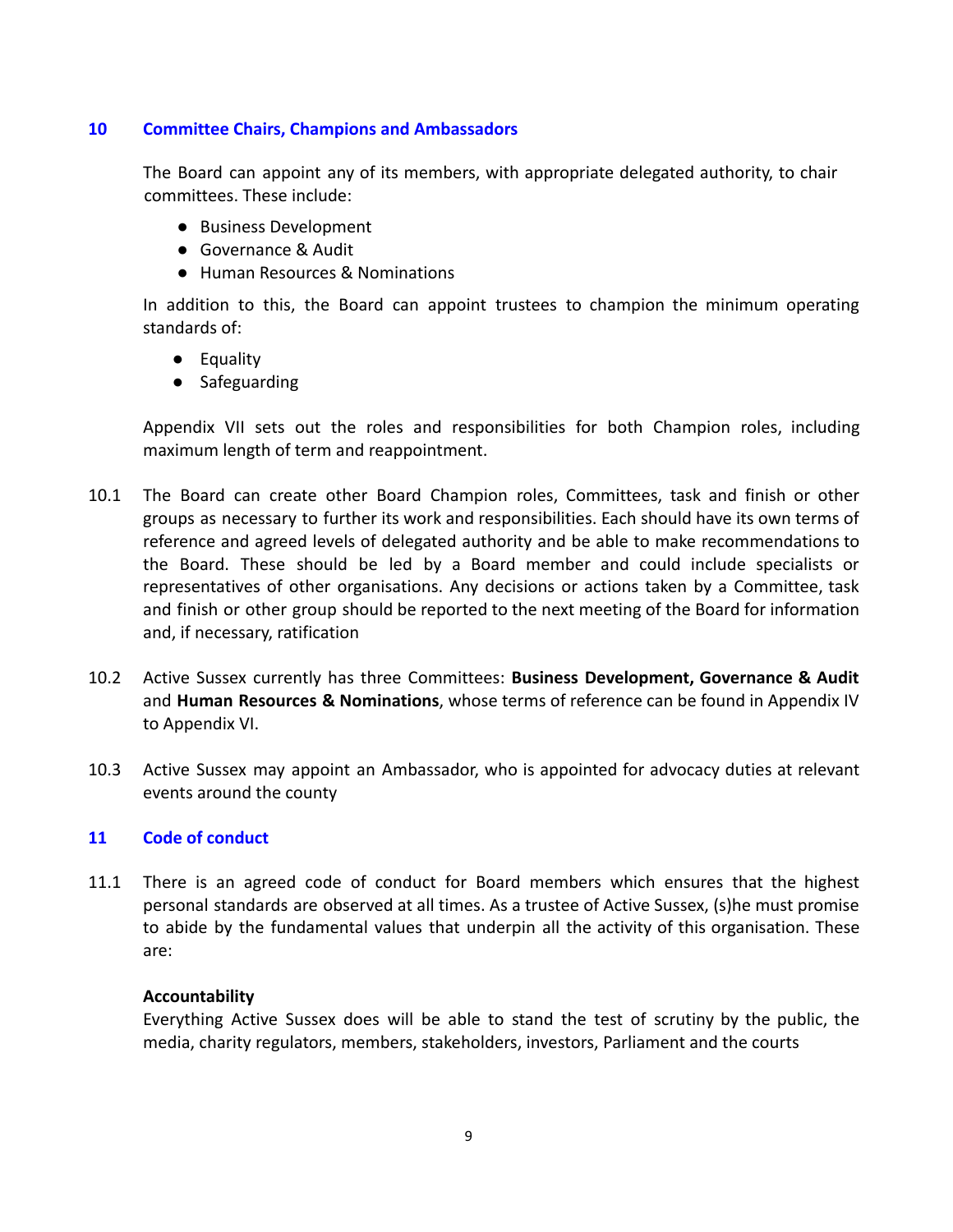## 10 Committee Chairs, Champions and Ambassadors

The Board can appoint any of its members, with appropriate delegated authority, to chair committees. These include:

- Business Development
- Governance & Audit
- Human Resources & Nominations

In addition to this, the Board can appoint trustees to champion the minimum operating standards of:

- Equality
- Safeguarding

Appendix VII sets out the roles and responsibilities for both Champion roles, including maximum length of term and reappointment.

10.1 The Board can create other Board Champion roles, Committees, task and finish or other groups as necessary to further its work and responsibilities. Each should have its own terms of reference and agreed levels of delegated authority and be able to make recommendations to the Board. These should be led by a Board member and could include specialists or representatives of other organisations. Any decisions or actions taken by a Committee, task and finish or other group should be reported to the next meeting of the Board for information and, if necessary, ratification

10.2 Active Sussex currently has three Committees: **Business Development, Governance & Audit** and **Human Resources & Nominations**, whose terms of reference can be found in Appendix IV to Appendix VI.

10.3 Active Sussex may appoint an Ambassador, who is appointed for advocacy duties at relevant events around the county

## 11 Code of conduct

11.1 There is an agreed code of conduct for Board members which ensures that the highest personal standards are observed at all times. As a trustee of Active Sussex, (s)he must promise to abide by the fundamental values that underpin all the activity of this organisation. These are:

**Accountability**

Everything Active Sussex does will be able to stand the test of scrutiny by the public, the media, charity regulators, members, stakeholders, investors, Parliament and the courts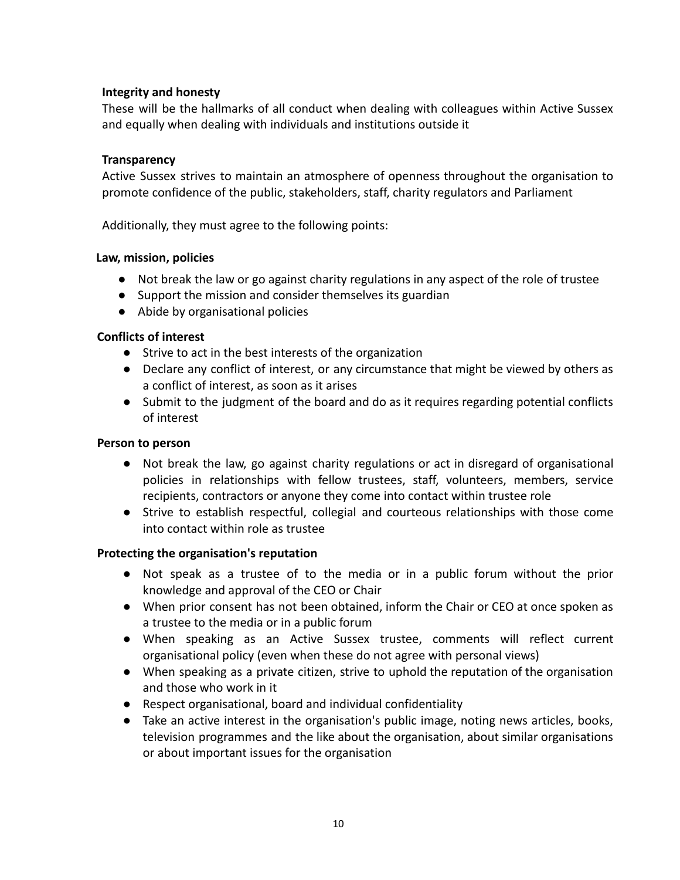**Integrity and honesty**

These will be the hallmarks of all conduct when dealing with colleagues within Active Sussex and equally when dealing with individuals and institutions outside it

**Transparency**

Active Sussex strives to maintain an atmosphere of openness throughout the organisation to promote confidence of the public, stakeholders, staff, charity regulators and Parliament

Additionally, they must agree to the following points:

**Law, mission, policies**

- Not break the law or go against charity regulations in any aspect of the role of trustee
- Support the mission and consider themselves its guardian
- Abide by organisational policies

**Conflicts of interest**

- Strive to act in the best interests of the organization
- Declare any conflict of interest, or any circumstance that might be viewed by others as a conflict of interest, as soon as it arises
- Submit to the judgment of the board and do as it requires regarding potential conflicts of interest

**Person to person**

- Not break the law, go against charity regulations or act in disregard of organisational policies in relationships with fellow trustees, staff, volunteers, members, service recipients, contractors or anyone they come into contact within trustee role
- Strive to establish respectful, collegial and courteous relationships with those come into contact within role as trustee

**Protecting the organisation's reputation**

- Not speak as a trustee of to the media or in a public forum without the prior knowledge and approval of the CEO or Chair
- When prior consent has not been obtained, inform the Chair or CEO at once spoken as a trustee to the media or in a public forum
- When speaking as an Active Sussex trustee, comments will reflect current organisational policy (even when these do not agree with personal views)
- When speaking as a private citizen, strive to uphold the reputation of the organisation and those who work in it
- Respect organisational, board and individual confidentiality
- Take an active interest in the organisation's public image, noting news articles, books, television programmes and the like about the organisation, about similar organisations or about important issues for the organisation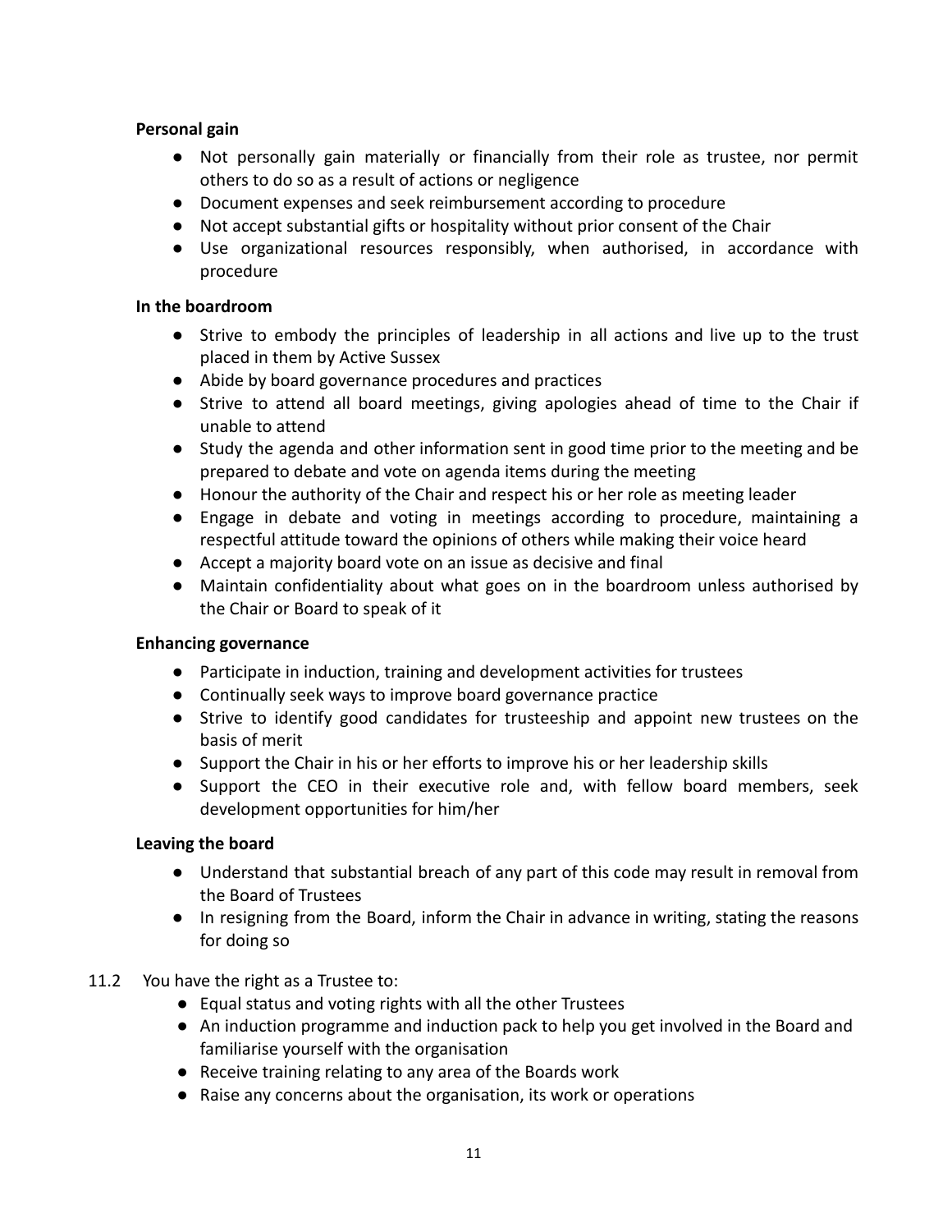**Personal gain**

- Not personally gain materially or financially from their role as trustee, nor permit others to do so as a result of actions or negligence
- Document expenses and seek reimbursement according to procedure
- Not accept substantial gifts or hospitality without prior consent of the Chair
- Use organizational resources responsibly, when authorised, in accordance with procedure

**In the boardroom**

- Strive to embody the principles of leadership in all actions and live up to the trust placed in them by Active Sussex
- Abide by board governance procedures and practices
- Strive to attend all board meetings, giving apologies ahead of time to the Chair if unable to attend
- Study the agenda and other information sent in good time prior to the meeting and be prepared to debate and vote on agenda items during the meeting
- Honour the authority of the Chair and respect his or her role as meeting leader
- Engage in debate and voting in meetings according to procedure, maintaining a respectful attitude toward the opinions of others while making their voice heard
- Accept a majority board vote on an issue as decisive and final
- Maintain confidentiality about what goes on in the boardroom unless authorised by the Chair or Board to speak of it

**Enhancing governance**

- Participate in induction, training and development activities for trustees
- Continually seek ways to improve board governance practice
- Strive to identify good candidates for trusteeship and appoint new trustees on the basis of merit
- Support the Chair in his or her efforts to improve his or her leadership skills
- Support the CEO in their executive role and, with fellow board members, seek development opportunities for him/her

**Leaving the board**

- Understand that substantial breach of any part of this code may result in removal from the Board of Trustees
- In resigning from the Board, inform the Chair in advance in writing, stating the reasons for doing so

11.2 You have the right as a Trustee to:

- Equal status and voting rights with all the other Trustees
- An induction programme and induction pack to help you get involved in the Board and familiarise yourself with the organisation
- Receive training relating to any area of the Boards work
- Raise any concerns about the organisation, its work or operations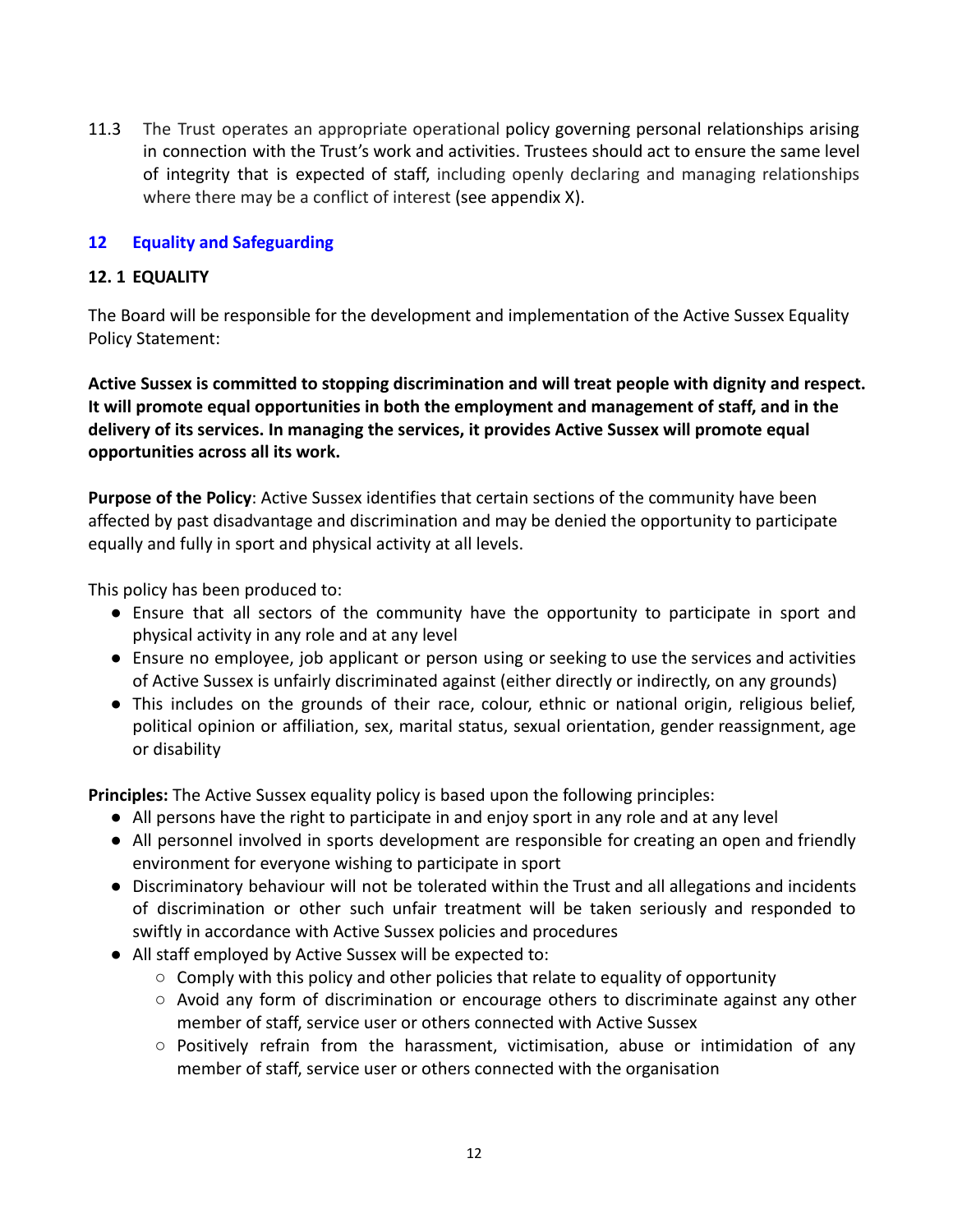11.3 The Trust operates an appropriate operational policy governing personal relationships arising in connection with the Trust's work and activities. Trustees should act to ensure the same level of integrity that is expected of staff, including openly declaring and managing relationships where there may be a conflict of interest (see appendix X).

## 12 Equality and Safeguarding

### 12. 1 EQUALITY

The Board will be responsible for the development and implementation of the Active Sussex Equality Policy Statement:

**Active Sussex is committed to stopping discrimination and will treat people with dignity and respect. It will promote equal opportunities in both the employment and management of staff, and in the delivery of its services. In managing the services, it provides Active Sussex will promote equal opportunities across all its work.**

**Purpose of the Policy**: Active Sussex identifies that certain sections of the community have been affected by past disadvantage and discrimination and may be denied the opportunity to participate equally and fully in sport and physical activity at all levels.

This policy has been produced to:

- Ensure that all sectors of the community have the opportunity to participate in sport and physical activity in any role and at any level
- Ensure no employee, job applicant or person using or seeking to use the services and activities of Active Sussex is unfairly discriminated against (either directly or indirectly, on any grounds)
- This includes on the grounds of their race, colour, ethnic or national origin, religious belief, political opinion or affiliation, sex, marital status, sexual orientation, gender reassignment, age or disability

**Principles:** The Active Sussex equality policy is based upon the following principles:

- All persons have the right to participate in and enjoy sport in any role and at any level
- All personnel involved in sports development are responsible for creating an open and friendly environment for everyone wishing to participate in sport
- Discriminatory behaviour will not be tolerated within the Trust and all allegations and incidents of discrimination or other such unfair treatment will be taken seriously and responded to swiftly in accordance with Active Sussex policies and procedures
- All staff employed by Active Sussex will be expected to:
  - Comply with this policy and other policies that relate to equality of opportunity
  - Avoid any form of discrimination or encourage others to discriminate against any other member of staff, service user or others connected with Active Sussex
  - Positively refrain from the harassment, victimisation, abuse or intimidation of any member of staff, service user or others connected with the organisation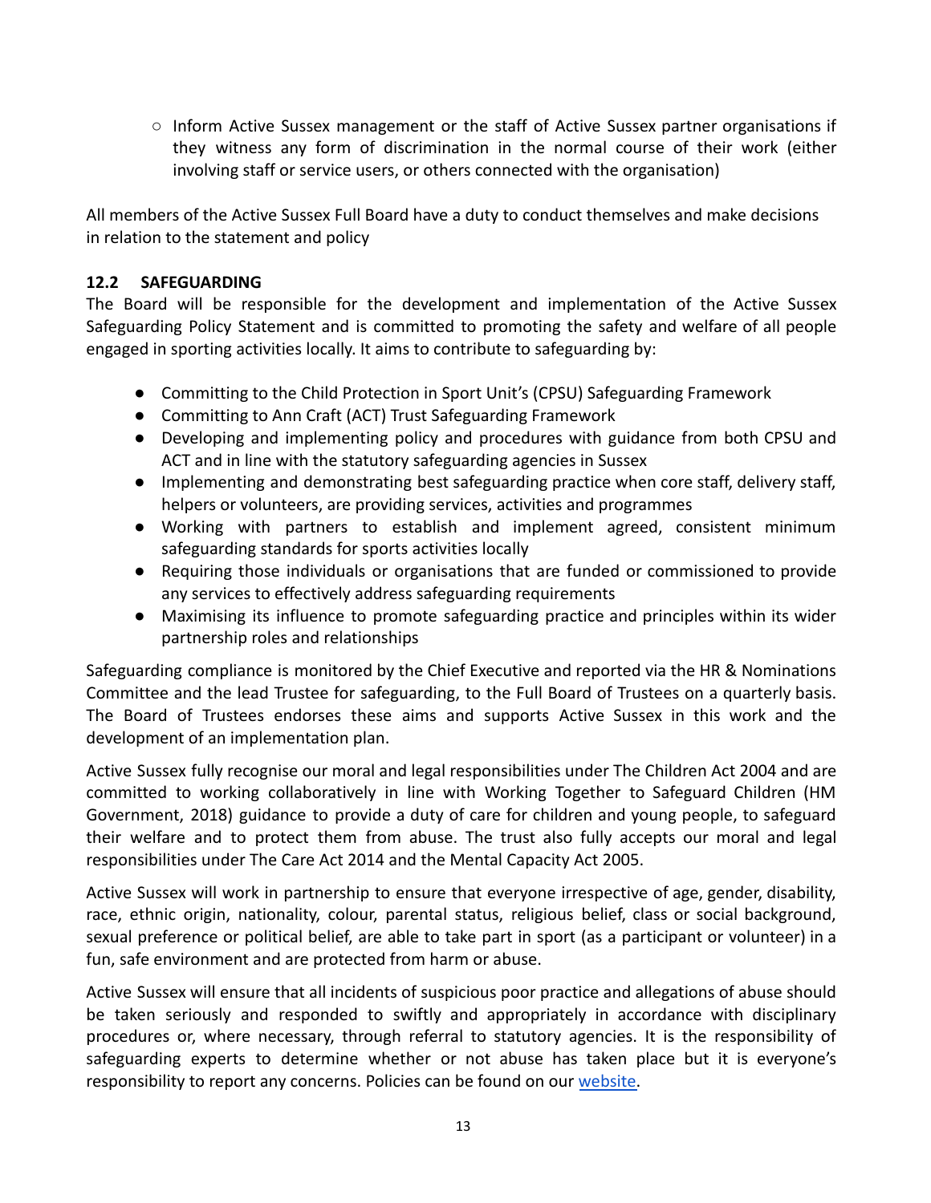- Inform Active Sussex management or the staff of Active Sussex partner organisations if they witness any form of discrimination in the normal course of their work (either involving staff or service users, or others connected with the organisation)

All members of the Active Sussex Full Board have a duty to conduct themselves and make decisions in relation to the statement and policy

### 12.2 SAFEGUARDING

The Board will be responsible for the development and implementation of the Active Sussex Safeguarding Policy Statement and is committed to promoting the safety and welfare of all people engaged in sporting activities locally. It aims to contribute to safeguarding by:

- Committing to the Child Protection in Sport Unit's (CPSU) Safeguarding Framework
- Committing to Ann Craft (ACT) Trust Safeguarding Framework
- Developing and implementing policy and procedures with guidance from both CPSU and ACT and in line with the statutory safeguarding agencies in Sussex
- Implementing and demonstrating best safeguarding practice when core staff, delivery staff, helpers or volunteers, are providing services, activities and programmes
- Working with partners to establish and implement agreed, consistent minimum safeguarding standards for sports activities locally
- Requiring those individuals or organisations that are funded or commissioned to provide any services to effectively address safeguarding requirements
- Maximising its influence to promote safeguarding practice and principles within its wider partnership roles and relationships

Safeguarding compliance is monitored by the Chief Executive and reported via the HR & Nominations Committee and the lead Trustee for safeguarding, to the Full Board of Trustees on a quarterly basis. The Board of Trustees endorses these aims and supports Active Sussex in this work and the development of an implementation plan.

Active Sussex fully recognise our moral and legal responsibilities under The Children Act 2004 and are committed to working collaboratively in line with Working Together to Safeguard Children (HM Government, 2018) guidance to provide a duty of care for children and young people, to safeguard their welfare and to protect them from abuse. The trust also fully accepts our moral and legal responsibilities under The Care Act 2014 and the Mental Capacity Act 2005.

Active Sussex will work in partnership to ensure that everyone irrespective of age, gender, disability, race, ethnic origin, nationality, colour, parental status, religious belief, class or social background, sexual preference or political belief, are able to take part in sport (as a participant or volunteer) in a fun, safe environment and are protected from harm or abuse.

Active Sussex will ensure that all incidents of suspicious poor practice and allegations of abuse should be taken seriously and responded to swiftly and appropriately in accordance with disciplinary procedures or, where necessary, through referral to statutory agencies. It is the responsibility of safeguarding experts to determine whether or not abuse has taken place but it is everyone's responsibility to report any concerns. Policies can be found on our website.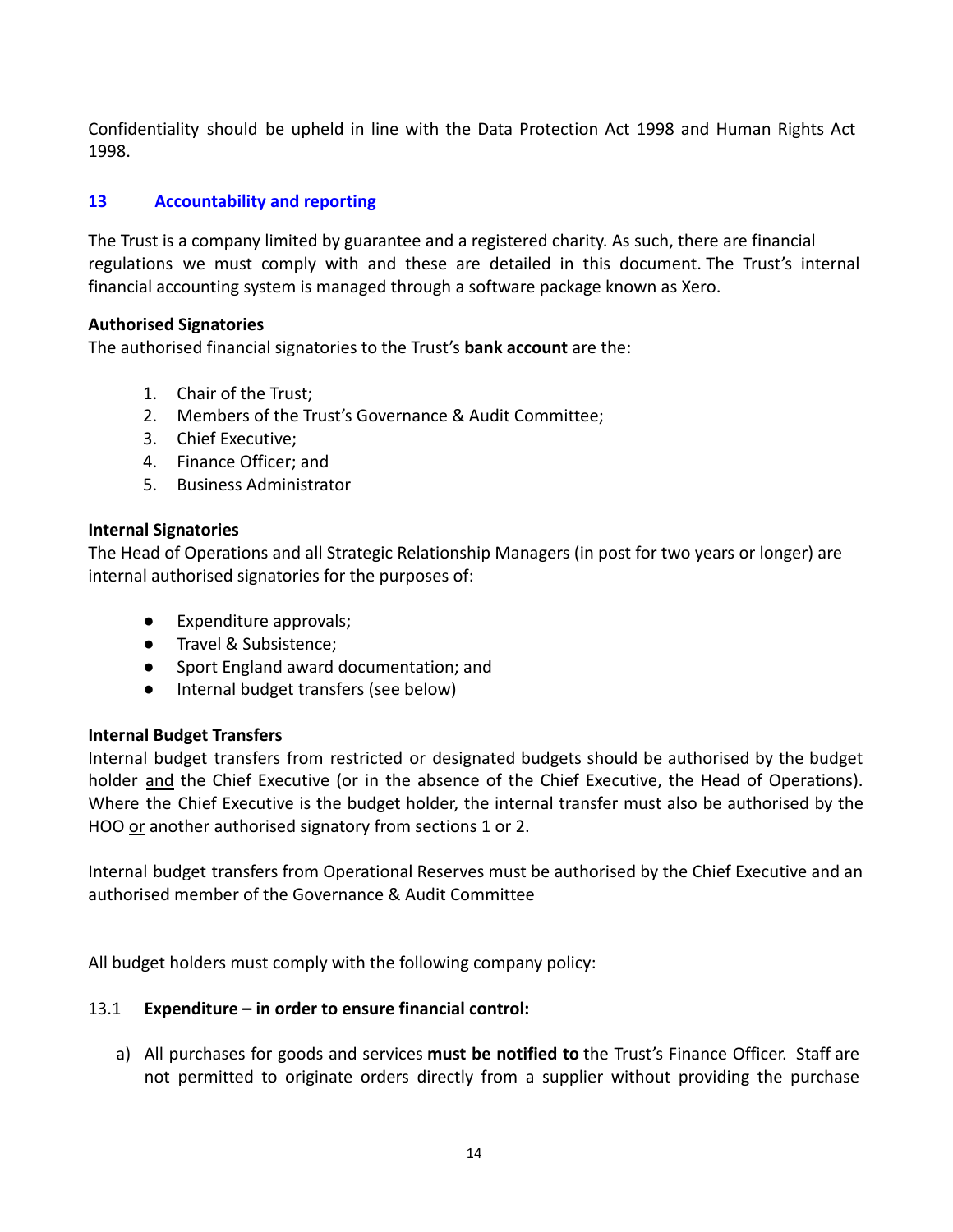Confidentiality should be upheld in line with the Data Protection Act 1998 and Human Rights Act 1998.

## 13 Accountability and reporting

The Trust is a company limited by guarantee and a registered charity. As such, there are financial regulations we must comply with and these are detailed in this document. The Trust's internal financial accounting system is managed through a software package known as Xero.

**Authorised Signatories**
The authorised financial signatories to the Trust's **bank account** are the:

1. Chair of the Trust;
2. Members of the Trust's Governance & Audit Committee;
3. Chief Executive;
4. Finance Officer; and
5. Business Administrator

**Internal Signatories**
The Head of Operations and all Strategic Relationship Managers (in post for two years or longer) are internal authorised signatories for the purposes of:

- Expenditure approvals;
- Travel & Subsistence;
- Sport England award documentation; and
- Internal budget transfers (see below)

**Internal Budget Transfers**
Internal budget transfers from restricted or designated budgets should be authorised by the budget holder and the Chief Executive (or in the absence of the Chief Executive, the Head of Operations). Where the Chief Executive is the budget holder, the internal transfer must also be authorised by the HOO or another authorised signatory from sections 1 or 2.

Internal budget transfers from Operational Reserves must be authorised by the Chief Executive and an authorised member of the Governance & Audit Committee

All budget holders must comply with the following company policy:

### 13.1 Expenditure – in order to ensure financial control:

a) All purchases for goods and services **must be notified to** the Trust's Finance Officer. Staff are not permitted to originate orders directly from a supplier without providing the purchase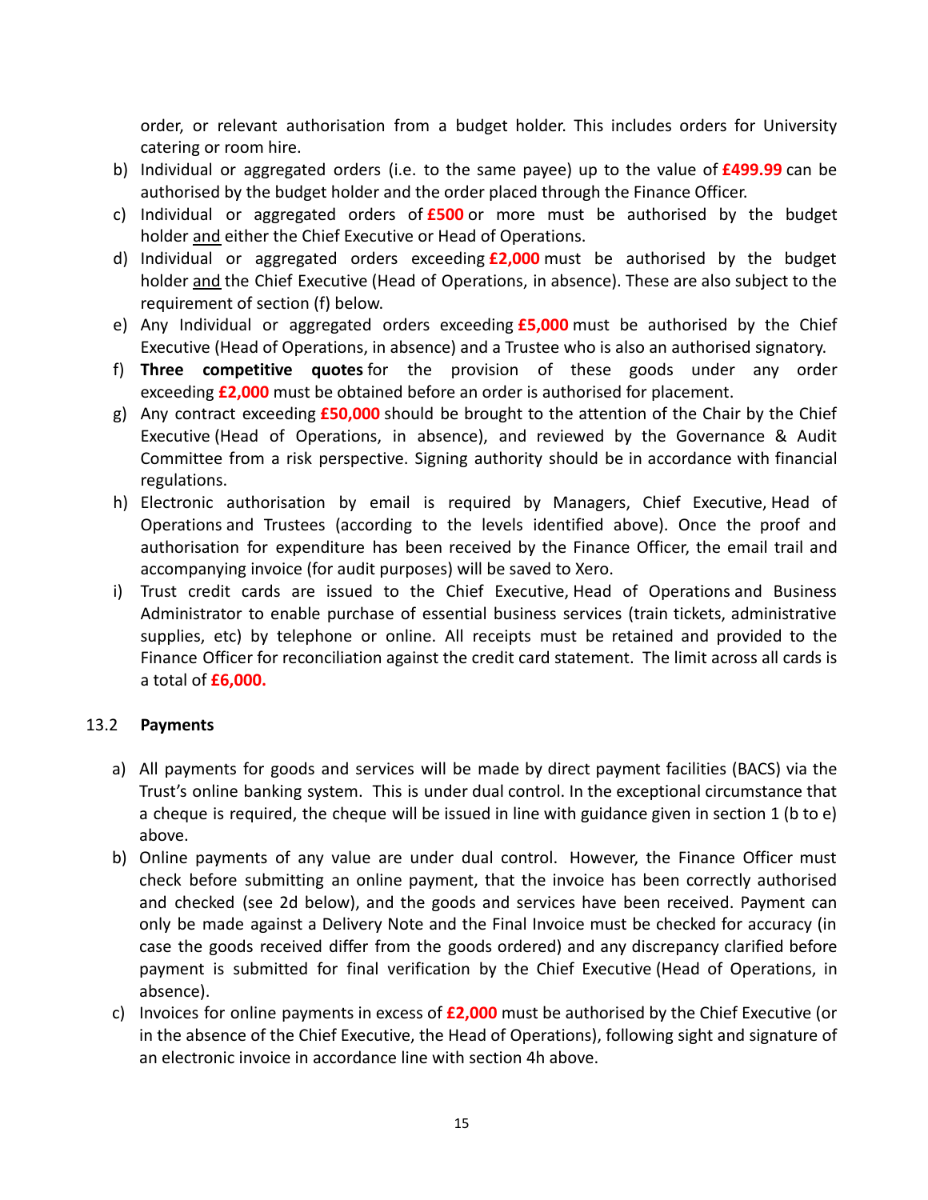order, or relevant authorisation from a budget holder. This includes orders for University catering or room hire.

b) Individual or aggregated orders (i.e. to the same payee) up to the value of **£499.99** can be authorised by the budget holder and the order placed through the Finance Officer.

c) Individual or aggregated orders of **£500** or more must be authorised by the budget holder and either the Chief Executive or Head of Operations.

d) Individual or aggregated orders exceeding **£2,000** must be authorised by the budget holder and the Chief Executive (Head of Operations, in absence). These are also subject to the requirement of section (f) below.

e) Any Individual or aggregated orders exceeding **£5,000** must be authorised by the Chief Executive (Head of Operations, in absence) and a Trustee who is also an authorised signatory.

f) **Three competitive quotes** for the provision of these goods under any order exceeding **£2,000** must be obtained before an order is authorised for placement.

g) Any contract exceeding **£50,000** should be brought to the attention of the Chair by the Chief Executive (Head of Operations, in absence), and reviewed by the Governance & Audit Committee from a risk perspective. Signing authority should be in accordance with financial regulations.

h) Electronic authorisation by email is required by Managers, Chief Executive, Head of Operations and Trustees (according to the levels identified above). Once the proof and authorisation for expenditure has been received by the Finance Officer, the email trail and accompanying invoice (for audit purposes) will be saved to Xero.

i) Trust credit cards are issued to the Chief Executive, Head of Operations and Business Administrator to enable purchase of essential business services (train tickets, administrative supplies, etc) by telephone or online. All receipts must be retained and provided to the Finance Officer for reconciliation against the credit card statement. The limit across all cards is a total of **£6,000.**

### 13.2 Payments

a) All payments for goods and services will be made by direct payment facilities (BACS) via the Trust's online banking system. This is under dual control. In the exceptional circumstance that a cheque is required, the cheque will be issued in line with guidance given in section 1 (b to e) above.

b) Online payments of any value are under dual control. However, the Finance Officer must check before submitting an online payment, that the invoice has been correctly authorised and checked (see 2d below), and the goods and services have been received. Payment can only be made against a Delivery Note and the Final Invoice must be checked for accuracy (in case the goods received differ from the goods ordered) and any discrepancy clarified before payment is submitted for final verification by the Chief Executive (Head of Operations, in absence).

c) Invoices for online payments in excess of **£2,000** must be authorised by the Chief Executive (or in the absence of the Chief Executive, the Head of Operations), following sight and signature of an electronic invoice in accordance line with section 4h above.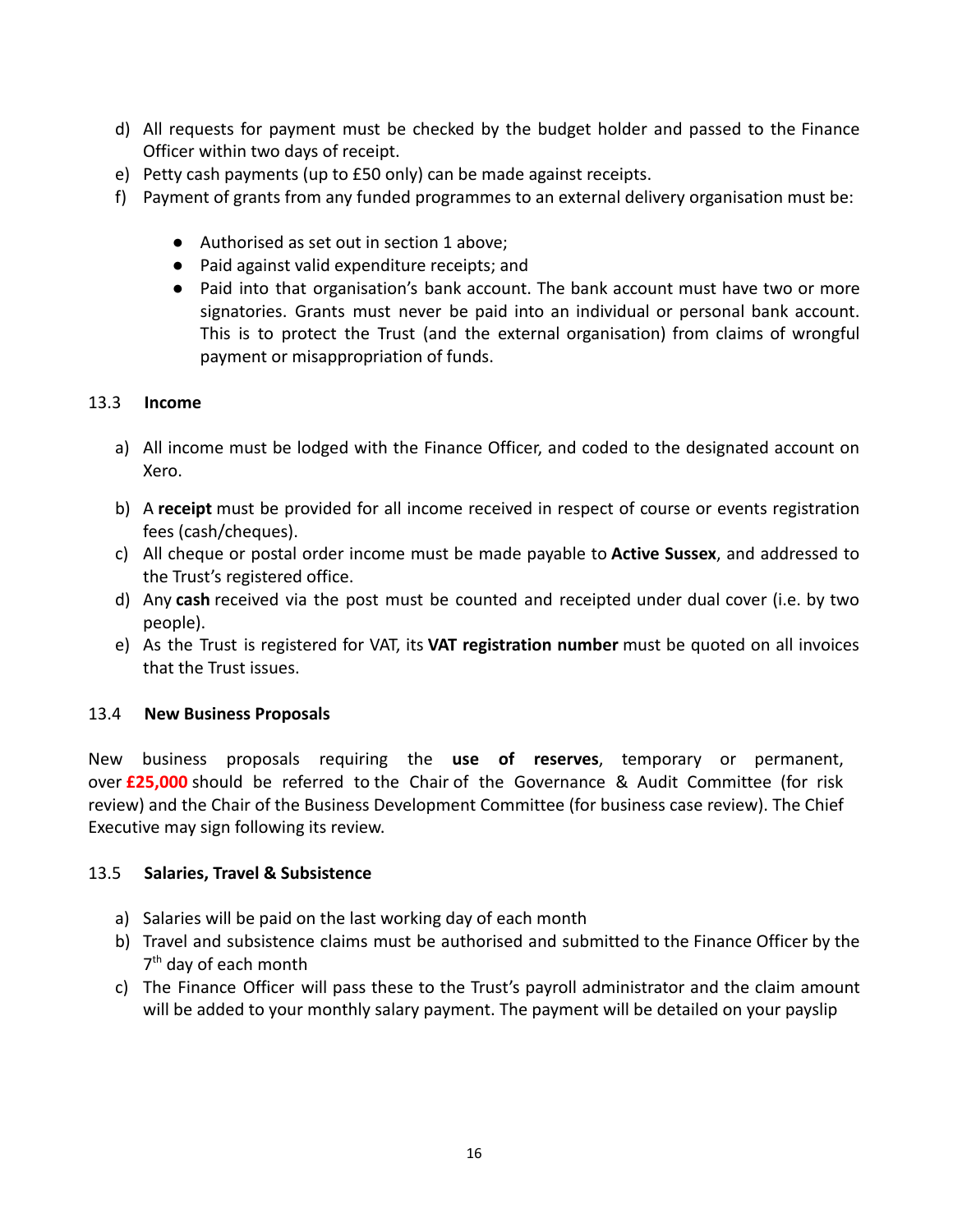d) All requests for payment must be checked by the budget holder and passed to the Finance Officer within two days of receipt.
e) Petty cash payments (up to £50 only) can be made against receipts.
f) Payment of grants from any funded programmes to an external delivery organisation must be:

   - Authorised as set out in section 1 above;
   - Paid against valid expenditure receipts; and
   - Paid into that organisation's bank account. The bank account must have two or more signatories. Grants must never be paid into an individual or personal bank account. This is to protect the Trust (and the external organisation) from claims of wrongful payment or misappropriation of funds.

### 13.3 Income

a) All income must be lodged with the Finance Officer, and coded to the designated account on Xero.
b) A **receipt** must be provided for all income received in respect of course or events registration fees (cash/cheques).
c) All cheque or postal order income must be made payable to **Active Sussex**, and addressed to the Trust's registered office.
d) Any **cash** received via the post must be counted and receipted under dual cover (i.e. by two people).
e) As the Trust is registered for VAT, its **VAT registration number** must be quoted on all invoices that the Trust issues.

### 13.4 New Business Proposals

New business proposals requiring the **use of reserves**, temporary or permanent, over **£25,000** should be referred to the Chair of the Governance & Audit Committee (for risk review) and the Chair of the Business Development Committee (for business case review). The Chief Executive may sign following its review.

### 13.5 Salaries, Travel & Subsistence

a) Salaries will be paid on the last working day of each month
b) Travel and subsistence claims must be authorised and submitted to the Finance Officer by the 7th day of each month
c) The Finance Officer will pass these to the Trust's payroll administrator and the claim amount will be added to your monthly salary payment. The payment will be detailed on your payslip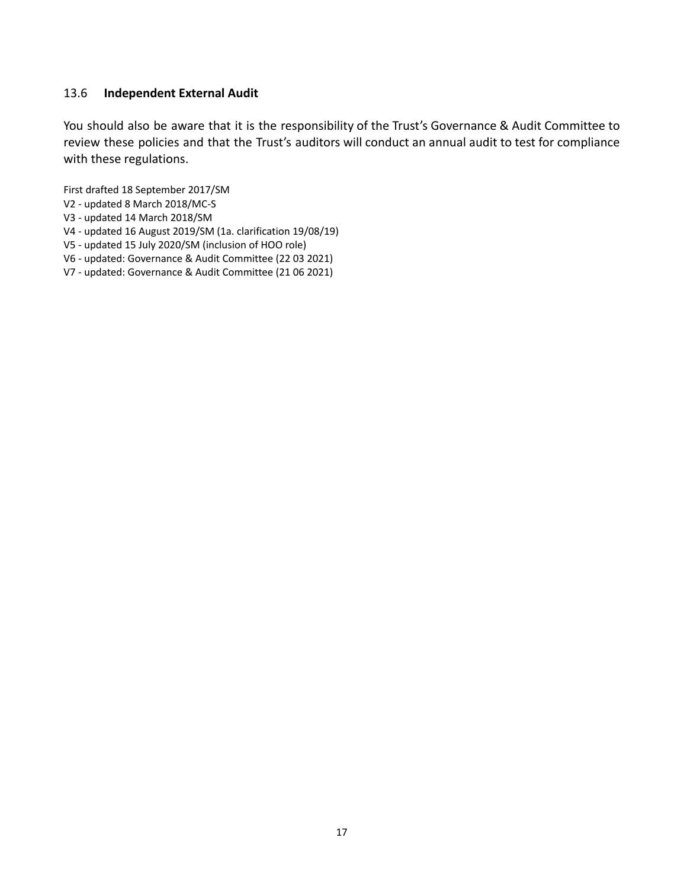### 13.6 **Independent External Audit**

You should also be aware that it is the responsibility of the Trust's Governance & Audit Committee to review these policies and that the Trust's auditors will conduct an annual audit to test for compliance with these regulations.

First drafted 18 September 2017/SM
V2 - updated 8 March 2018/MC-S
V3 - updated 14 March 2018/SM
V4 - updated 16 August 2019/SM (1a. clarification 19/08/19)
V5 - updated 15 July 2020/SM (inclusion of HOO role)
V6 - updated: Governance & Audit Committee (22 03 2021)
V7 - updated: Governance & Audit Committee (21 06 2021)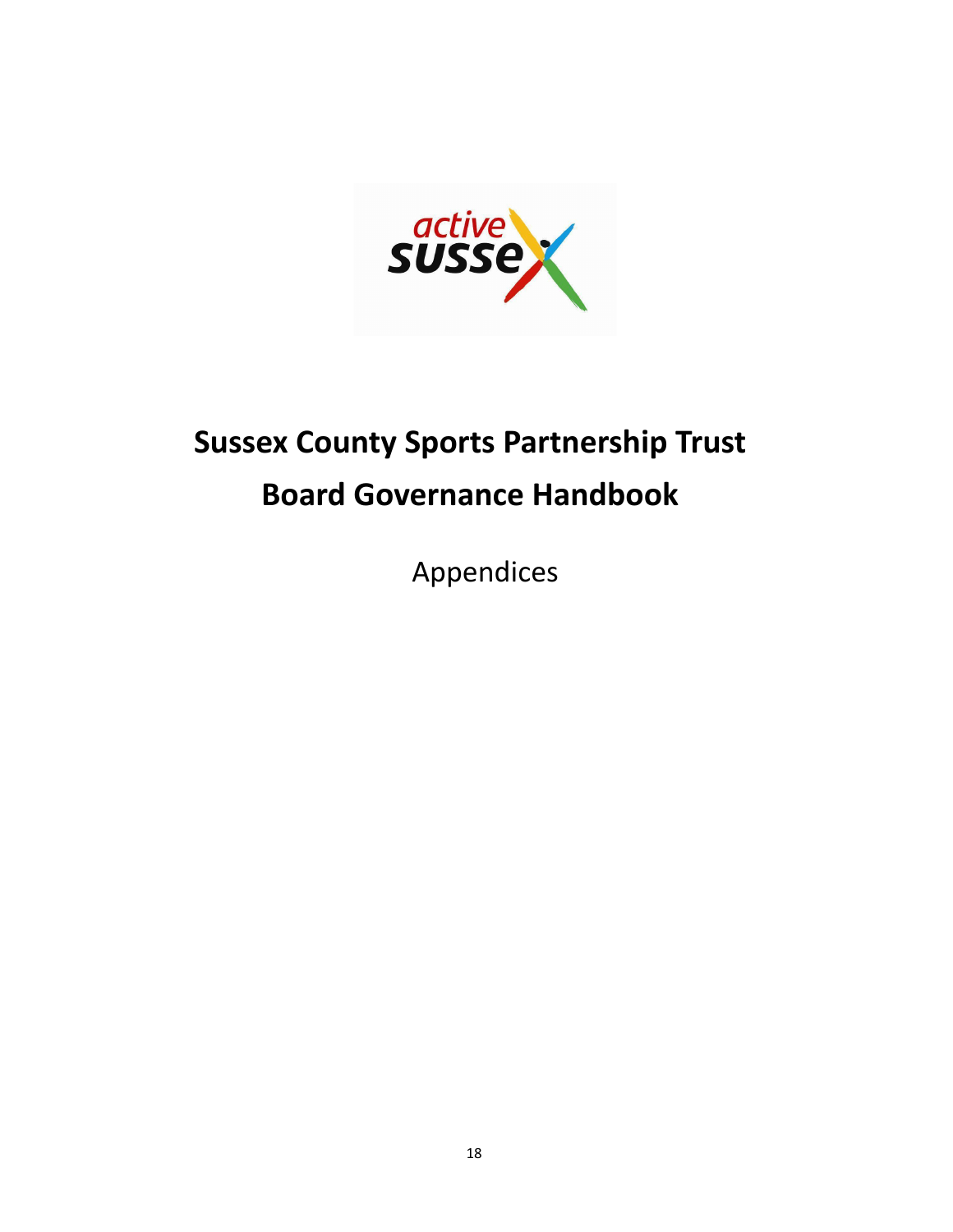# Sussex County Sports Partnership Trust

# Board Governance Handbook

Appendices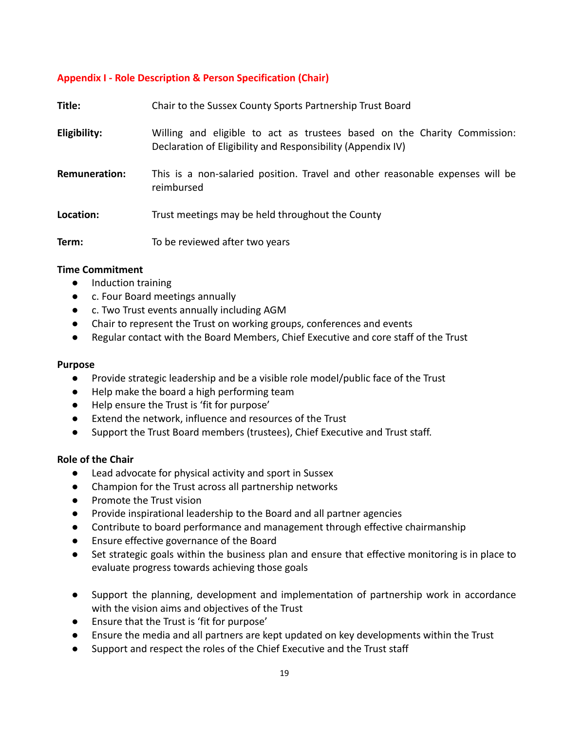## Appendix I - Role Description & Person Specification (Chair)

**Title:** Chair to the Sussex County Sports Partnership Trust Board

**Eligibility:** Willing and eligible to act as trustees based on the Charity Commission: Declaration of Eligibility and Responsibility (Appendix IV)

**Remuneration:** This is a non-salaried position. Travel and other reasonable expenses will be reimbursed

**Location:** Trust meetings may be held throughout the County

**Term:** To be reviewed after two years

**Time Commitment**

- Induction training
- c. Four Board meetings annually
- c. Two Trust events annually including AGM
- Chair to represent the Trust on working groups, conferences and events
- Regular contact with the Board Members, Chief Executive and core staff of the Trust

**Purpose**

- Provide strategic leadership and be a visible role model/public face of the Trust
- Help make the board a high performing team
- Help ensure the Trust is 'fit for purpose'
- Extend the network, influence and resources of the Trust
- Support the Trust Board members (trustees), Chief Executive and Trust staff.

**Role of the Chair**

- Lead advocate for physical activity and sport in Sussex
- Champion for the Trust across all partnership networks
- Promote the Trust vision
- Provide inspirational leadership to the Board and all partner agencies
- Contribute to board performance and management through effective chairmanship
- Ensure effective governance of the Board
- Set strategic goals within the business plan and ensure that effective monitoring is in place to evaluate progress towards achieving those goals
- Support the planning, development and implementation of partnership work in accordance with the vision aims and objectives of the Trust
- Ensure that the Trust is 'fit for purpose'
- Ensure the media and all partners are kept updated on key developments within the Trust
- Support and respect the roles of the Chief Executive and the Trust staff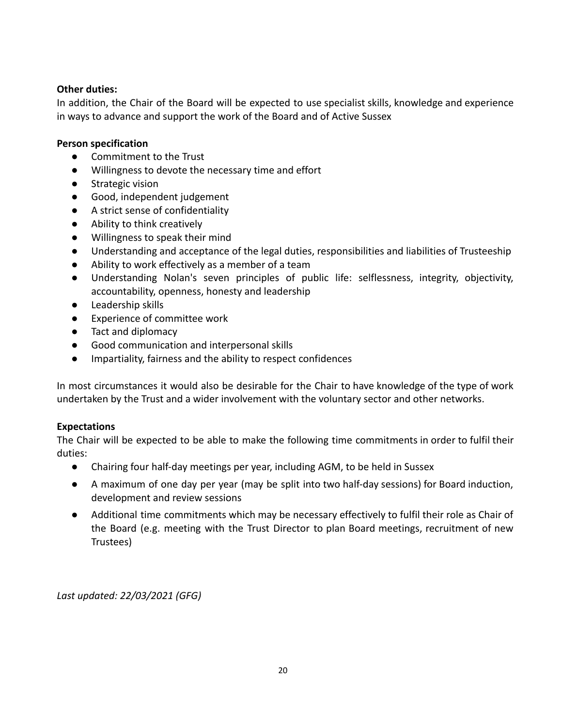**Other duties:**

In addition, the Chair of the Board will be expected to use specialist skills, knowledge and experience in ways to advance and support the work of the Board and of Active Sussex

**Person specification**

- Commitment to the Trust
- Willingness to devote the necessary time and effort
- Strategic vision
- Good, independent judgement
- A strict sense of confidentiality
- Ability to think creatively
- Willingness to speak their mind
- Understanding and acceptance of the legal duties, responsibilities and liabilities of Trusteeship
- Ability to work effectively as a member of a team
- Understanding Nolan's seven principles of public life: selflessness, integrity, objectivity, accountability, openness, honesty and leadership
- Leadership skills
- Experience of committee work
- Tact and diplomacy
- Good communication and interpersonal skills
- Impartiality, fairness and the ability to respect confidences

In most circumstances it would also be desirable for the Chair to have knowledge of the type of work undertaken by the Trust and a wider involvement with the voluntary sector and other networks.

**Expectations**

The Chair will be expected to be able to make the following time commitments in order to fulfil their duties:

- Chairing four half-day meetings per year, including AGM, to be held in Sussex
- A maximum of one day per year (may be split into two half-day sessions) for Board induction, development and review sessions
- Additional time commitments which may be necessary effectively to fulfil their role as Chair of the Board (e.g. meeting with the Trust Director to plan Board meetings, recruitment of new Trustees)

*Last updated: 22/03/2021 (GFG)*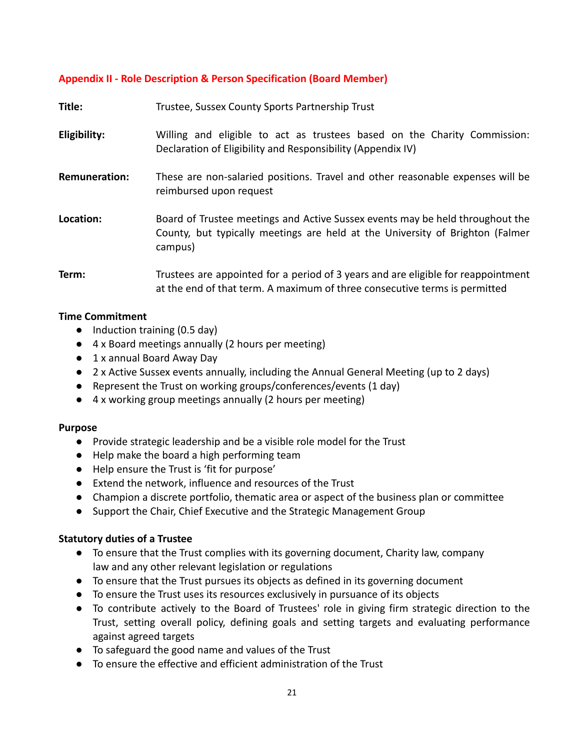### Appendix II - Role Description & Person Specification (Board Member)

| | |
|---|---|
| **Title:** | Trustee, Sussex County Sports Partnership Trust |
| **Eligibility:** | Willing and eligible to act as trustees based on the Charity Commission: Declaration of Eligibility and Responsibility (Appendix IV) |
| **Remuneration:** | These are non-salaried positions. Travel and other reasonable expenses will be reimbursed upon request |
| **Location:** | Board of Trustee meetings and Active Sussex events may be held throughout the County, but typically meetings are held at the University of Brighton (Falmer campus) |
| **Term:** | Trustees are appointed for a period of 3 years and are eligible for reappointment at the end of that term. A maximum of three consecutive terms is permitted |

**Time Commitment**

- Induction training (0.5 day)
- 4 x Board meetings annually (2 hours per meeting)
- 1 x annual Board Away Day
- 2 x Active Sussex events annually, including the Annual General Meeting (up to 2 days)
- Represent the Trust on working groups/conferences/events (1 day)
- 4 x working group meetings annually (2 hours per meeting)

**Purpose**

- Provide strategic leadership and be a visible role model for the Trust
- Help make the board a high performing team
- Help ensure the Trust is 'fit for purpose'
- Extend the network, influence and resources of the Trust
- Champion a discrete portfolio, thematic area or aspect of the business plan or committee
- Support the Chair, Chief Executive and the Strategic Management Group

**Statutory duties of a Trustee**

- To ensure that the Trust complies with its governing document, Charity law, company law and any other relevant legislation or regulations
- To ensure that the Trust pursues its objects as defined in its governing document
- To ensure the Trust uses its resources exclusively in pursuance of its objects
- To contribute actively to the Board of Trustees' role in giving firm strategic direction to the Trust, setting overall policy, defining goals and setting targets and evaluating performance against agreed targets
- To safeguard the good name and values of the Trust
- To ensure the effective and efficient administration of the Trust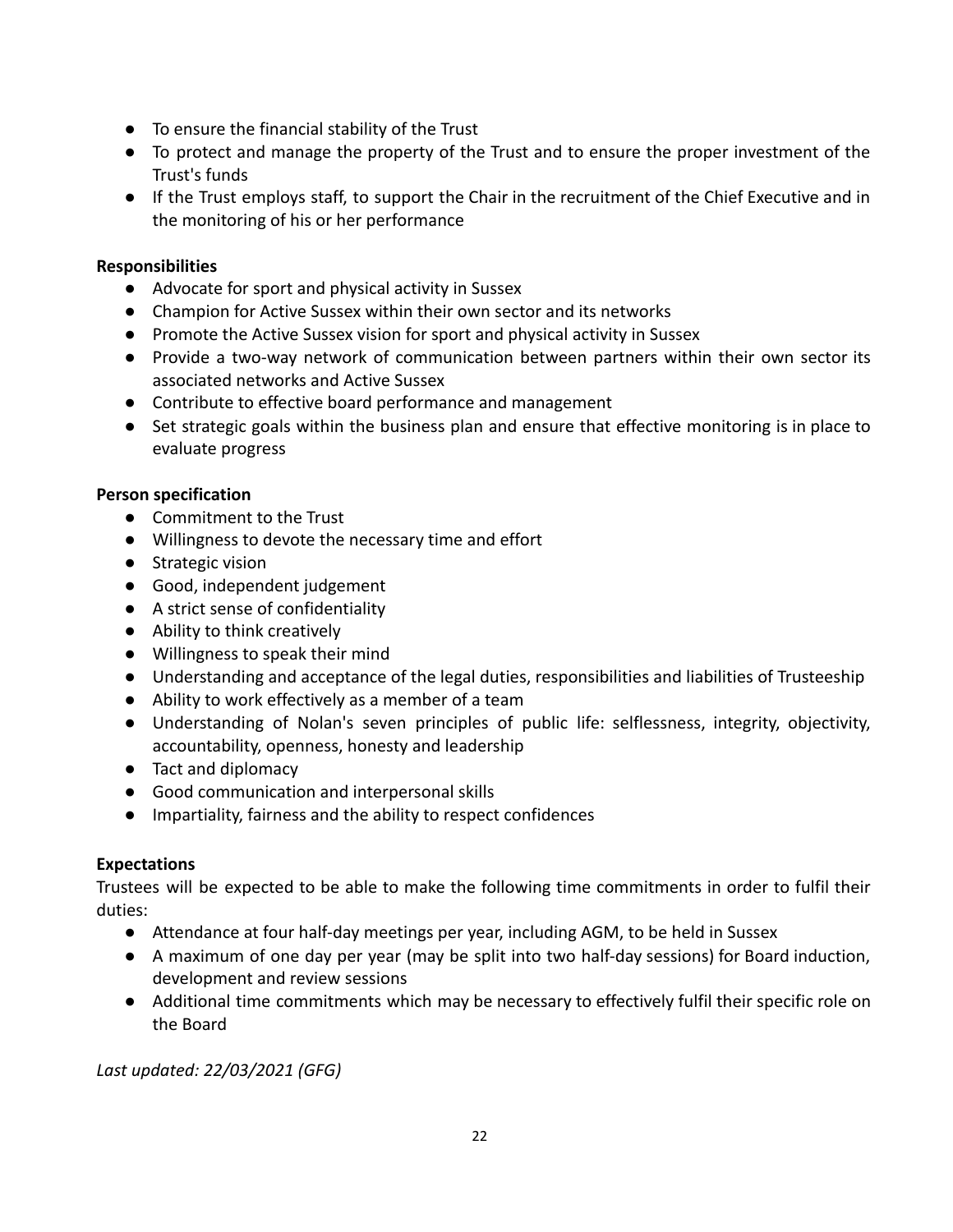- To ensure the financial stability of the Trust
- To protect and manage the property of the Trust and to ensure the proper investment of the Trust's funds
- If the Trust employs staff, to support the Chair in the recruitment of the Chief Executive and in the monitoring of his or her performance

**Responsibilities**

- Advocate for sport and physical activity in Sussex
- Champion for Active Sussex within their own sector and its networks
- Promote the Active Sussex vision for sport and physical activity in Sussex
- Provide a two-way network of communication between partners within their own sector its associated networks and Active Sussex
- Contribute to effective board performance and management
- Set strategic goals within the business plan and ensure that effective monitoring is in place to evaluate progress

**Person specification**

- Commitment to the Trust
- Willingness to devote the necessary time and effort
- Strategic vision
- Good, independent judgement
- A strict sense of confidentiality
- Ability to think creatively
- Willingness to speak their mind
- Understanding and acceptance of the legal duties, responsibilities and liabilities of Trusteeship
- Ability to work effectively as a member of a team
- Understanding of Nolan's seven principles of public life: selflessness, integrity, objectivity, accountability, openness, honesty and leadership
- Tact and diplomacy
- Good communication and interpersonal skills
- Impartiality, fairness and the ability to respect confidences

**Expectations**

Trustees will be expected to be able to make the following time commitments in order to fulfil their duties:

- Attendance at four half-day meetings per year, including AGM, to be held in Sussex
- A maximum of one day per year (may be split into two half-day sessions) for Board induction, development and review sessions
- Additional time commitments which may be necessary to effectively fulfil their specific role on the Board

*Last updated: 22/03/2021 (GFG)*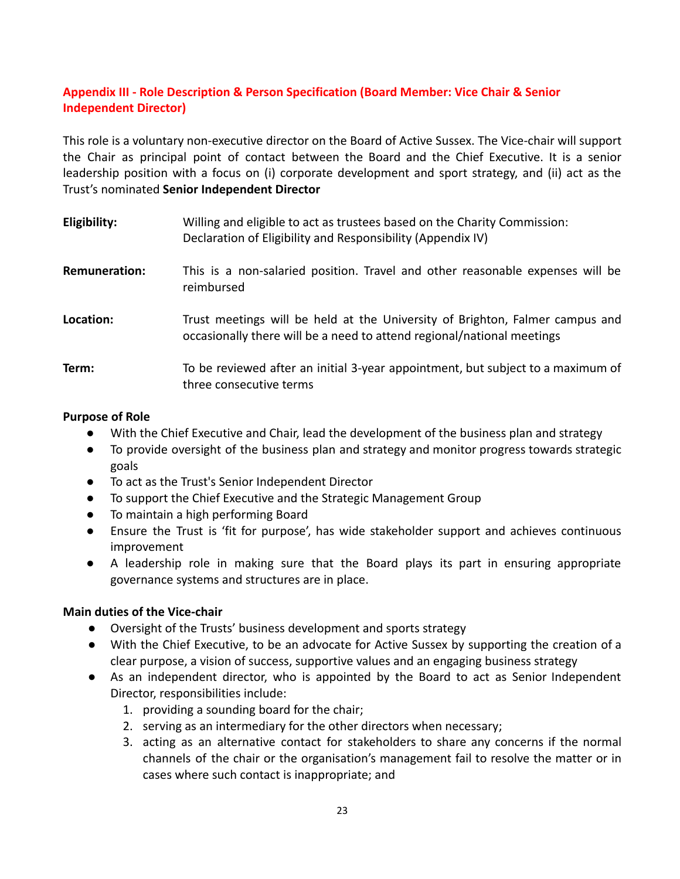## Appendix III - Role Description & Person Specification (Board Member: Vice Chair & Senior Independent Director)

This role is a voluntary non-executive director on the Board of Active Sussex. The Vice-chair will support the Chair as principal point of contact between the Board and the Chief Executive. It is a senior leadership position with a focus on (i) corporate development and sport strategy, and (ii) act as the Trust's nominated **Senior Independent Director**

**Eligibility:** Willing and eligible to act as trustees based on the Charity Commission: Declaration of Eligibility and Responsibility (Appendix IV)

**Remuneration:** This is a non-salaried position. Travel and other reasonable expenses will be reimbursed

**Location:** Trust meetings will be held at the University of Brighton, Falmer campus and occasionally there will be a need to attend regional/national meetings

**Term:** To be reviewed after an initial 3-year appointment, but subject to a maximum of three consecutive terms

**Purpose of Role**

- With the Chief Executive and Chair, lead the development of the business plan and strategy
- To provide oversight of the business plan and strategy and monitor progress towards strategic goals
- To act as the Trust's Senior Independent Director
- To support the Chief Executive and the Strategic Management Group
- To maintain a high performing Board
- Ensure the Trust is 'fit for purpose', has wide stakeholder support and achieves continuous improvement
- A leadership role in making sure that the Board plays its part in ensuring appropriate governance systems and structures are in place.

**Main duties of the Vice-chair**

- Oversight of the Trusts' business development and sports strategy
- With the Chief Executive, to be an advocate for Active Sussex by supporting the creation of a clear purpose, a vision of success, supportive values and an engaging business strategy
- As an independent director, who is appointed by the Board to act as Senior Independent Director, responsibilities include:
  1. providing a sounding board for the chair;
  2. serving as an intermediary for the other directors when necessary;
  3. acting as an alternative contact for stakeholders to share any concerns if the normal channels of the chair or the organisation's management fail to resolve the matter or in cases where such contact is inappropriate; and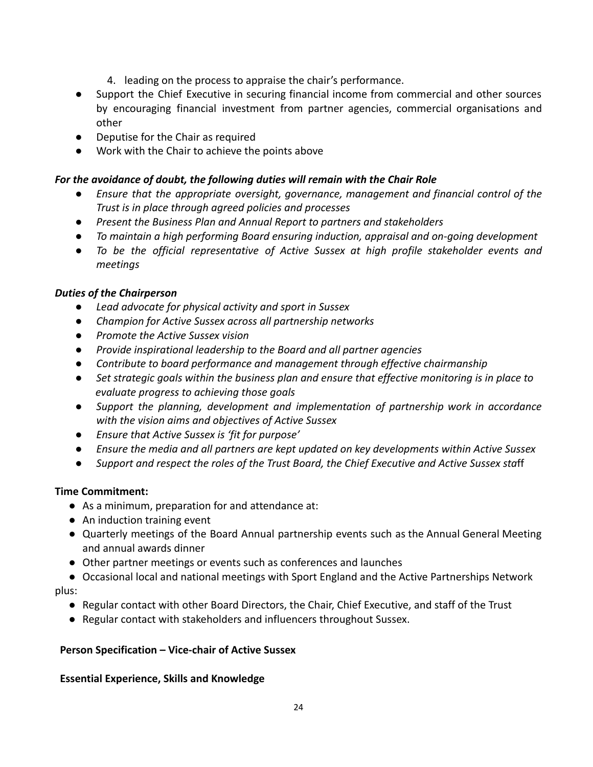4. leading on the process to appraise the chair's performance.

- Support the Chief Executive in securing financial income from commercial and other sources by encouraging financial investment from partner agencies, commercial organisations and other
- Deputise for the Chair as required
- Work with the Chair to achieve the points above

***For the avoidance of doubt, the following duties will remain with the Chair Role***

- *Ensure that the appropriate oversight, governance, management and financial control of the Trust is in place through agreed policies and processes*
- *Present the Business Plan and Annual Report to partners and stakeholders*
- *To maintain a high performing Board ensuring induction, appraisal and on-going development*
- *To be the official representative of Active Sussex at high profile stakeholder events and meetings*

***Duties of the Chairperson***

- *Lead advocate for physical activity and sport in Sussex*
- *Champion for Active Sussex across all partnership networks*
- *Promote the Active Sussex vision*
- *Provide inspirational leadership to the Board and all partner agencies*
- *Contribute to board performance and management through effective chairmanship*
- *Set strategic goals within the business plan and ensure that effective monitoring is in place to evaluate progress to achieving those goals*
- *Support the planning, development and implementation of partnership work in accordance with the vision aims and objectives of Active Sussex*
- *Ensure that Active Sussex is 'fit for purpose'*
- *Ensure the media and all partners are kept updated on key developments within Active Sussex*
- *Support and respect the roles of the Trust Board, the Chief Executive and Active Sussex sta*ff

**Time Commitment:**

- As a minimum, preparation for and attendance at:
- An induction training event
- Quarterly meetings of the Board Annual partnership events such as the Annual General Meeting and annual awards dinner
- Other partner meetings or events such as conferences and launches
- Occasional local and national meetings with Sport England and the Active Partnerships Network

plus:

- Regular contact with other Board Directors, the Chair, Chief Executive, and staff of the Trust
- Regular contact with stakeholders and influencers throughout Sussex.

**Person Specification – Vice-chair of Active Sussex**

**Essential Experience, Skills and Knowledge**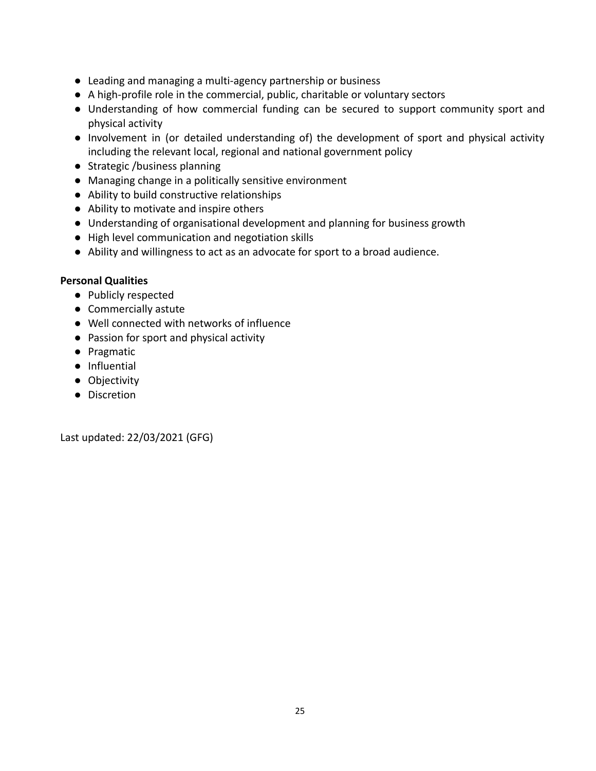- Leading and managing a multi-agency partnership or business
- A high-profile role in the commercial, public, charitable or voluntary sectors
- Understanding of how commercial funding can be secured to support community sport and physical activity
- Involvement in (or detailed understanding of) the development of sport and physical activity including the relevant local, regional and national government policy
- Strategic /business planning
- Managing change in a politically sensitive environment
- Ability to build constructive relationships
- Ability to motivate and inspire others
- Understanding of organisational development and planning for business growth
- High level communication and negotiation skills
- Ability and willingness to act as an advocate for sport to a broad audience.

**Personal Qualities**

- Publicly respected
- Commercially astute
- Well connected with networks of influence
- Passion for sport and physical activity
- Pragmatic
- Influential
- Objectivity
- Discretion

Last updated: 22/03/2021 (GFG)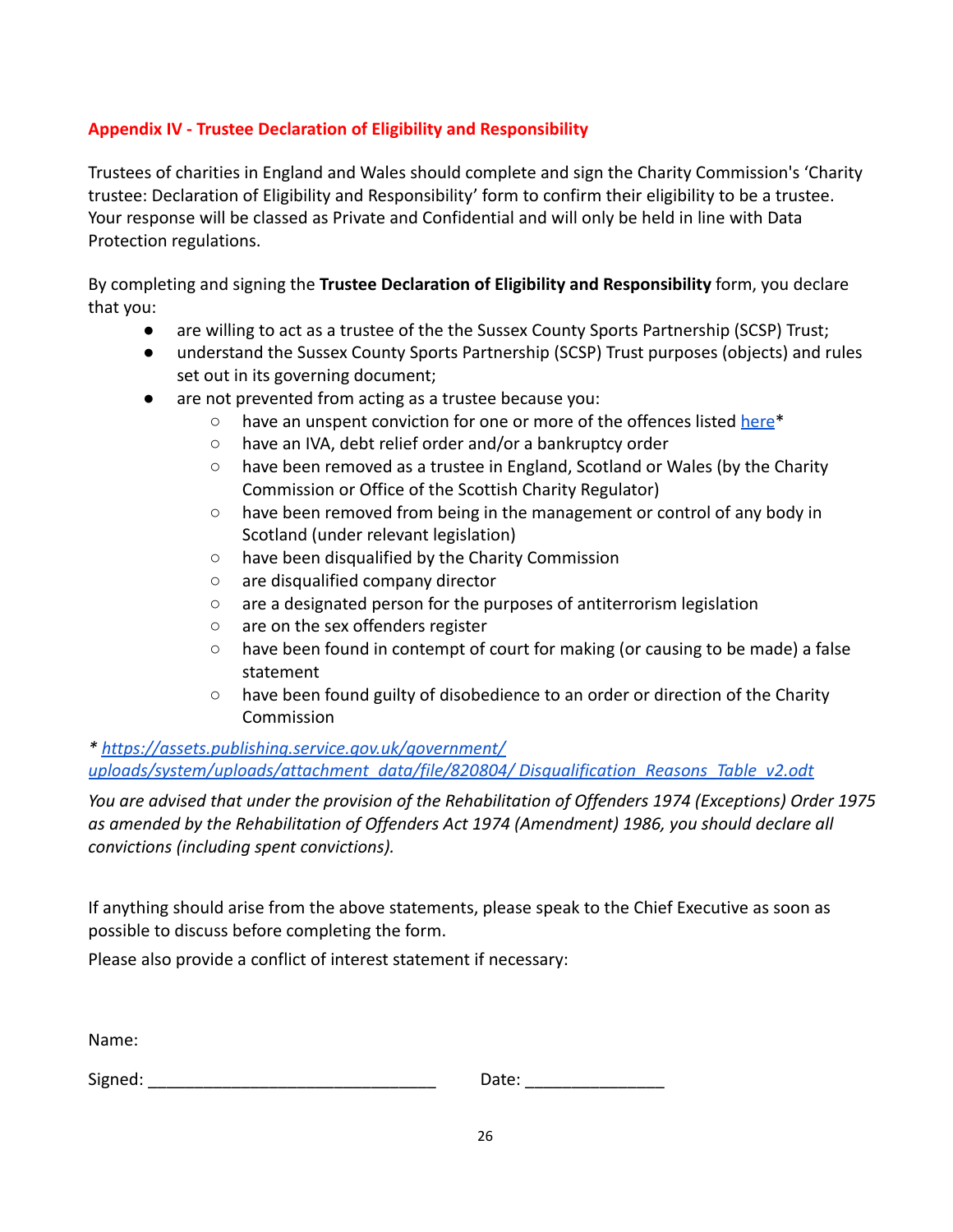## Appendix IV - Trustee Declaration of Eligibility and Responsibility

Trustees of charities in England and Wales should complete and sign the Charity Commission's 'Charity trustee: Declaration of Eligibility and Responsibility' form to confirm their eligibility to be a trustee. Your response will be classed as Private and Confidential and will only be held in line with Data Protection regulations.

By completing and signing the **Trustee Declaration of Eligibility and Responsibility** form, you declare that you:

- are willing to act as a trustee of the the Sussex County Sports Partnership (SCSP) Trust;
- understand the Sussex County Sports Partnership (SCSP) Trust purposes (objects) and rules set out in its governing document;
- are not prevented from acting as a trustee because you:
  - have an unspent conviction for one or more of the offences listed [here](https://assets.publishing.service.gov.uk/government/uploads/system/uploads/attachment_data/file/820804/Disqualification_Reasons_Table_v2.odt)*
  - have an IVA, debt relief order and/or a bankruptcy order
  - have been removed as a trustee in England, Scotland or Wales (by the Charity Commission or Office of the Scottish Charity Regulator)
  - have been removed from being in the management or control of any body in Scotland (under relevant legislation)
  - have been disqualified by the Charity Commission
  - are disqualified company director
  - are a designated person for the purposes of antiterrorism legislation
  - are on the sex offenders register
  - have been found in contempt of court for making (or causing to be made) a false statement
  - have been found guilty of disobedience to an order or direction of the Charity Commission

*\* https://assets.publishing.service.gov.uk/government/uploads/system/uploads/attachment_data/file/820804/ Disqualification_Reasons_Table_v2.odt*

*You are advised that under the provision of the Rehabilitation of Offenders 1974 (Exceptions) Order 1975 as amended by the Rehabilitation of Offenders Act 1974 (Amendment) 1986, you should declare all convictions (including spent convictions).*

If anything should arise from the above statements, please speak to the Chief Executive as soon as possible to discuss before completing the form.

Please also provide a conflict of interest statement if necessary:

Name:

Signed: ______________________________ Date: _______________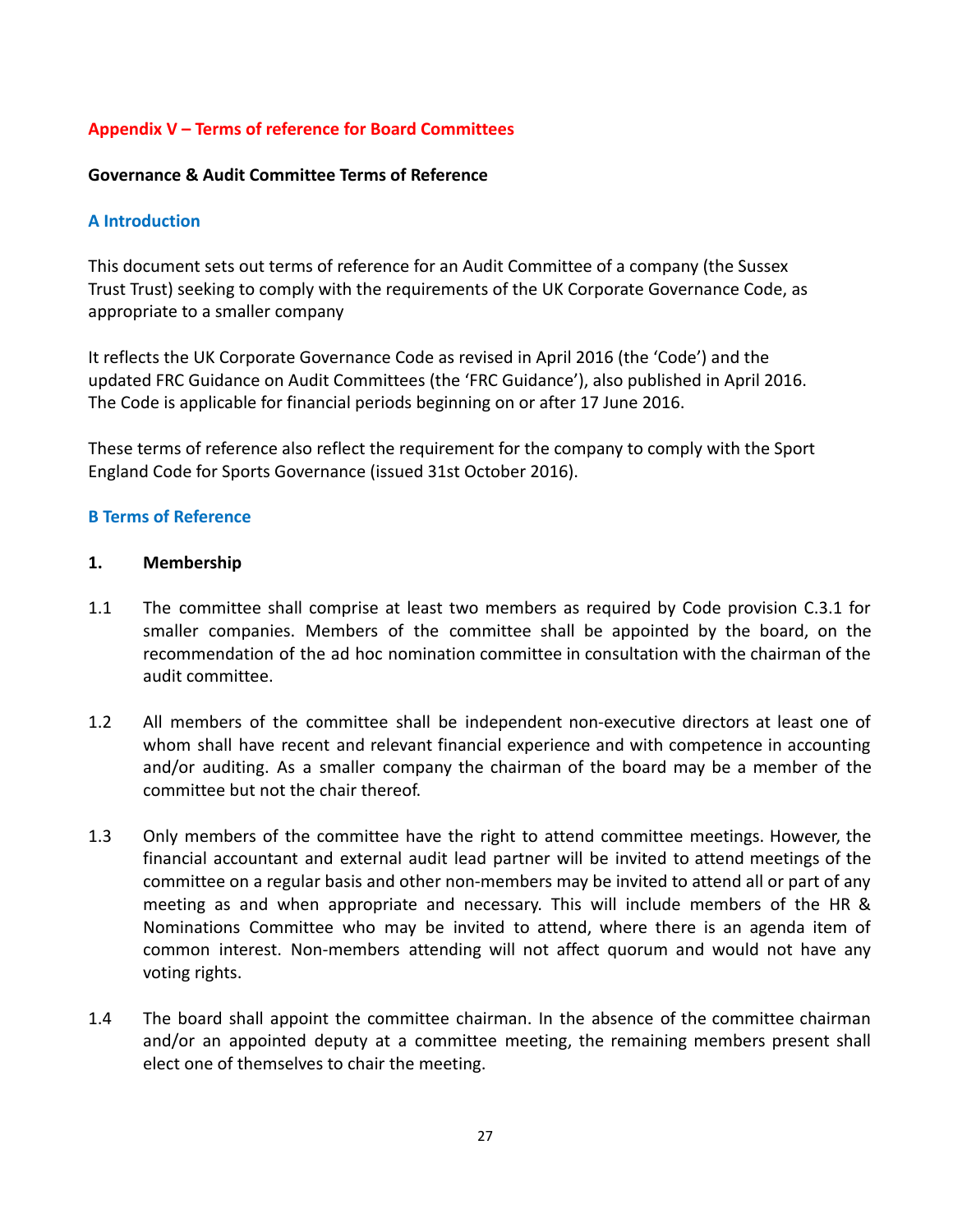## Appendix V – Terms of reference for Board Committees

**Governance & Audit Committee Terms of Reference**

### A Introduction

This document sets out terms of reference for an Audit Committee of a company (the Sussex Trust Trust) seeking to comply with the requirements of the UK Corporate Governance Code, as appropriate to a smaller company

It reflects the UK Corporate Governance Code as revised in April 2016 (the 'Code') and the updated FRC Guidance on Audit Committees (the 'FRC Guidance'), also published in April 2016. The Code is applicable for financial periods beginning on or after 17 June 2016.

These terms of reference also reflect the requirement for the company to comply with the Sport England Code for Sports Governance (issued 31st October 2016).

### B Terms of Reference

**1. Membership**

1.1 The committee shall comprise at least two members as required by Code provision C.3.1 for smaller companies. Members of the committee shall be appointed by the board, on the recommendation of the ad hoc nomination committee in consultation with the chairman of the audit committee.

1.2 All members of the committee shall be independent non-executive directors at least one of whom shall have recent and relevant financial experience and with competence in accounting and/or auditing. As a smaller company the chairman of the board may be a member of the committee but not the chair thereof.

1.3 Only members of the committee have the right to attend committee meetings. However, the financial accountant and external audit lead partner will be invited to attend meetings of the committee on a regular basis and other non-members may be invited to attend all or part of any meeting as and when appropriate and necessary. This will include members of the HR & Nominations Committee who may be invited to attend, where there is an agenda item of common interest. Non-members attending will not affect quorum and would not have any voting rights.

1.4 The board shall appoint the committee chairman. In the absence of the committee chairman and/or an appointed deputy at a committee meeting, the remaining members present shall elect one of themselves to chair the meeting.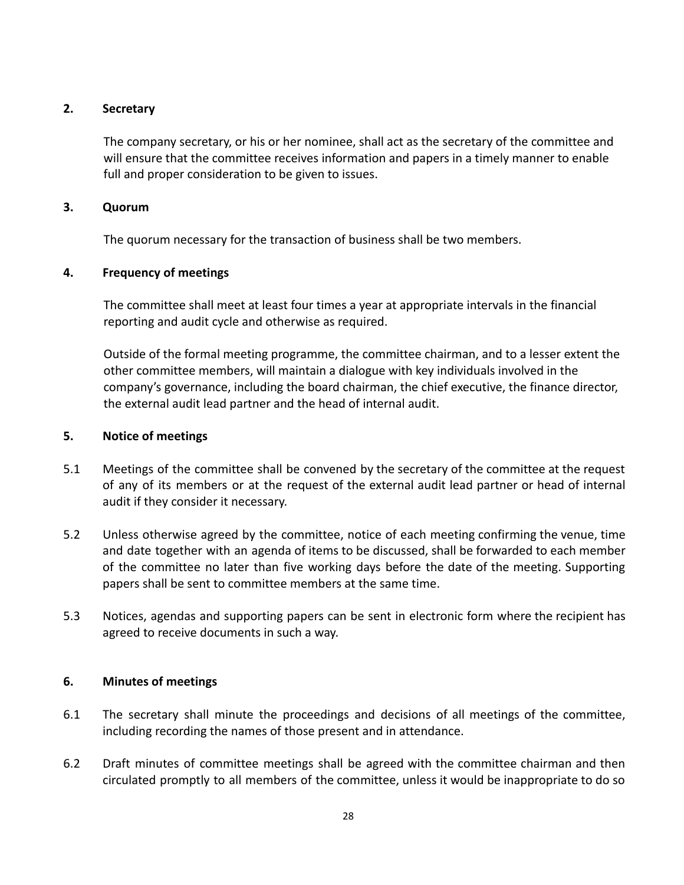## 2. Secretary

The company secretary, or his or her nominee, shall act as the secretary of the committee and will ensure that the committee receives information and papers in a timely manner to enable full and proper consideration to be given to issues.

## 3. Quorum

The quorum necessary for the transaction of business shall be two members.

## 4. Frequency of meetings

The committee shall meet at least four times a year at appropriate intervals in the financial reporting and audit cycle and otherwise as required.

Outside of the formal meeting programme, the committee chairman, and to a lesser extent the other committee members, will maintain a dialogue with key individuals involved in the company's governance, including the board chairman, the chief executive, the finance director, the external audit lead partner and the head of internal audit.

## 5. Notice of meetings

5.1 Meetings of the committee shall be convened by the secretary of the committee at the request of any of its members or at the request of the external audit lead partner or head of internal audit if they consider it necessary.

5.2 Unless otherwise agreed by the committee, notice of each meeting confirming the venue, time and date together with an agenda of items to be discussed, shall be forwarded to each member of the committee no later than five working days before the date of the meeting. Supporting papers shall be sent to committee members at the same time.

5.3 Notices, agendas and supporting papers can be sent in electronic form where the recipient has agreed to receive documents in such a way.

## 6. Minutes of meetings

6.1 The secretary shall minute the proceedings and decisions of all meetings of the committee, including recording the names of those present and in attendance.

6.2 Draft minutes of committee meetings shall be agreed with the committee chairman and then circulated promptly to all members of the committee, unless it would be inappropriate to do so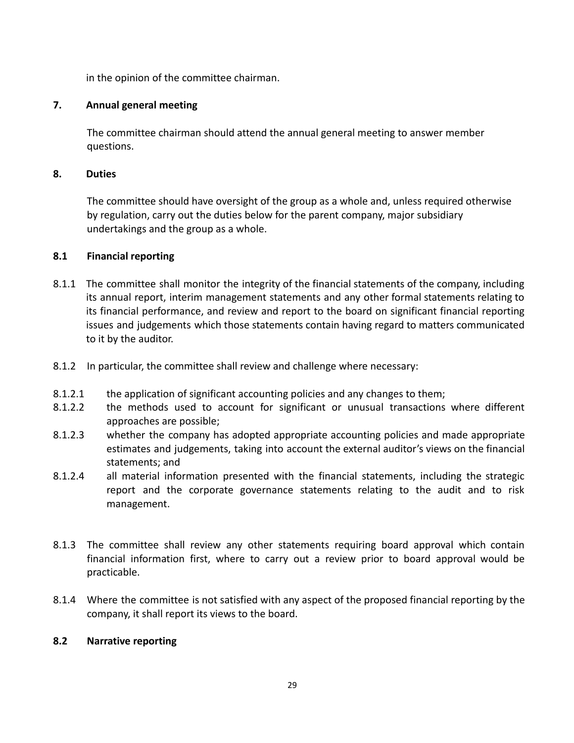in the opinion of the committee chairman.

## 7. Annual general meeting

The committee chairman should attend the annual general meeting to answer member questions.

## 8. Duties

The committee should have oversight of the group as a whole and, unless required otherwise by regulation, carry out the duties below for the parent company, major subsidiary undertakings and the group as a whole.

### 8.1 Financial reporting

8.1.1 The committee shall monitor the integrity of the financial statements of the company, including its annual report, interim management statements and any other formal statements relating to its financial performance, and review and report to the board on significant financial reporting issues and judgements which those statements contain having regard to matters communicated to it by the auditor.

8.1.2 In particular, the committee shall review and challenge where necessary:

8.1.2.1 the application of significant accounting policies and any changes to them;

8.1.2.2 the methods used to account for significant or unusual transactions where different approaches are possible;

8.1.2.3 whether the company has adopted appropriate accounting policies and made appropriate estimates and judgements, taking into account the external auditor's views on the financial statements; and

8.1.2.4 all material information presented with the financial statements, including the strategic report and the corporate governance statements relating to the audit and to risk management.

8.1.3 The committee shall review any other statements requiring board approval which contain financial information first, where to carry out a review prior to board approval would be practicable.

8.1.4 Where the committee is not satisfied with any aspect of the proposed financial reporting by the company, it shall report its views to the board.

### 8.2 Narrative reporting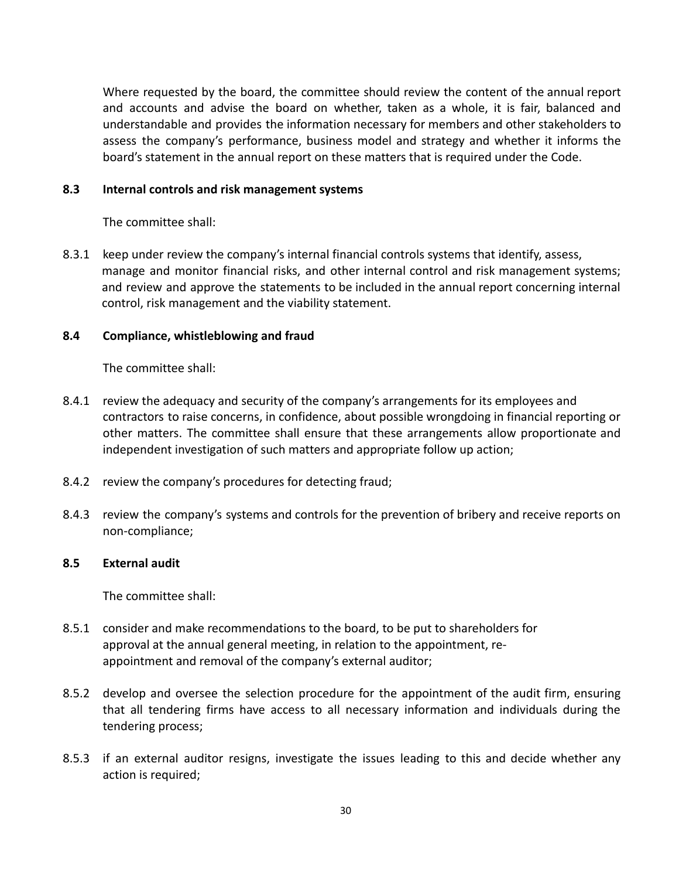Where requested by the board, the committee should review the content of the annual report and accounts and advise the board on whether, taken as a whole, it is fair, balanced and understandable and provides the information necessary for members and other stakeholders to assess the company's performance, business model and strategy and whether it informs the board's statement in the annual report on these matters that is required under the Code.

**8.3 Internal controls and risk management systems**

The committee shall:

8.3.1 keep under review the company's internal financial controls systems that identify, assess, manage and monitor financial risks, and other internal control and risk management systems; and review and approve the statements to be included in the annual report concerning internal control, risk management and the viability statement.

**8.4 Compliance, whistleblowing and fraud**

The committee shall:

8.4.1 review the adequacy and security of the company's arrangements for its employees and contractors to raise concerns, in confidence, about possible wrongdoing in financial reporting or other matters. The committee shall ensure that these arrangements allow proportionate and independent investigation of such matters and appropriate follow up action;

8.4.2 review the company's procedures for detecting fraud;

8.4.3 review the company's systems and controls for the prevention of bribery and receive reports on non-compliance;

**8.5 External audit**

The committee shall:

8.5.1 consider and make recommendations to the board, to be put to shareholders for approval at the annual general meeting, in relation to the appointment, re-appointment and removal of the company's external auditor;

8.5.2 develop and oversee the selection procedure for the appointment of the audit firm, ensuring that all tendering firms have access to all necessary information and individuals during the tendering process;

8.5.3 if an external auditor resigns, investigate the issues leading to this and decide whether any action is required;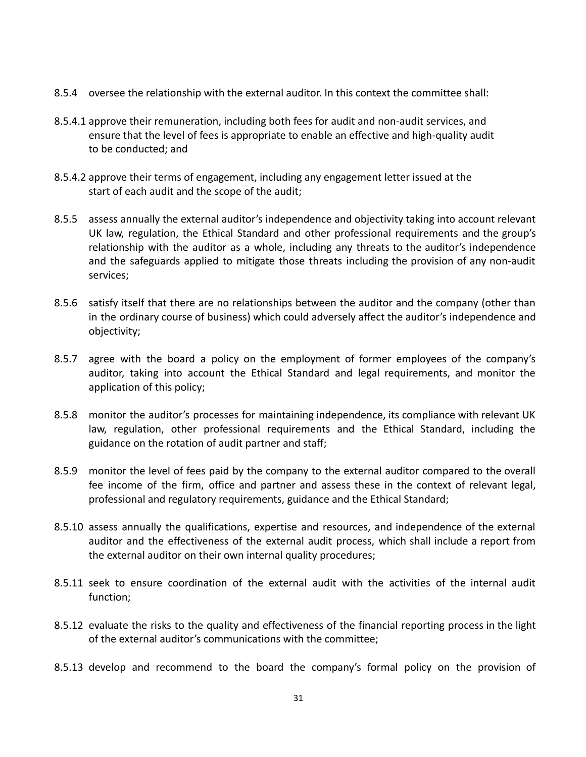8.5.4 oversee the relationship with the external auditor. In this context the committee shall:

8.5.4.1 approve their remuneration, including both fees for audit and non-audit services, and ensure that the level of fees is appropriate to enable an effective and high-quality audit to be conducted; and

8.5.4.2 approve their terms of engagement, including any engagement letter issued at the start of each audit and the scope of the audit;

8.5.5 assess annually the external auditor's independence and objectivity taking into account relevant UK law, regulation, the Ethical Standard and other professional requirements and the group's relationship with the auditor as a whole, including any threats to the auditor's independence and the safeguards applied to mitigate those threats including the provision of any non-audit services;

8.5.6 satisfy itself that there are no relationships between the auditor and the company (other than in the ordinary course of business) which could adversely affect the auditor's independence and objectivity;

8.5.7 agree with the board a policy on the employment of former employees of the company's auditor, taking into account the Ethical Standard and legal requirements, and monitor the application of this policy;

8.5.8 monitor the auditor's processes for maintaining independence, its compliance with relevant UK law, regulation, other professional requirements and the Ethical Standard, including the guidance on the rotation of audit partner and staff;

8.5.9 monitor the level of fees paid by the company to the external auditor compared to the overall fee income of the firm, office and partner and assess these in the context of relevant legal, professional and regulatory requirements, guidance and the Ethical Standard;

8.5.10 assess annually the qualifications, expertise and resources, and independence of the external auditor and the effectiveness of the external audit process, which shall include a report from the external auditor on their own internal quality procedures;

8.5.11 seek to ensure coordination of the external audit with the activities of the internal audit function;

8.5.12 evaluate the risks to the quality and effectiveness of the financial reporting process in the light of the external auditor's communications with the committee;

8.5.13 develop and recommend to the board the company's formal policy on the provision of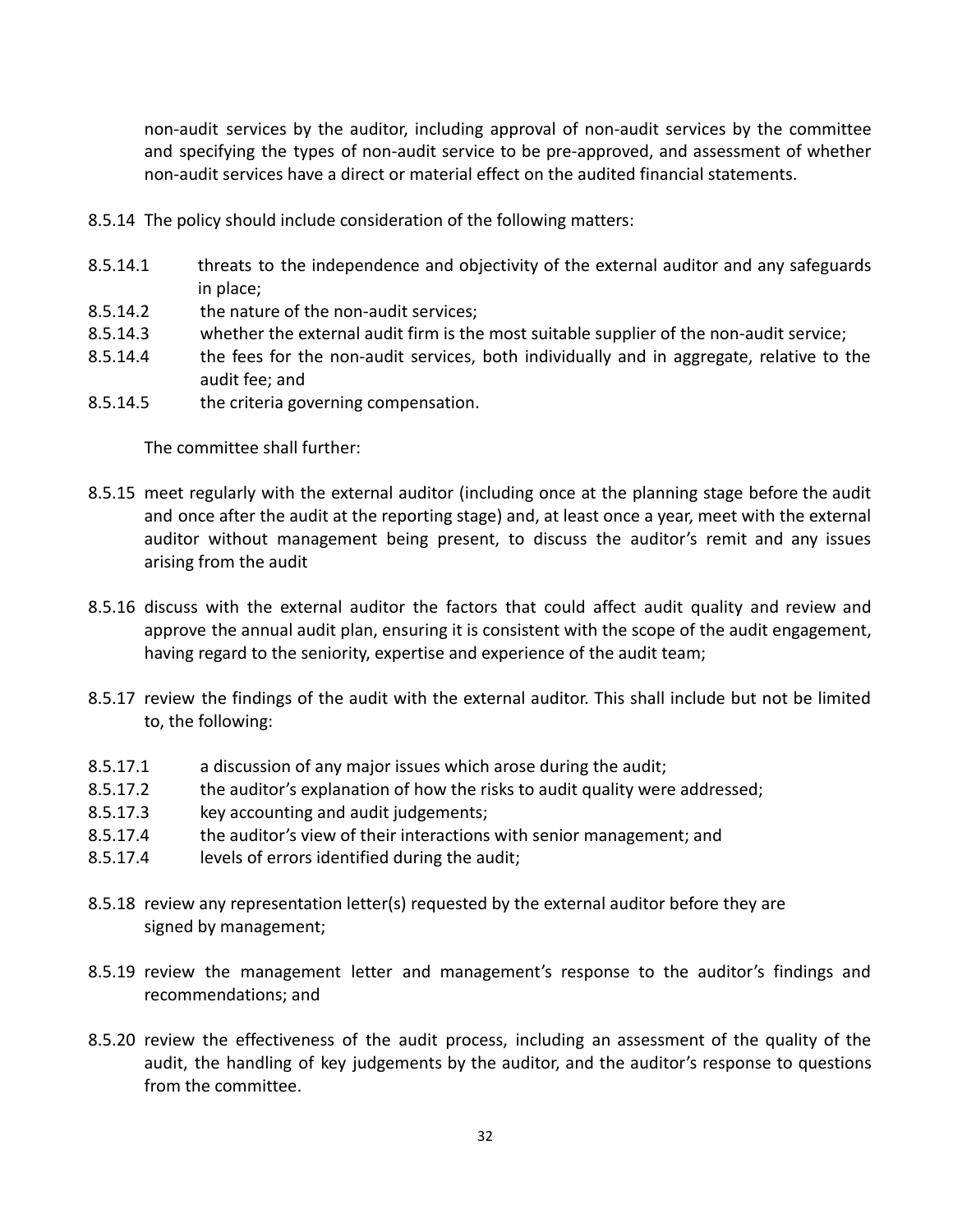non-audit services by the auditor, including approval of non-audit services by the committee and specifying the types of non-audit service to be pre-approved, and assessment of whether non-audit services have a direct or material effect on the audited financial statements.

8.5.14 The policy should include consideration of the following matters:

8.5.14.1 threats to the independence and objectivity of the external auditor and any safeguards in place;

8.5.14.2 the nature of the non-audit services;

8.5.14.3 whether the external audit firm is the most suitable supplier of the non-audit service;

8.5.14.4 the fees for the non-audit services, both individually and in aggregate, relative to the audit fee; and

8.5.14.5 the criteria governing compensation.

The committee shall further:

8.5.15 meet regularly with the external auditor (including once at the planning stage before the audit and once after the audit at the reporting stage) and, at least once a year, meet with the external auditor without management being present, to discuss the auditor's remit and any issues arising from the audit

8.5.16 discuss with the external auditor the factors that could affect audit quality and review and approve the annual audit plan, ensuring it is consistent with the scope of the audit engagement, having regard to the seniority, expertise and experience of the audit team;

8.5.17 review the findings of the audit with the external auditor. This shall include but not be limited to, the following:

8.5.17.1 a discussion of any major issues which arose during the audit;

8.5.17.2 the auditor's explanation of how the risks to audit quality were addressed;

8.5.17.3 key accounting and audit judgements;

8.5.17.4 the auditor's view of their interactions with senior management; and

8.5.17.4 levels of errors identified during the audit;

8.5.18 review any representation letter(s) requested by the external auditor before they are signed by management;

8.5.19 review the management letter and management's response to the auditor's findings and recommendations; and

8.5.20 review the effectiveness of the audit process, including an assessment of the quality of the audit, the handling of key judgements by the auditor, and the auditor's response to questions from the committee.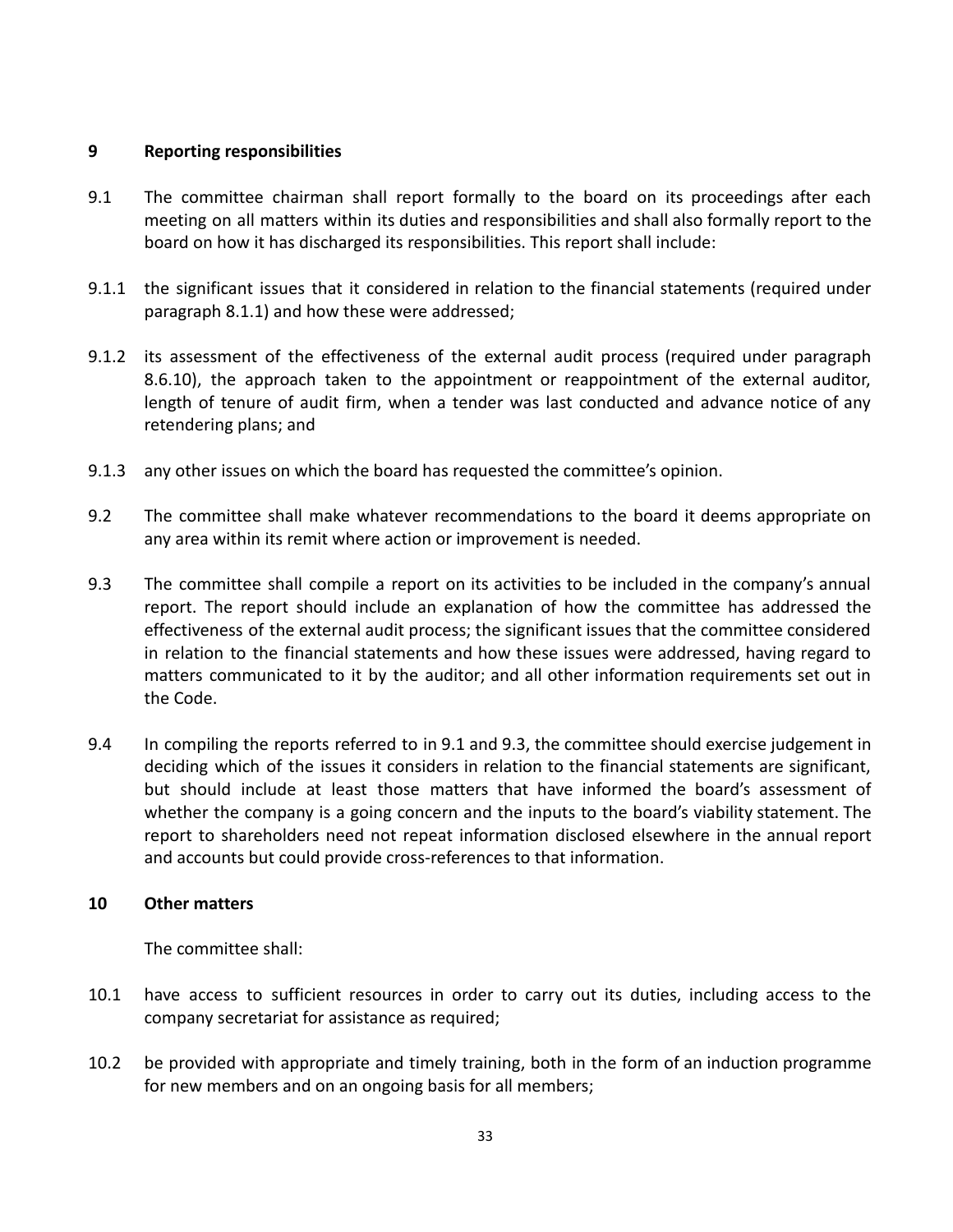## 9 Reporting responsibilities

9.1 The committee chairman shall report formally to the board on its proceedings after each meeting on all matters within its duties and responsibilities and shall also formally report to the board on how it has discharged its responsibilities. This report shall include:

9.1.1 the significant issues that it considered in relation to the financial statements (required under paragraph 8.1.1) and how these were addressed;

9.1.2 its assessment of the effectiveness of the external audit process (required under paragraph 8.6.10), the approach taken to the appointment or reappointment of the external auditor, length of tenure of audit firm, when a tender was last conducted and advance notice of any retendering plans; and

9.1.3 any other issues on which the board has requested the committee's opinion.

9.2 The committee shall make whatever recommendations to the board it deems appropriate on any area within its remit where action or improvement is needed.

9.3 The committee shall compile a report on its activities to be included in the company's annual report. The report should include an explanation of how the committee has addressed the effectiveness of the external audit process; the significant issues that the committee considered in relation to the financial statements and how these issues were addressed, having regard to matters communicated to it by the auditor; and all other information requirements set out in the Code.

9.4 In compiling the reports referred to in 9.1 and 9.3, the committee should exercise judgement in deciding which of the issues it considers in relation to the financial statements are significant, but should include at least those matters that have informed the board's assessment of whether the company is a going concern and the inputs to the board's viability statement. The report to shareholders need not repeat information disclosed elsewhere in the annual report and accounts but could provide cross-references to that information.

## 10 Other matters

The committee shall:

10.1 have access to sufficient resources in order to carry out its duties, including access to the company secretariat for assistance as required;

10.2 be provided with appropriate and timely training, both in the form of an induction programme for new members and on an ongoing basis for all members;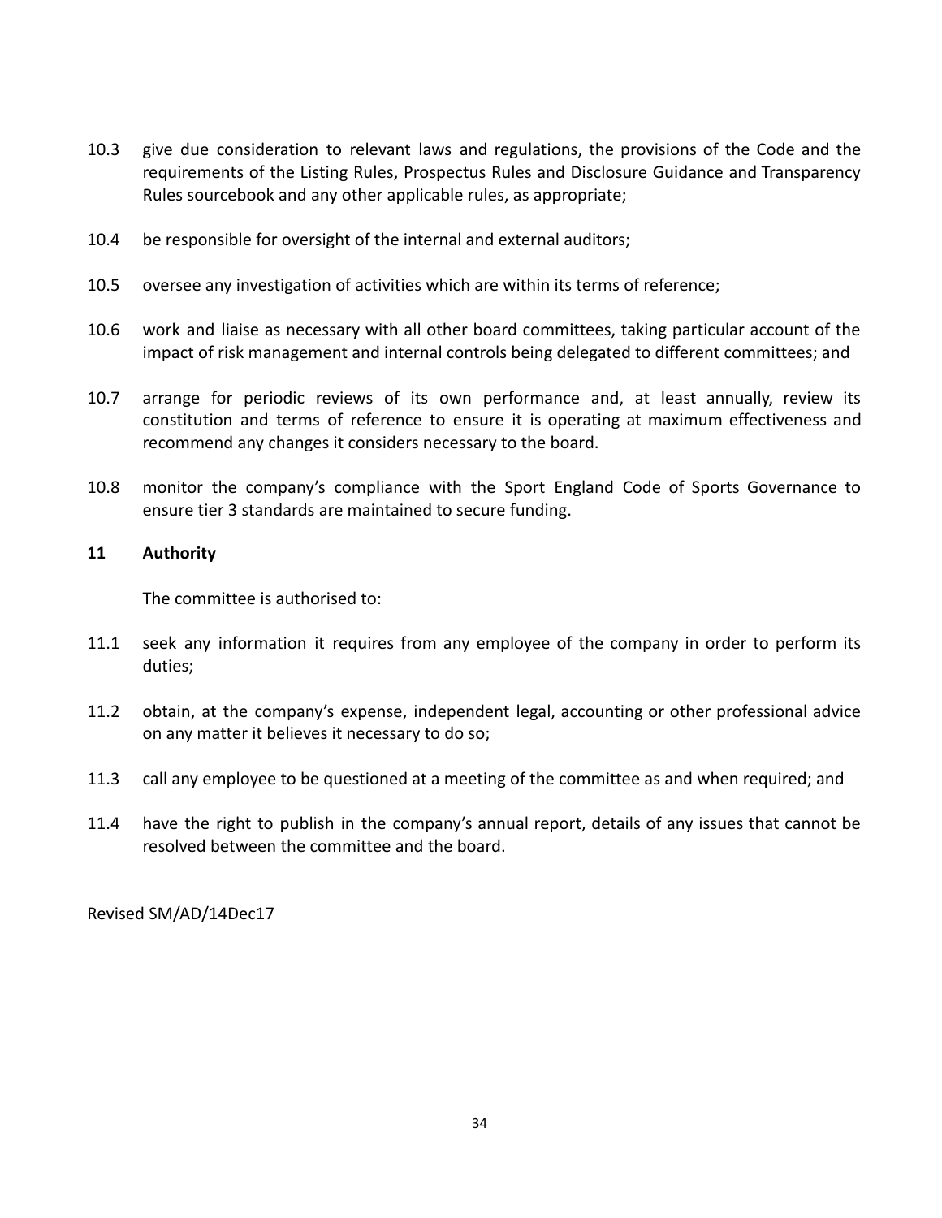10.3 give due consideration to relevant laws and regulations, the provisions of the Code and the requirements of the Listing Rules, Prospectus Rules and Disclosure Guidance and Transparency Rules sourcebook and any other applicable rules, as appropriate;

10.4 be responsible for oversight of the internal and external auditors;

10.5 oversee any investigation of activities which are within its terms of reference;

10.6 work and liaise as necessary with all other board committees, taking particular account of the impact of risk management and internal controls being delegated to different committees; and

10.7 arrange for periodic reviews of its own performance and, at least annually, review its constitution and terms of reference to ensure it is operating at maximum effectiveness and recommend any changes it considers necessary to the board.

10.8 monitor the company's compliance with the Sport England Code of Sports Governance to ensure tier 3 standards are maintained to secure funding.

**11 Authority**

The committee is authorised to:

11.1 seek any information it requires from any employee of the company in order to perform its duties;

11.2 obtain, at the company's expense, independent legal, accounting or other professional advice on any matter it believes it necessary to do so;

11.3 call any employee to be questioned at a meeting of the committee as and when required; and

11.4 have the right to publish in the company's annual report, details of any issues that cannot be resolved between the committee and the board.

Revised SM/AD/14Dec17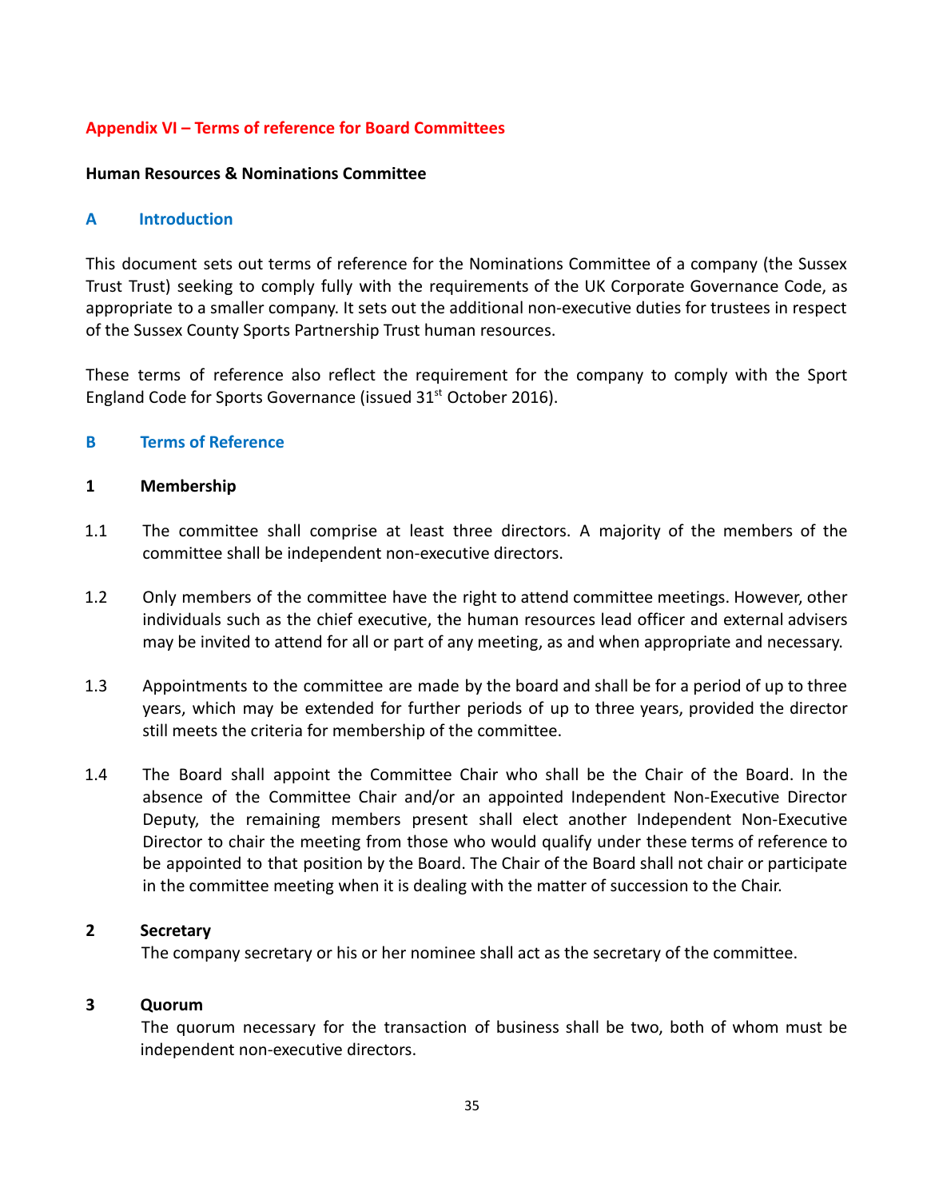## Appendix VI – Terms of reference for Board Committees

**Human Resources & Nominations Committee**

### A Introduction

This document sets out terms of reference for the Nominations Committee of a company (the Sussex Trust Trust) seeking to comply fully with the requirements of the UK Corporate Governance Code, as appropriate to a smaller company. It sets out the additional non-executive duties for trustees in respect of the Sussex County Sports Partnership Trust human resources.

These terms of reference also reflect the requirement for the company to comply with the Sport England Code for Sports Governance (issued 31st October 2016).

### B Terms of Reference

**1 Membership**

1.1 The committee shall comprise at least three directors. A majority of the members of the committee shall be independent non-executive directors.

1.2 Only members of the committee have the right to attend committee meetings. However, other individuals such as the chief executive, the human resources lead officer and external advisers may be invited to attend for all or part of any meeting, as and when appropriate and necessary.

1.3 Appointments to the committee are made by the board and shall be for a period of up to three years, which may be extended for further periods of up to three years, provided the director still meets the criteria for membership of the committee.

1.4 The Board shall appoint the Committee Chair who shall be the Chair of the Board. In the absence of the Committee Chair and/or an appointed Independent Non-Executive Director Deputy, the remaining members present shall elect another Independent Non-Executive Director to chair the meeting from those who would qualify under these terms of reference to be appointed to that position by the Board. The Chair of the Board shall not chair or participate in the committee meeting when it is dealing with the matter of succession to the Chair.

**2 Secretary**

The company secretary or his or her nominee shall act as the secretary of the committee.

**3 Quorum**

The quorum necessary for the transaction of business shall be two, both of whom must be independent non-executive directors.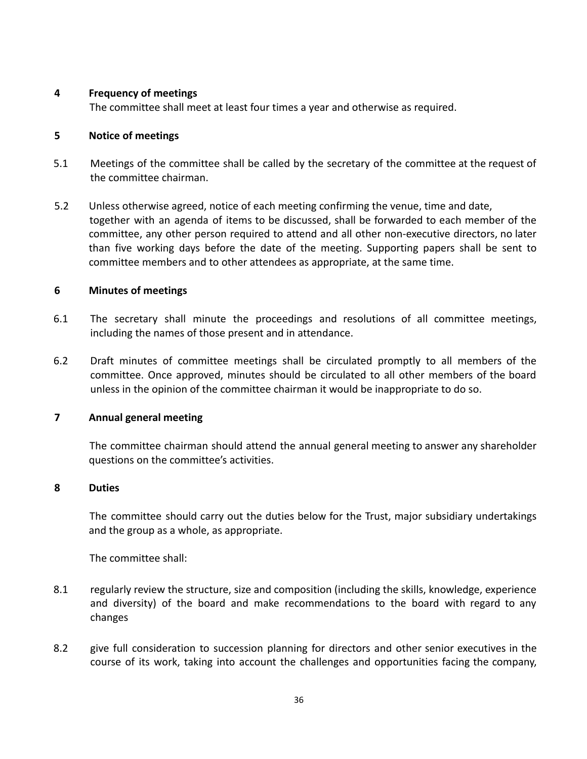**4 Frequency of meetings**

The committee shall meet at least four times a year and otherwise as required.

**5 Notice of meetings**

5.1 Meetings of the committee shall be called by the secretary of the committee at the request of the committee chairman.

5.2 Unless otherwise agreed, notice of each meeting confirming the venue, time and date, together with an agenda of items to be discussed, shall be forwarded to each member of the committee, any other person required to attend and all other non-executive directors, no later than five working days before the date of the meeting. Supporting papers shall be sent to committee members and to other attendees as appropriate, at the same time.

**6 Minutes of meetings**

6.1 The secretary shall minute the proceedings and resolutions of all committee meetings, including the names of those present and in attendance.

6.2 Draft minutes of committee meetings shall be circulated promptly to all members of the committee. Once approved, minutes should be circulated to all other members of the board unless in the opinion of the committee chairman it would be inappropriate to do so.

**7 Annual general meeting**

The committee chairman should attend the annual general meeting to answer any shareholder questions on the committee's activities.

**8 Duties**

The committee should carry out the duties below for the Trust, major subsidiary undertakings and the group as a whole, as appropriate.

The committee shall:

8.1 regularly review the structure, size and composition (including the skills, knowledge, experience and diversity) of the board and make recommendations to the board with regard to any changes

8.2 give full consideration to succession planning for directors and other senior executives in the course of its work, taking into account the challenges and opportunities facing the company,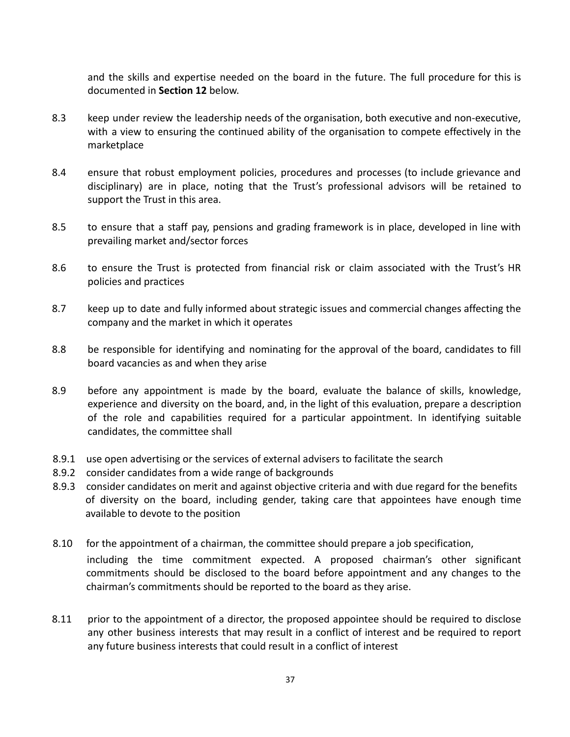and the skills and expertise needed on the board in the future. The full procedure for this is documented in **Section 12** below.

8.3 keep under review the leadership needs of the organisation, both executive and non-executive, with a view to ensuring the continued ability of the organisation to compete effectively in the marketplace

8.4 ensure that robust employment policies, procedures and processes (to include grievance and disciplinary) are in place, noting that the Trust's professional advisors will be retained to support the Trust in this area.

8.5 to ensure that a staff pay, pensions and grading framework is in place, developed in line with prevailing market and/sector forces

8.6 to ensure the Trust is protected from financial risk or claim associated with the Trust's HR policies and practices

8.7 keep up to date and fully informed about strategic issues and commercial changes affecting the company and the market in which it operates

8.8 be responsible for identifying and nominating for the approval of the board, candidates to fill board vacancies as and when they arise

8.9 before any appointment is made by the board, evaluate the balance of skills, knowledge, experience and diversity on the board, and, in the light of this evaluation, prepare a description of the role and capabilities required for a particular appointment. In identifying suitable candidates, the committee shall

8.9.1 use open advertising or the services of external advisers to facilitate the search

8.9.2 consider candidates from a wide range of backgrounds

8.9.3 consider candidates on merit and against objective criteria and with due regard for the benefits of diversity on the board, including gender, taking care that appointees have enough time available to devote to the position

8.10 for the appointment of a chairman, the committee should prepare a job specification, including the time commitment expected. A proposed chairman's other significant commitments should be disclosed to the board before appointment and any changes to the chairman's commitments should be reported to the board as they arise.

8.11 prior to the appointment of a director, the proposed appointee should be required to disclose any other business interests that may result in a conflict of interest and be required to report any future business interests that could result in a conflict of interest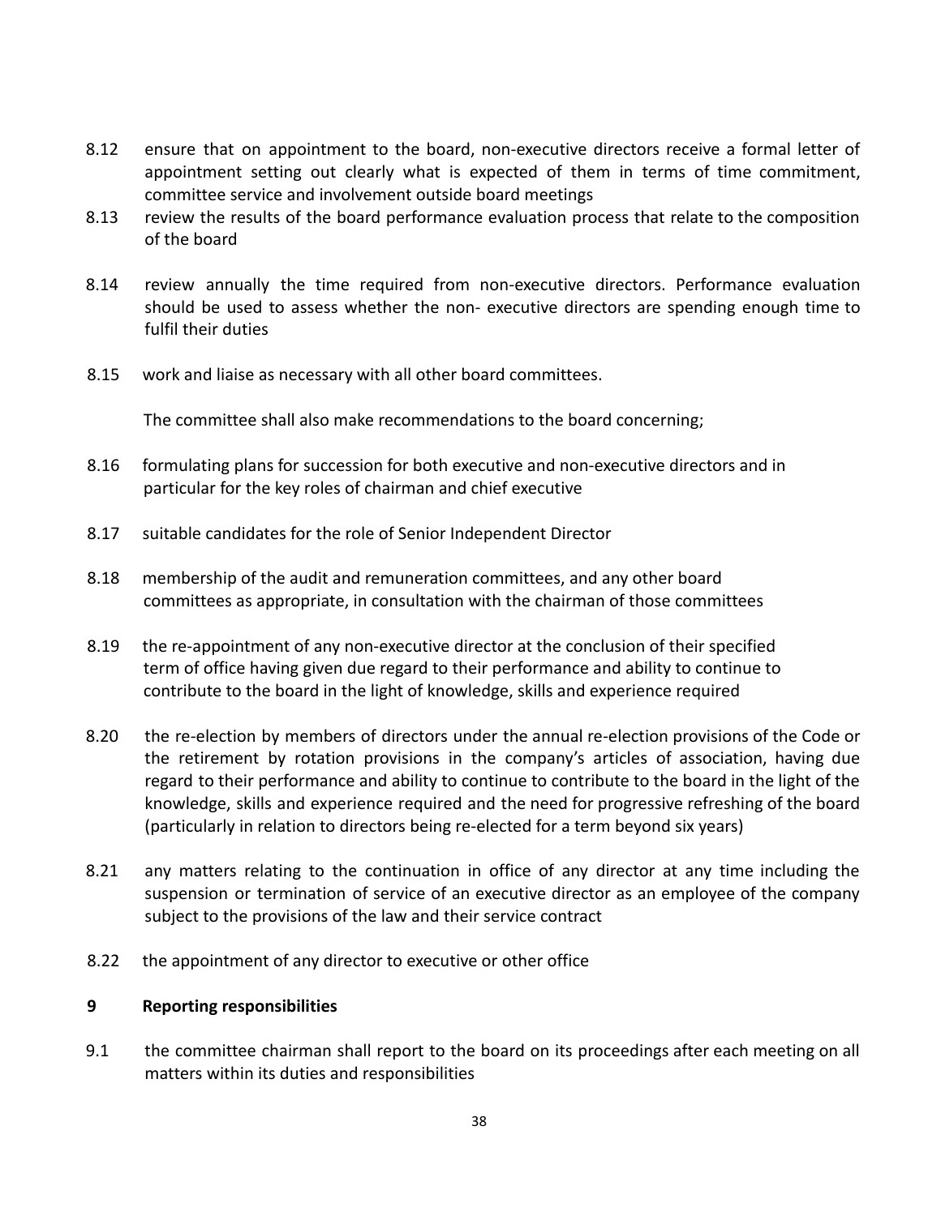8.12 ensure that on appointment to the board, non-executive directors receive a formal letter of appointment setting out clearly what is expected of them in terms of time commitment, committee service and involvement outside board meetings

8.13 review the results of the board performance evaluation process that relate to the composition of the board

8.14 review annually the time required from non-executive directors. Performance evaluation should be used to assess whether the non- executive directors are spending enough time to fulfil their duties

8.15 work and liaise as necessary with all other board committees.

The committee shall also make recommendations to the board concerning;

8.16 formulating plans for succession for both executive and non-executive directors and in particular for the key roles of chairman and chief executive

8.17 suitable candidates for the role of Senior Independent Director

8.18 membership of the audit and remuneration committees, and any other board committees as appropriate, in consultation with the chairman of those committees

8.19 the re-appointment of any non-executive director at the conclusion of their specified term of office having given due regard to their performance and ability to continue to contribute to the board in the light of knowledge, skills and experience required

8.20 the re-election by members of directors under the annual re-election provisions of the Code or the retirement by rotation provisions in the company's articles of association, having due regard to their performance and ability to continue to contribute to the board in the light of the knowledge, skills and experience required and the need for progressive refreshing of the board (particularly in relation to directors being re-elected for a term beyond six years)

8.21 any matters relating to the continuation in office of any director at any time including the suspension or termination of service of an executive director as an employee of the company subject to the provisions of the law and their service contract

8.22 the appointment of any director to executive or other office

## 9 Reporting responsibilities

9.1 the committee chairman shall report to the board on its proceedings after each meeting on all matters within its duties and responsibilities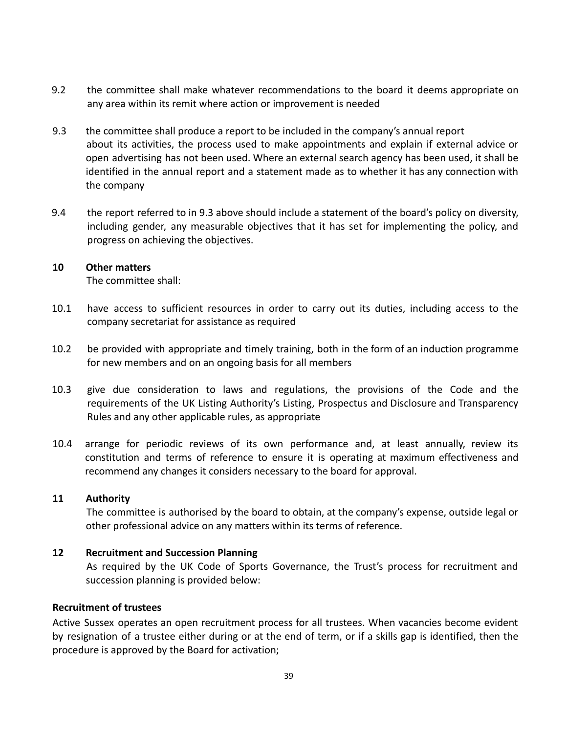9.2 the committee shall make whatever recommendations to the board it deems appropriate on any area within its remit where action or improvement is needed

9.3 the committee shall produce a report to be included in the company's annual report about its activities, the process used to make appointments and explain if external advice or open advertising has not been used. Where an external search agency has been used, it shall be identified in the annual report and a statement made as to whether it has any connection with the company

9.4 the report referred to in 9.3 above should include a statement of the board's policy on diversity, including gender, any measurable objectives that it has set for implementing the policy, and progress on achieving the objectives.

**10 Other matters**

The committee shall:

10.1 have access to sufficient resources in order to carry out its duties, including access to the company secretariat for assistance as required

10.2 be provided with appropriate and timely training, both in the form of an induction programme for new members and on an ongoing basis for all members

10.3 give due consideration to laws and regulations, the provisions of the Code and the requirements of the UK Listing Authority's Listing, Prospectus and Disclosure and Transparency Rules and any other applicable rules, as appropriate

10.4 arrange for periodic reviews of its own performance and, at least annually, review its constitution and terms of reference to ensure it is operating at maximum effectiveness and recommend any changes it considers necessary to the board for approval.

**11 Authority**

The committee is authorised by the board to obtain, at the company's expense, outside legal or other professional advice on any matters within its terms of reference.

**12 Recruitment and Succession Planning**

As required by the UK Code of Sports Governance, the Trust's process for recruitment and succession planning is provided below:

**Recruitment of trustees**

Active Sussex operates an open recruitment process for all trustees. When vacancies become evident by resignation of a trustee either during or at the end of term, or if a skills gap is identified, then the procedure is approved by the Board for activation;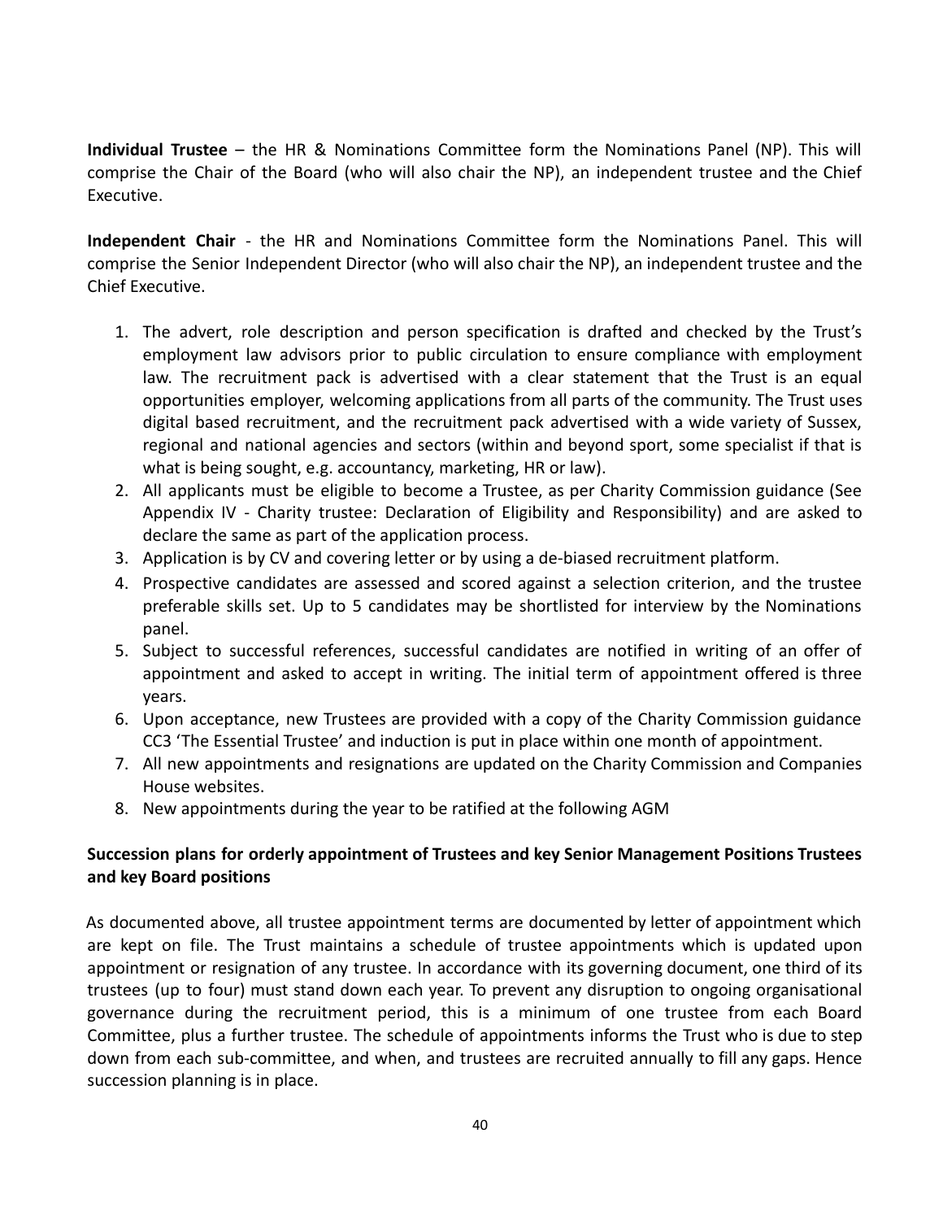**Individual Trustee** – the HR & Nominations Committee form the Nominations Panel (NP). This will comprise the Chair of the Board (who will also chair the NP), an independent trustee and the Chief Executive.

**Independent Chair** - the HR and Nominations Committee form the Nominations Panel. This will comprise the Senior Independent Director (who will also chair the NP), an independent trustee and the Chief Executive.

1. The advert, role description and person specification is drafted and checked by the Trust's employment law advisors prior to public circulation to ensure compliance with employment law. The recruitment pack is advertised with a clear statement that the Trust is an equal opportunities employer, welcoming applications from all parts of the community. The Trust uses digital based recruitment, and the recruitment pack advertised with a wide variety of Sussex, regional and national agencies and sectors (within and beyond sport, some specialist if that is what is being sought, e.g. accountancy, marketing, HR or law).
2. All applicants must be eligible to become a Trustee, as per Charity Commission guidance (See Appendix IV - Charity trustee: Declaration of Eligibility and Responsibility) and are asked to declare the same as part of the application process.
3. Application is by CV and covering letter or by using a de-biased recruitment platform.
4. Prospective candidates are assessed and scored against a selection criterion, and the trustee preferable skills set. Up to 5 candidates may be shortlisted for interview by the Nominations panel.
5. Subject to successful references, successful candidates are notified in writing of an offer of appointment and asked to accept in writing. The initial term of appointment offered is three years.
6. Upon acceptance, new Trustees are provided with a copy of the Charity Commission guidance CC3 'The Essential Trustee' and induction is put in place within one month of appointment.
7. All new appointments and resignations are updated on the Charity Commission and Companies House websites.
8. New appointments during the year to be ratified at the following AGM

**Succession plans for orderly appointment of Trustees and key Senior Management Positions Trustees and key Board positions**

As documented above, all trustee appointment terms are documented by letter of appointment which are kept on file. The Trust maintains a schedule of trustee appointments which is updated upon appointment or resignation of any trustee. In accordance with its governing document, one third of its trustees (up to four) must stand down each year. To prevent any disruption to ongoing organisational governance during the recruitment period, this is a minimum of one trustee from each Board Committee, plus a further trustee. The schedule of appointments informs the Trust who is due to step down from each sub-committee, and when, and trustees are recruited annually to fill any gaps. Hence succession planning is in place.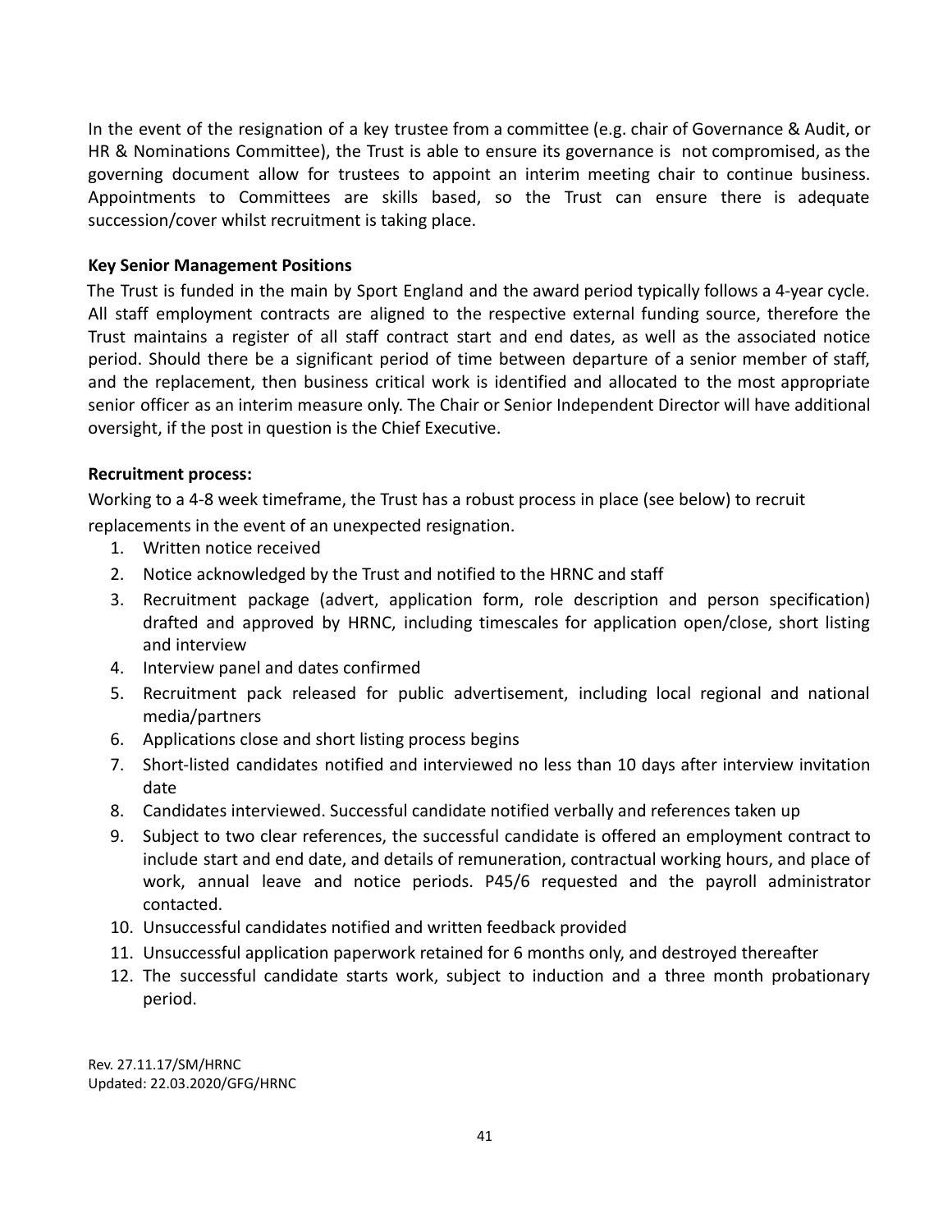In the event of the resignation of a key trustee from a committee (e.g. chair of Governance & Audit, or HR & Nominations Committee), the Trust is able to ensure its governance is not compromised, as the governing document allow for trustees to appoint an interim meeting chair to continue business. Appointments to Committees are skills based, so the Trust can ensure there is adequate succession/cover whilst recruitment is taking place.

**Key Senior Management Positions**

The Trust is funded in the main by Sport England and the award period typically follows a 4-year cycle. All staff employment contracts are aligned to the respective external funding source, therefore the Trust maintains a register of all staff contract start and end dates, as well as the associated notice period. Should there be a significant period of time between departure of a senior member of staff, and the replacement, then business critical work is identified and allocated to the most appropriate senior officer as an interim measure only. The Chair or Senior Independent Director will have additional oversight, if the post in question is the Chief Executive.

**Recruitment process:**

Working to a 4-8 week timeframe, the Trust has a robust process in place (see below) to recruit replacements in the event of an unexpected resignation.

1. Written notice received
2. Notice acknowledged by the Trust and notified to the HRNC and staff
3. Recruitment package (advert, application form, role description and person specification) drafted and approved by HRNC, including timescales for application open/close, short listing and interview
4. Interview panel and dates confirmed
5. Recruitment pack released for public advertisement, including local regional and national media/partners
6. Applications close and short listing process begins
7. Short-listed candidates notified and interviewed no less than 10 days after interview invitation date
8. Candidates interviewed. Successful candidate notified verbally and references taken up
9. Subject to two clear references, the successful candidate is offered an employment contract to include start and end date, and details of remuneration, contractual working hours, and place of work, annual leave and notice periods. P45/6 requested and the payroll administrator contacted.
10. Unsuccessful candidates notified and written feedback provided
11. Unsuccessful application paperwork retained for 6 months only, and destroyed thereafter
12. The successful candidate starts work, subject to induction and a three month probationary period.

Rev. 27.11.17/SM/HRNC
Updated: 22.03.2020/GFG/HRNC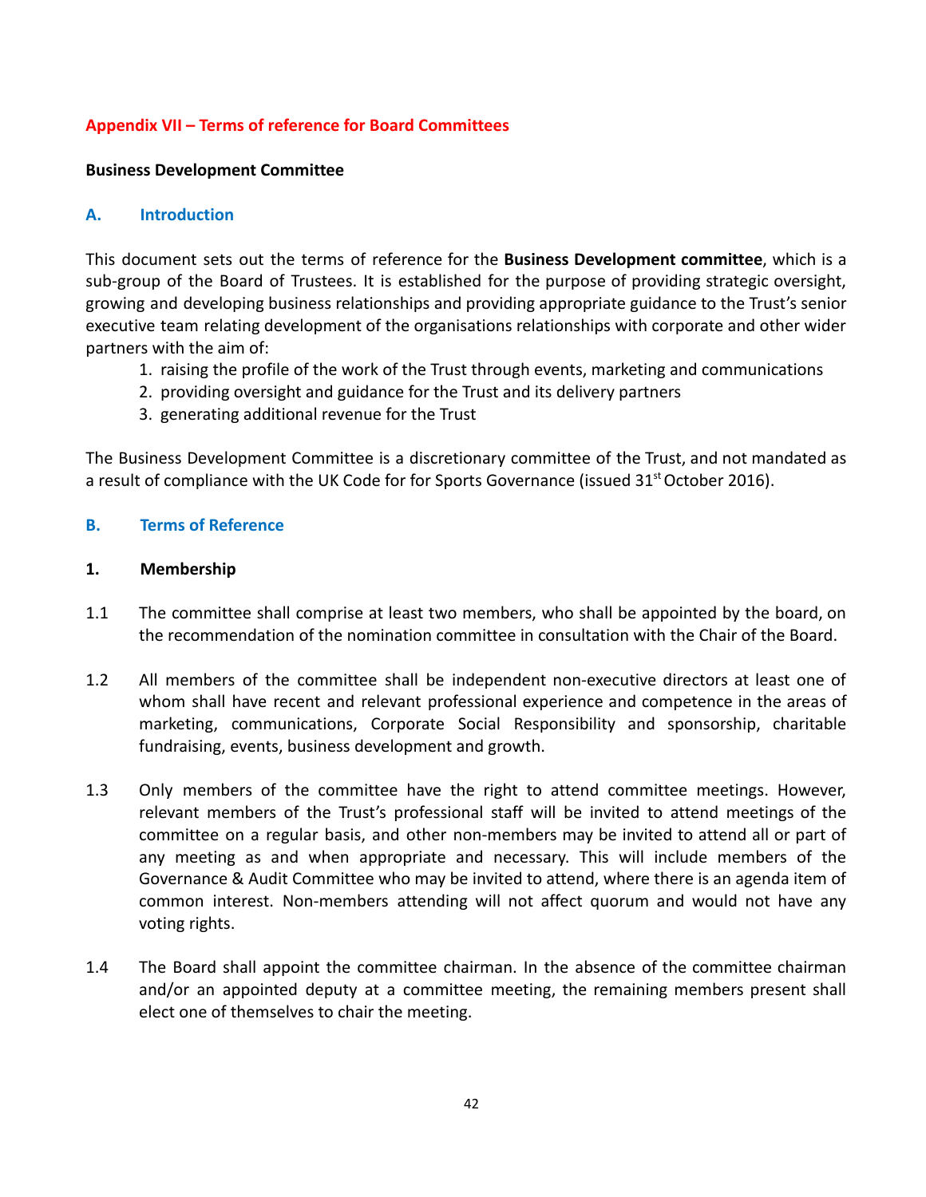# Appendix VII – Terms of reference for Board Committees

**Business Development Committee**

## A. Introduction

This document sets out the terms of reference for the **Business Development committee**, which is a sub-group of the Board of Trustees. It is established for the purpose of providing strategic oversight, growing and developing business relationships and providing appropriate guidance to the Trust's senior executive team relating development of the organisations relationships with corporate and other wider partners with the aim of:

1. raising the profile of the work of the Trust through events, marketing and communications
2. providing oversight and guidance for the Trust and its delivery partners
3. generating additional revenue for the Trust

The Business Development Committee is a discretionary committee of the Trust, and not mandated as a result of compliance with the UK Code for for Sports Governance (issued 31st October 2016).

## B. Terms of Reference

### 1. Membership

1.1 The committee shall comprise at least two members, who shall be appointed by the board, on the recommendation of the nomination committee in consultation with the Chair of the Board.

1.2 All members of the committee shall be independent non-executive directors at least one of whom shall have recent and relevant professional experience and competence in the areas of marketing, communications, Corporate Social Responsibility and sponsorship, charitable fundraising, events, business development and growth.

1.3 Only members of the committee have the right to attend committee meetings. However, relevant members of the Trust's professional staff will be invited to attend meetings of the committee on a regular basis, and other non-members may be invited to attend all or part of any meeting as and when appropriate and necessary. This will include members of the Governance & Audit Committee who may be invited to attend, where there is an agenda item of common interest. Non-members attending will not affect quorum and would not have any voting rights.

1.4 The Board shall appoint the committee chairman. In the absence of the committee chairman and/or an appointed deputy at a committee meeting, the remaining members present shall elect one of themselves to chair the meeting.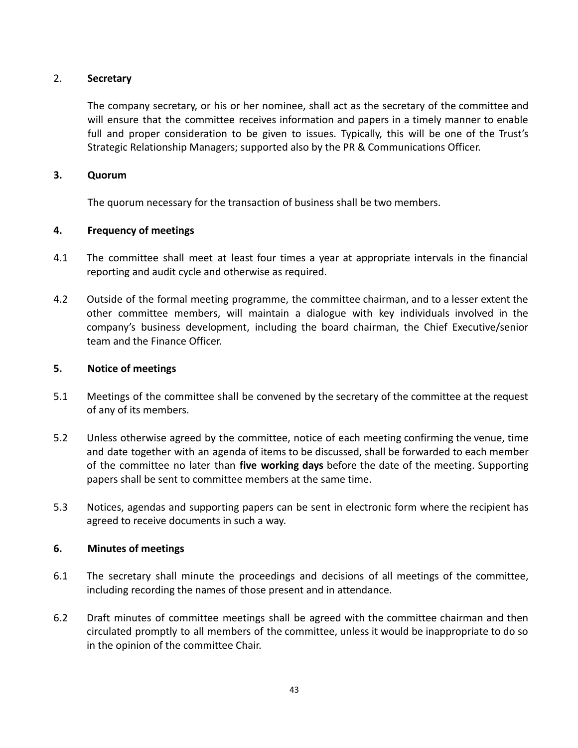## 2. **Secretary**

The company secretary, or his or her nominee, shall act as the secretary of the committee and will ensure that the committee receives information and papers in a timely manner to enable full and proper consideration to be given to issues. Typically, this will be one of the Trust's Strategic Relationship Managers; supported also by the PR & Communications Officer.

## 3. **Quorum**

The quorum necessary for the transaction of business shall be two members.

## 4. **Frequency of meetings**

4.1 The committee shall meet at least four times a year at appropriate intervals in the financial reporting and audit cycle and otherwise as required.

4.2 Outside of the formal meeting programme, the committee chairman, and to a lesser extent the other committee members, will maintain a dialogue with key individuals involved in the company's business development, including the board chairman, the Chief Executive/senior team and the Finance Officer.

## 5. **Notice of meetings**

5.1 Meetings of the committee shall be convened by the secretary of the committee at the request of any of its members.

5.2 Unless otherwise agreed by the committee, notice of each meeting confirming the venue, time and date together with an agenda of items to be discussed, shall be forwarded to each member of the committee no later than **five working days** before the date of the meeting. Supporting papers shall be sent to committee members at the same time.

5.3 Notices, agendas and supporting papers can be sent in electronic form where the recipient has agreed to receive documents in such a way.

## 6. **Minutes of meetings**

6.1 The secretary shall minute the proceedings and decisions of all meetings of the committee, including recording the names of those present and in attendance.

6.2 Draft minutes of committee meetings shall be agreed with the committee chairman and then circulated promptly to all members of the committee, unless it would be inappropriate to do so in the opinion of the committee Chair.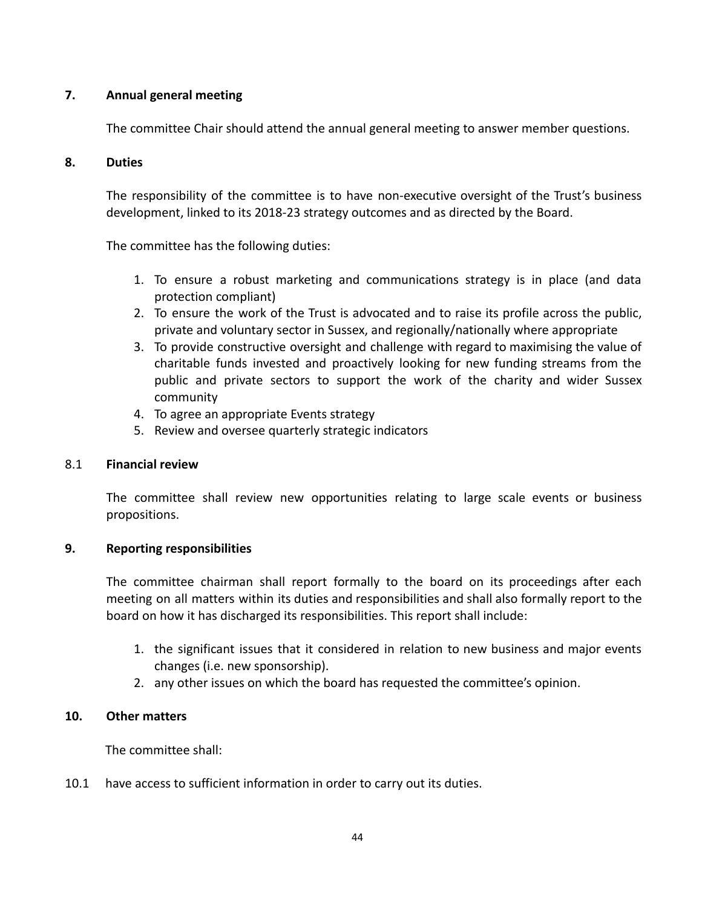**7. Annual general meeting**

The committee Chair should attend the annual general meeting to answer member questions.

**8. Duties**

The responsibility of the committee is to have non-executive oversight of the Trust's business development, linked to its 2018-23 strategy outcomes and as directed by the Board.

The committee has the following duties:

1. To ensure a robust marketing and communications strategy is in place (and data protection compliant)
2. To ensure the work of the Trust is advocated and to raise its profile across the public, private and voluntary sector in Sussex, and regionally/nationally where appropriate
3. To provide constructive oversight and challenge with regard to maximising the value of charitable funds invested and proactively looking for new funding streams from the public and private sectors to support the work of the charity and wider Sussex community
4. To agree an appropriate Events strategy
5. Review and oversee quarterly strategic indicators

8.1 **Financial review**

The committee shall review new opportunities relating to large scale events or business propositions.

**9. Reporting responsibilities**

The committee chairman shall report formally to the board on its proceedings after each meeting on all matters within its duties and responsibilities and shall also formally report to the board on how it has discharged its responsibilities. This report shall include:

1. the significant issues that it considered in relation to new business and major events changes (i.e. new sponsorship).
2. any other issues on which the board has requested the committee's opinion.

**10. Other matters**

The committee shall:

10.1 have access to sufficient information in order to carry out its duties.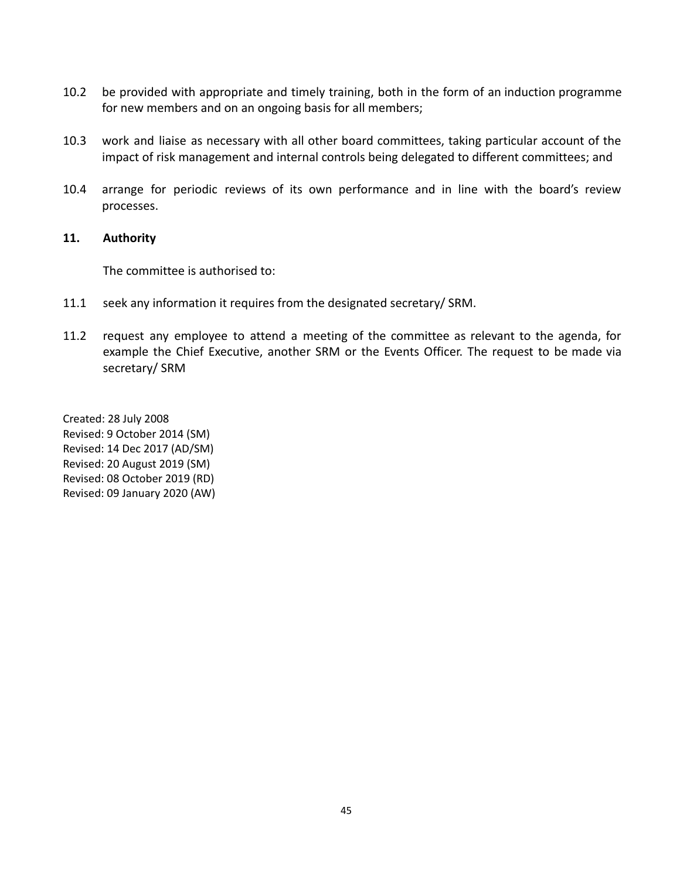10.2 be provided with appropriate and timely training, both in the form of an induction programme for new members and on an ongoing basis for all members;

10.3 work and liaise as necessary with all other board committees, taking particular account of the impact of risk management and internal controls being delegated to different committees; and

10.4 arrange for periodic reviews of its own performance and in line with the board's review processes.

## 11. Authority

The committee is authorised to:

11.1 seek any information it requires from the designated secretary/ SRM.

11.2 request any employee to attend a meeting of the committee as relevant to the agenda, for example the Chief Executive, another SRM or the Events Officer. The request to be made via secretary/ SRM

Created: 28 July 2008
Revised: 9 October 2014 (SM)
Revised: 14 Dec 2017 (AD/SM)
Revised: 20 August 2019 (SM)
Revised: 08 October 2019 (RD)
Revised: 09 January 2020 (AW)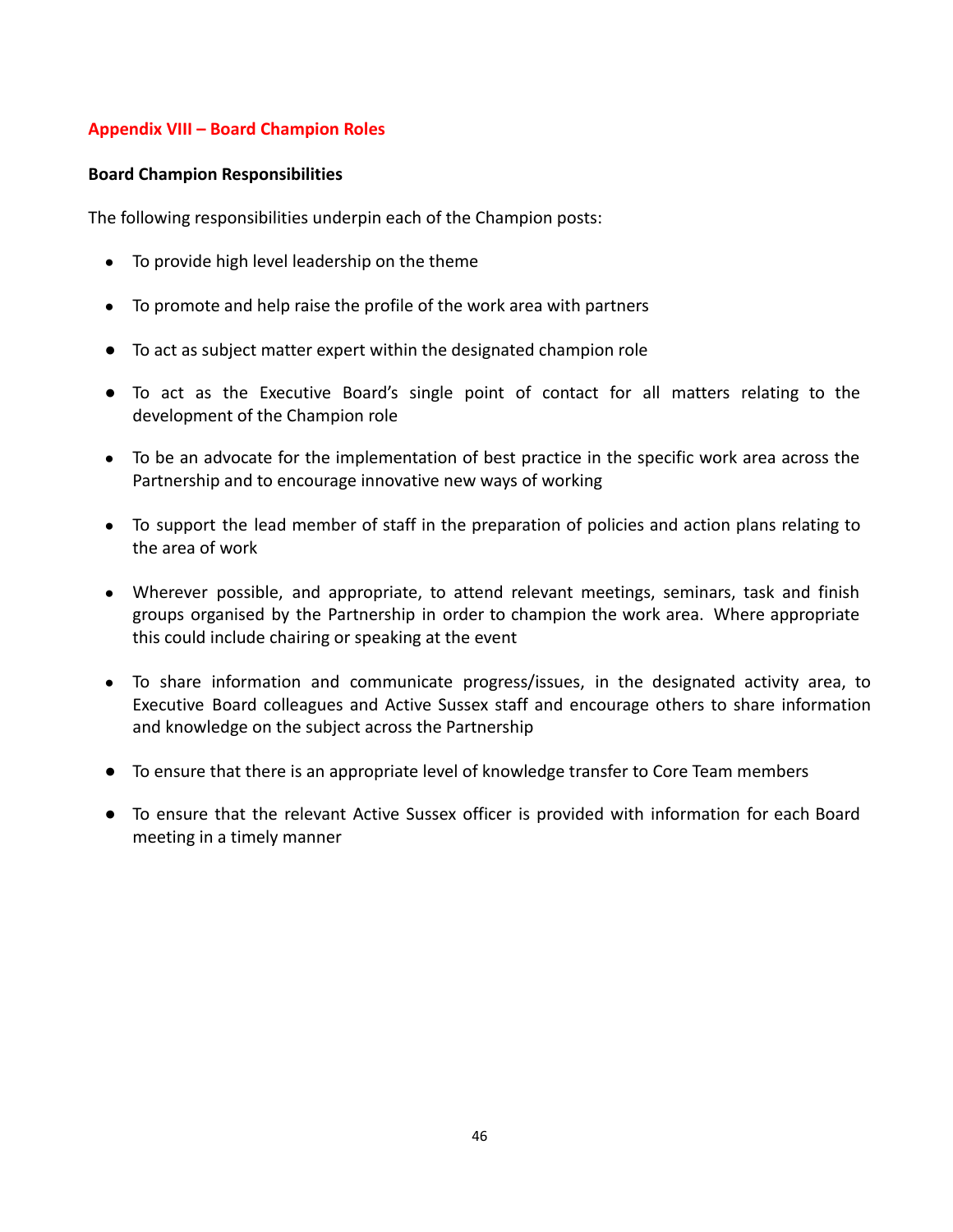## Appendix VIII – Board Champion Roles

**Board Champion Responsibilities**

The following responsibilities underpin each of the Champion posts:

- To provide high level leadership on the theme
- To promote and help raise the profile of the work area with partners
- To act as subject matter expert within the designated champion role
- To act as the Executive Board's single point of contact for all matters relating to the development of the Champion role
- To be an advocate for the implementation of best practice in the specific work area across the Partnership and to encourage innovative new ways of working
- To support the lead member of staff in the preparation of policies and action plans relating to the area of work
- Wherever possible, and appropriate, to attend relevant meetings, seminars, task and finish groups organised by the Partnership in order to champion the work area. Where appropriate this could include chairing or speaking at the event
- To share information and communicate progress/issues, in the designated activity area, to Executive Board colleagues and Active Sussex staff and encourage others to share information and knowledge on the subject across the Partnership
- To ensure that there is an appropriate level of knowledge transfer to Core Team members
- To ensure that the relevant Active Sussex officer is provided with information for each Board meeting in a timely manner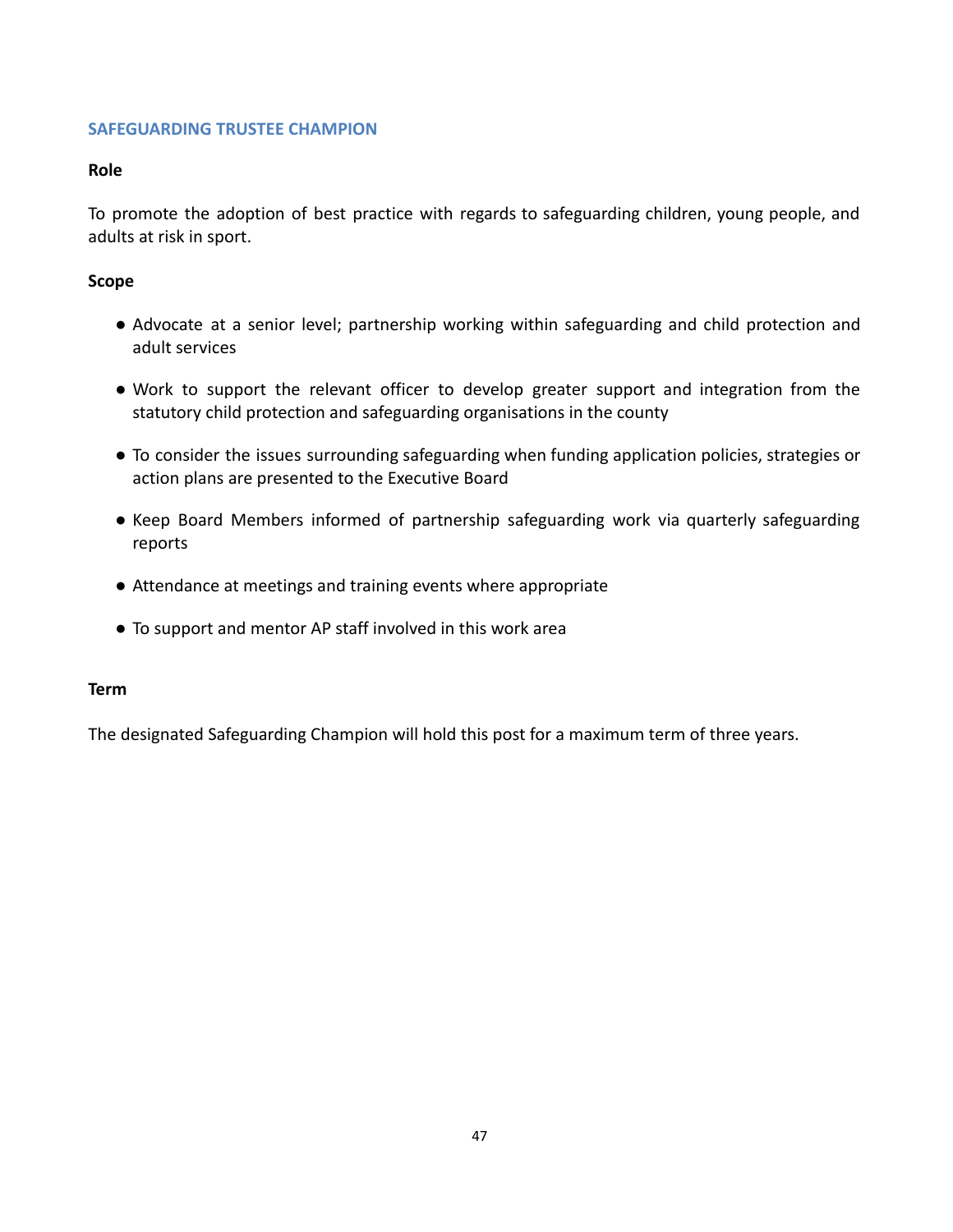## SAFEGUARDING TRUSTEE CHAMPION

**Role**

To promote the adoption of best practice with regards to safeguarding children, young people, and adults at risk in sport.

**Scope**

- Advocate at a senior level; partnership working within safeguarding and child protection and adult services
- Work to support the relevant officer to develop greater support and integration from the statutory child protection and safeguarding organisations in the county
- To consider the issues surrounding safeguarding when funding application policies, strategies or action plans are presented to the Executive Board
- Keep Board Members informed of partnership safeguarding work via quarterly safeguarding reports
- Attendance at meetings and training events where appropriate
- To support and mentor AP staff involved in this work area

**Term**

The designated Safeguarding Champion will hold this post for a maximum term of three years.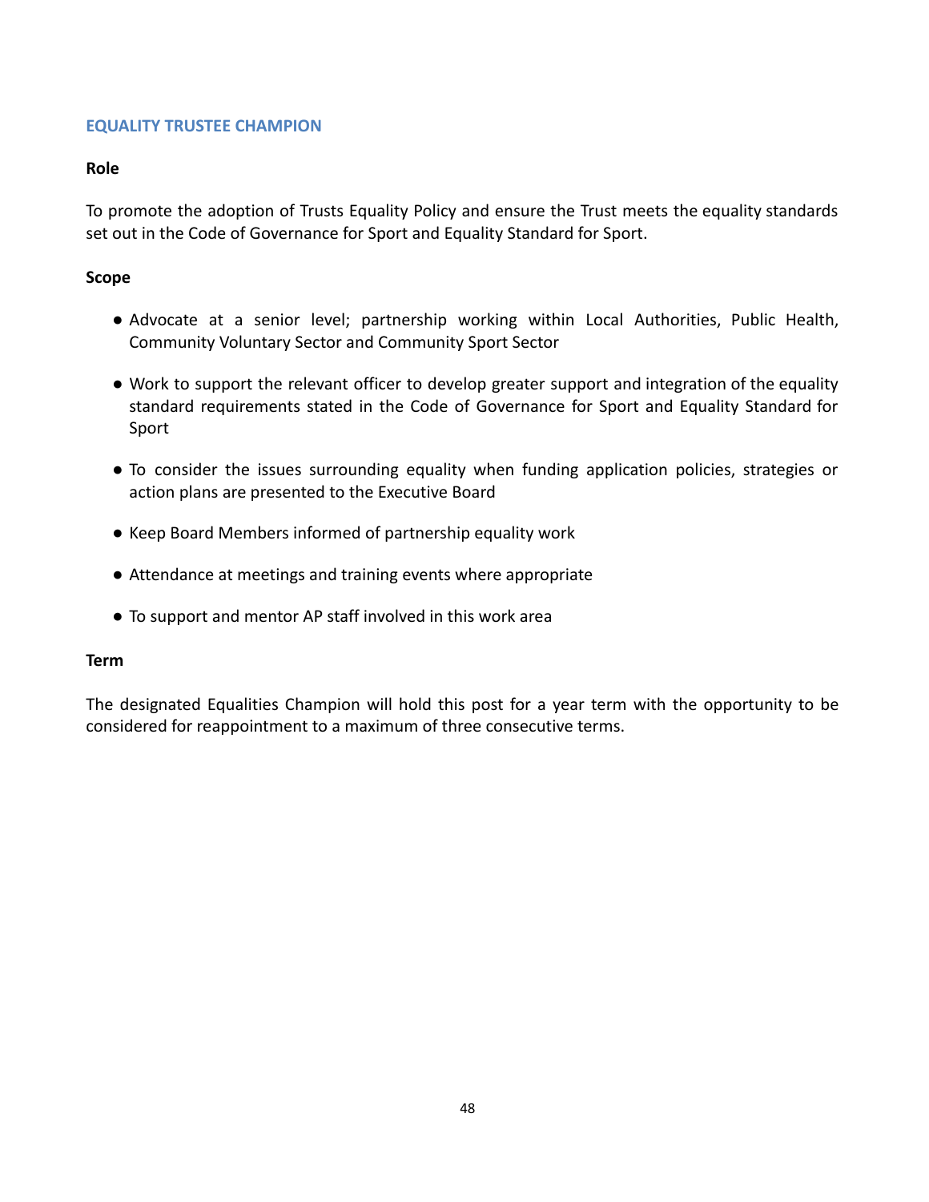## EQUALITY TRUSTEE CHAMPION

**Role**

To promote the adoption of Trusts Equality Policy and ensure the Trust meets the equality standards set out in the Code of Governance for Sport and Equality Standard for Sport.

**Scope**

- Advocate at a senior level; partnership working within Local Authorities, Public Health, Community Voluntary Sector and Community Sport Sector
- Work to support the relevant officer to develop greater support and integration of the equality standard requirements stated in the Code of Governance for Sport and Equality Standard for Sport
- To consider the issues surrounding equality when funding application policies, strategies or action plans are presented to the Executive Board
- Keep Board Members informed of partnership equality work
- Attendance at meetings and training events where appropriate
- To support and mentor AP staff involved in this work area

**Term**

The designated Equalities Champion will hold this post for a year term with the opportunity to be considered for reappointment to a maximum of three consecutive terms.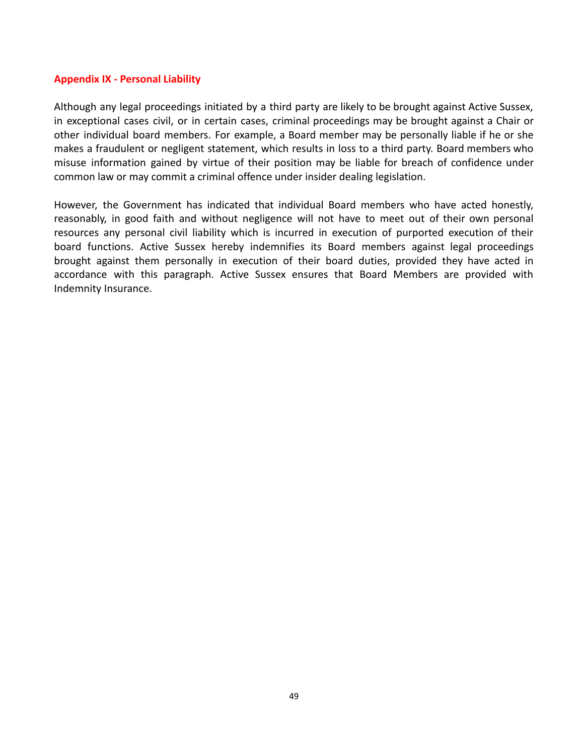## Appendix IX - Personal Liability

Although any legal proceedings initiated by a third party are likely to be brought against Active Sussex, in exceptional cases civil, or in certain cases, criminal proceedings may be brought against a Chair or other individual board members. For example, a Board member may be personally liable if he or she makes a fraudulent or negligent statement, which results in loss to a third party. Board members who misuse information gained by virtue of their position may be liable for breach of confidence under common law or may commit a criminal offence under insider dealing legislation.

However, the Government has indicated that individual Board members who have acted honestly, reasonably, in good faith and without negligence will not have to meet out of their own personal resources any personal civil liability which is incurred in execution of purported execution of their board functions. Active Sussex hereby indemnifies its Board members against legal proceedings brought against them personally in execution of their board duties, provided they have acted in accordance with this paragraph. Active Sussex ensures that Board Members are provided with Indemnity Insurance.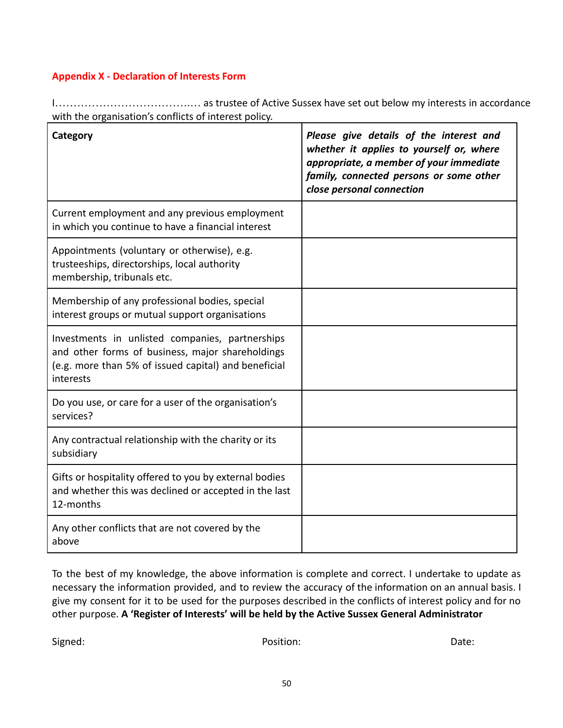## Appendix X - Declaration of Interests Form

I………………………………..… as trustee of Active Sussex have set out below my interests in accordance with the organisation's conflicts of interest policy.

| **Category** | ***Please give details of the interest and whether it applies to yourself or, where appropriate, a member of your immediate family, connected persons or some other close personal connection*** |
|---|---|
| Current employment and any previous employment in which you continue to have a financial interest | |
| Appointments (voluntary or otherwise), e.g. trusteeships, directorships, local authority membership, tribunals etc. | |
| Membership of any professional bodies, special interest groups or mutual support organisations | |
| Investments in unlisted companies, partnerships and other forms of business, major shareholdings (e.g. more than 5% of issued capital) and beneficial interests | |
| Do you use, or care for a user of the organisation's services? | |
| Any contractual relationship with the charity or its subsidiary | |
| Gifts or hospitality offered to you by external bodies and whether this was declined or accepted in the last 12-months | |
| Any other conflicts that are not covered by the above | |

To the best of my knowledge, the above information is complete and correct. I undertake to update as necessary the information provided, and to review the accuracy of the information on an annual basis. I give my consent for it to be used for the purposes described in the conflicts of interest policy and for no other purpose. **A 'Register of Interests' will be held by the Active Sussex General Administrator**

Signed: Position: Date: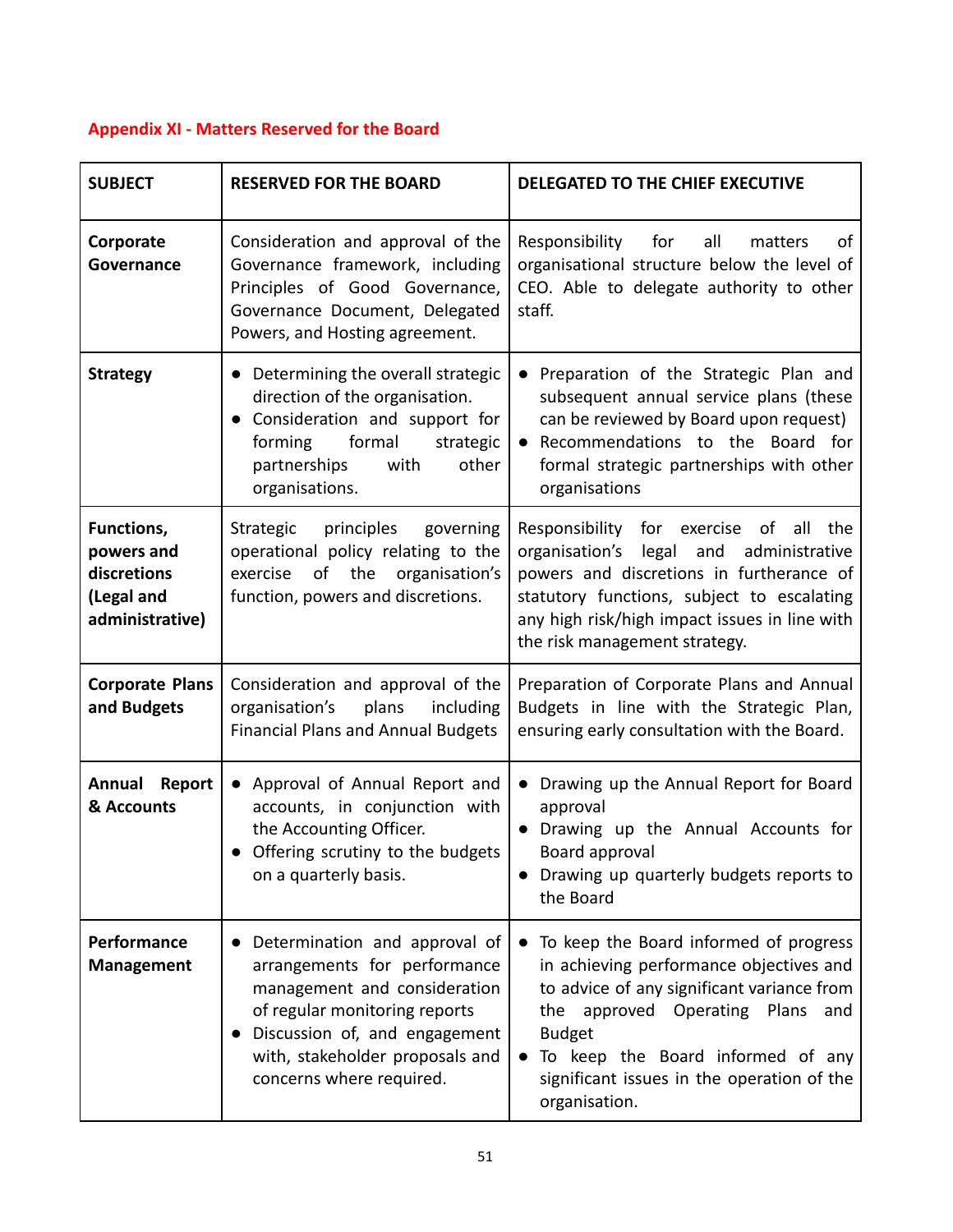## Appendix XI - Matters Reserved for the Board

| SUBJECT | RESERVED FOR THE BOARD | DELEGATED TO THE CHIEF EXECUTIVE |
|---|---|---|
| **Corporate Governance** | Consideration and approval of the Governance framework, including Principles of Good Governance, Governance Document, Delegated Powers, and Hosting agreement. | Responsibility for all matters of organisational structure below the level of CEO. Able to delegate authority to other staff. |
| **Strategy** | • Determining the overall strategic direction of the organisation.<br>• Consideration and support for forming formal strategic partnerships with other organisations. | • Preparation of the Strategic Plan and subsequent annual service plans (these can be reviewed by Board upon request)<br>• Recommendations to the Board for formal strategic partnerships with other organisations |
| **Functions, powers and discretions (Legal and administrative)** | Strategic principles governing operational policy relating to the exercise of the organisation's function, powers and discretions. | Responsibility for exercise of all the organisation's legal and administrative powers and discretions in furtherance of statutory functions, subject to escalating any high risk/high impact issues in line with the risk management strategy. |
| **Corporate Plans and Budgets** | Consideration and approval of the organisation's plans including Financial Plans and Annual Budgets | Preparation of Corporate Plans and Annual Budgets in line with the Strategic Plan, ensuring early consultation with the Board. |
| **Annual Report & Accounts** | • Approval of Annual Report and accounts, in conjunction with the Accounting Officer.<br>• Offering scrutiny to the budgets on a quarterly basis. | • Drawing up the Annual Report for Board approval<br>• Drawing up the Annual Accounts for Board approval<br>• Drawing up quarterly budgets reports to the Board |
| **Performance Management** | • Determination and approval of arrangements for performance management and consideration of regular monitoring reports<br>• Discussion of, and engagement with, stakeholder proposals and concerns where required. | • To keep the Board informed of progress in achieving performance objectives and to advice of any significant variance from the approved Operating Plans and Budget<br>• To keep the Board informed of any significant issues in the operation of the organisation. |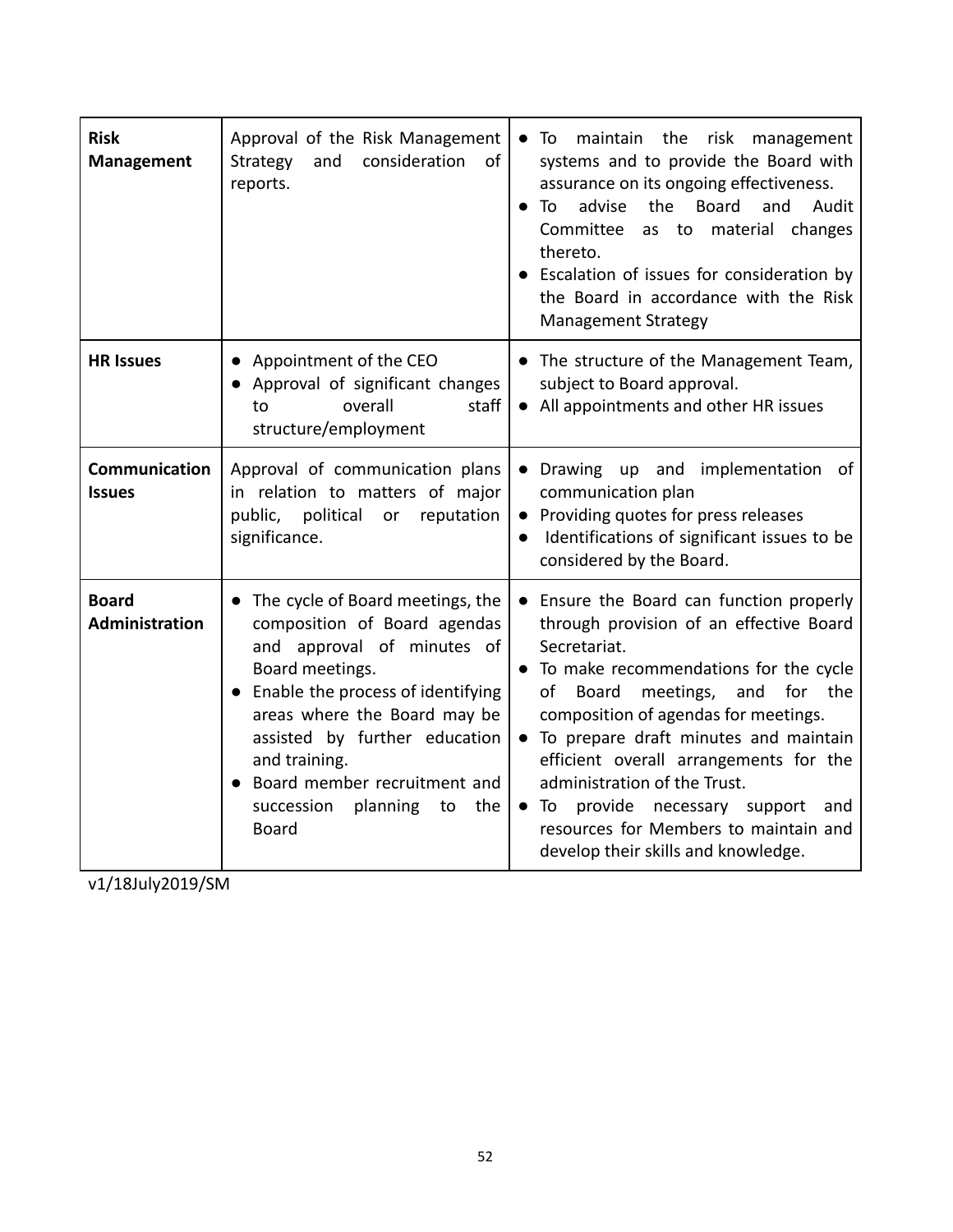| | | |
|---|---|---|
| **Risk Management** | Approval of the Risk Management Strategy and consideration of reports. | • To maintain the risk management systems and to provide the Board with assurance on its ongoing effectiveness.<br>• To advise the Board and Audit Committee as to material changes thereto.<br>• Escalation of issues for consideration by the Board in accordance with the Risk Management Strategy |
| **HR Issues** | • Appointment of the CEO<br>• Approval of significant changes to overall staff structure/employment | • The structure of the Management Team, subject to Board approval.<br>• All appointments and other HR issues |
| **Communication Issues** | Approval of communication plans in relation to matters of major public, political or reputation significance. | • Drawing up and implementation of communication plan<br>• Providing quotes for press releases<br>• Identifications of significant issues to be considered by the Board. |
| **Board Administration** | • The cycle of Board meetings, the composition of Board agendas and approval of minutes of Board meetings.<br>• Enable the process of identifying areas where the Board may be assisted by further education and training.<br>• Board member recruitment and succession planning to the Board | • Ensure the Board can function properly through provision of an effective Board Secretariat.<br>• To make recommendations for the cycle of Board meetings, and for the composition of agendas for meetings.<br>• To prepare draft minutes and maintain efficient overall arrangements for the administration of the Trust.<br>• To provide necessary support and resources for Members to maintain and develop their skills and knowledge. |

v1/18July2019/SM